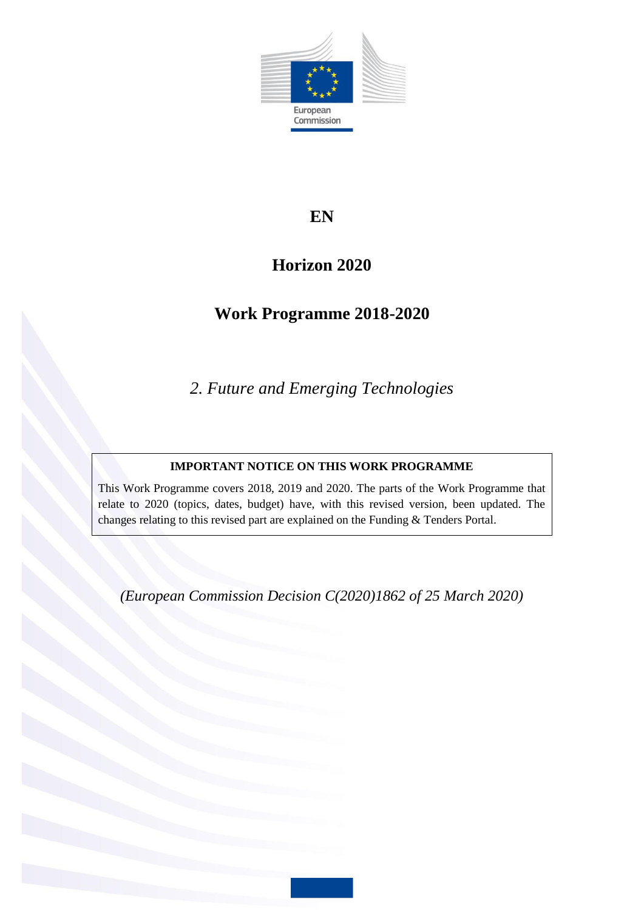European Commission

**EN**

# Horizon 2020

# Work Programme 2018-2020

*2. Future and Emerging Technologies*

| **IMPORTANT NOTICE ON THIS WORK PROGRAMME** |
|---|
| This Work Programme covers 2018, 2019 and 2020. The parts of the Work Programme that relate to 2020 (topics, dates, budget) have, with this revised version, been updated. The changes relating to this revised part are explained on the Funding & Tenders Portal. |

*(European Commission Decision C(2020)1862 of 25 March 2020)*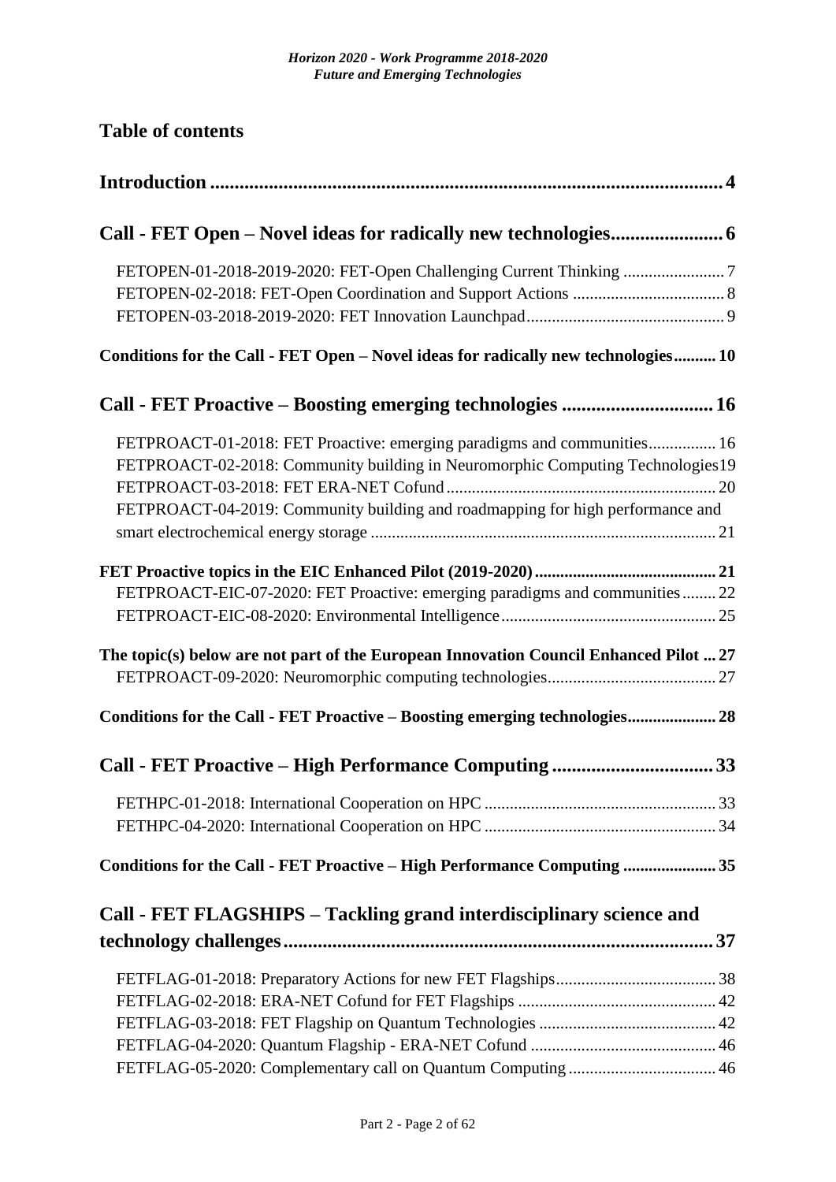## Table of contents

**Introduction** ........................................................................................................ **4**

**Call - FET Open – Novel ideas for radically new technologies**...................... **6**

FETOPEN-01-2018-2019-2020: FET-Open Challenging Current Thinking ........................ 7
FETOPEN-02-2018: FET-Open Coordination and Support Actions .................................... 8
FETOPEN-03-2018-2019-2020: FET Innovation Launchpad.............................................. 9

**Conditions for the Call - FET Open – Novel ideas for radically new technologies.......... 10**

**Call - FET Proactive – Boosting emerging technologies ............................... 16**

FETPROACT-01-2018: FET Proactive: emerging paradigms and communities................ 16
FETPROACT-02-2018: Community building in Neuromorphic Computing Technologies 19
FETPROACT-03-2018: FET ERA-NET Cofund ................................................................ 20
FETPROACT-04-2019: Community building and roadmapping for high performance and smart electrochemical energy storage ................................................................................. 21

**FET Proactive topics in the EIC Enhanced Pilot (2019-2020)........................................... 21**
FETPROACT-EIC-07-2020: FET Proactive: emerging paradigms and communities........ 22
FETPROACT-EIC-08-2020: Environmental Intelligence.................................................. 25

**The topic(s) below are not part of the European Innovation Council Enhanced Pilot ... 27**
FETPROACT-09-2020: Neuromorphic computing technologies........................................ 27

**Conditions for the Call - FET Proactive – Boosting emerging technologies..................... 28**

**Call - FET Proactive – High Performance Computing ................................. 33**

FETHPC-01-2018: International Cooperation on HPC ...................................................... 33
FETHPC-04-2020: International Cooperation on HPC ...................................................... 34

**Conditions for the Call - FET Proactive – High Performance Computing ...................... 35**

**Call - FET FLAGSHIPS – Tackling grand interdisciplinary science and technology challenges...................................................................................... 37**

FETFLAG-01-2018: Preparatory Actions for new FET Flagships...................................... 38
FETFLAG-02-2018: ERA-NET Cofund for FET Flagships .............................................. 42
FETFLAG-03-2018: FET Flagship on Quantum Technologies .......................................... 42
FETFLAG-04-2020: Quantum Flagship - ERA-NET Cofund ............................................ 46
FETFLAG-05-2020: Complementary call on Quantum Computing .................................. 46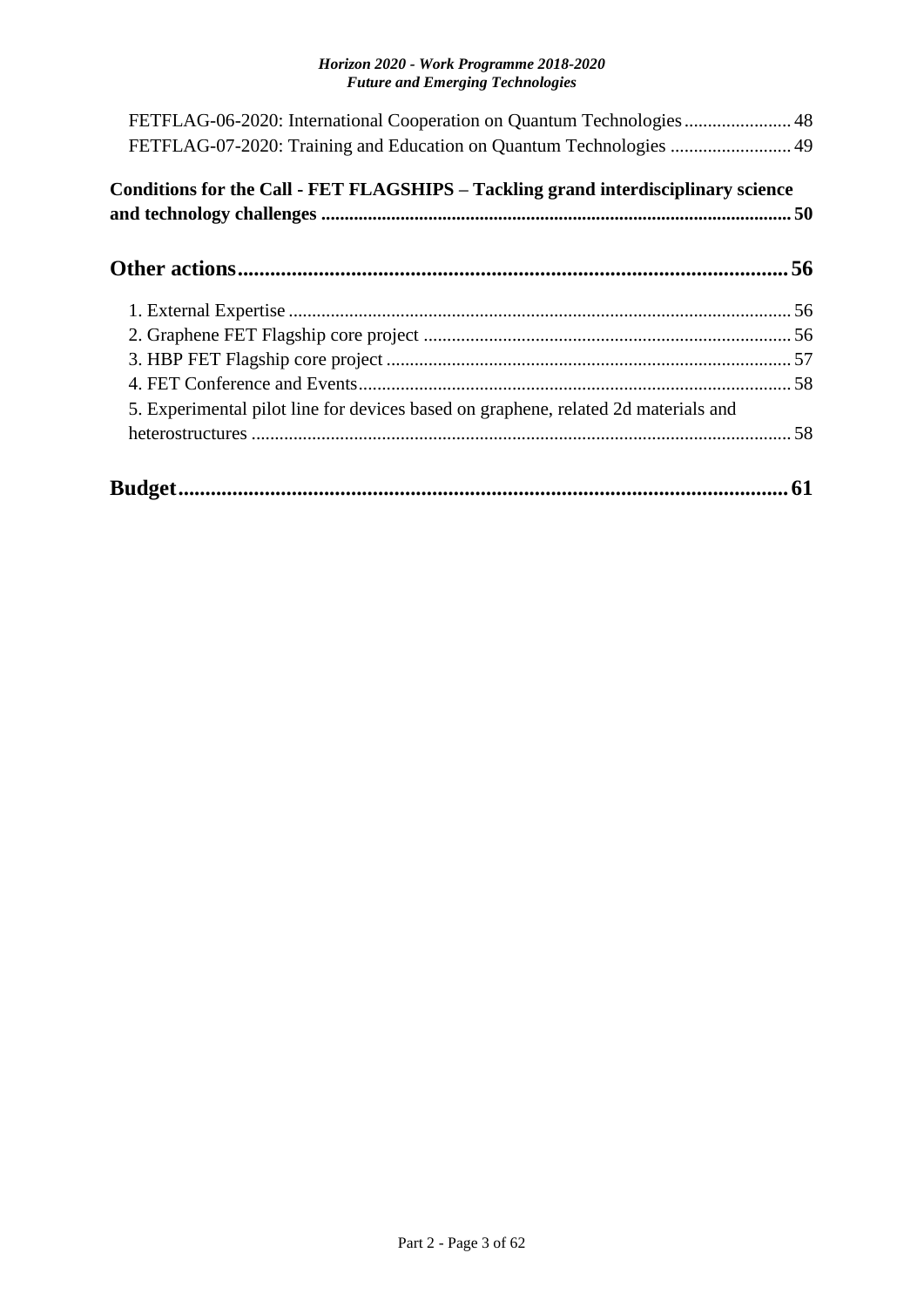FETFLAG-06-2020: International Cooperation on Quantum Technologies ....................... 48
FETFLAG-07-2020: Training and Education on Quantum Technologies .......................... 49

**Conditions for the Call - FET FLAGSHIPS – Tackling grand interdisciplinary science and technology challenges .................................................................................................... 50**

**Other actions .................................................................................................... 56**

1. External Expertise ........................................................................................................... 56
2. Graphene FET Flagship core project ............................................................................... 56
3. HBP FET Flagship core project ....................................................................................... 57
4. FET Conference and Events............................................................................................. 58
5. Experimental pilot line for devices based on graphene, related 2d materials and heterostructures .................................................................................................................... 58

**Budget ............................................................................................................... 61**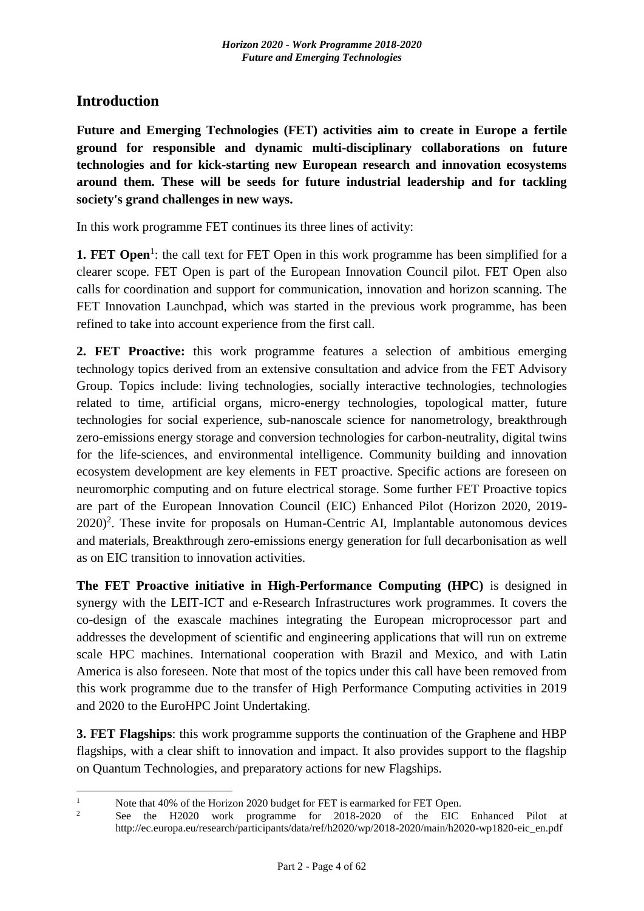# Introduction

**Future and Emerging Technologies (FET) activities aim to create in Europe a fertile ground for responsible and dynamic multi-disciplinary collaborations on future technologies and for kick-starting new European research and innovation ecosystems around them. These will be seeds for future industrial leadership and for tackling society's grand challenges in new ways.**

In this work programme FET continues its three lines of activity:

**1. FET Open**[1]: the call text for FET Open in this work programme has been simplified for a clearer scope. FET Open is part of the European Innovation Council pilot. FET Open also calls for coordination and support for communication, innovation and horizon scanning. The FET Innovation Launchpad, which was started in the previous work programme, has been refined to take into account experience from the first call.

**2. FET Proactive:** this work programme features a selection of ambitious emerging technology topics derived from an extensive consultation and advice from the FET Advisory Group. Topics include: living technologies, socially interactive technologies, technologies related to time, artificial organs, micro-energy technologies, topological matter, future technologies for social experience, sub-nanoscale science for nanometrology, breakthrough zero-emissions energy storage and conversion technologies for carbon-neutrality, digital twins for the life-sciences, and environmental intelligence. Community building and innovation ecosystem development are key elements in FET proactive. Specific actions are foreseen on neuromorphic computing and on future electrical storage. Some further FET Proactive topics are part of the European Innovation Council (EIC) Enhanced Pilot (Horizon 2020, 2019-2020)[2]. These invite for proposals on Human-Centric AI, Implantable autonomous devices and materials, Breakthrough zero-emissions energy generation for full decarbonisation as well as on EIC transition to innovation activities.

**The FET Proactive initiative in High-Performance Computing (HPC)** is designed in synergy with the LEIT-ICT and e-Research Infrastructures work programmes. It covers the co-design of the exascale machines integrating the European microprocessor part and addresses the development of scientific and engineering applications that will run on extreme scale HPC machines. International cooperation with Brazil and Mexico, and with Latin America is also foreseen. Note that most of the topics under this call have been removed from this work programme due to the transfer of High Performance Computing activities in 2019 and 2020 to the EuroHPC Joint Undertaking.

**3. FET Flagships**: this work programme supports the continuation of the Graphene and HBP flagships, with a clear shift to innovation and impact. It also provides support to the flagship on Quantum Technologies, and preparatory actions for new Flagships.

---

[1] Note that 40% of the Horizon 2020 budget for FET is earmarked for FET Open.

[2] See the H2020 work programme for 2018-2020 of the EIC Enhanced Pilot at http://ec.europa.eu/research/participants/data/ref/h2020/wp/2018-2020/main/h2020-wp1820-eic_en.pdf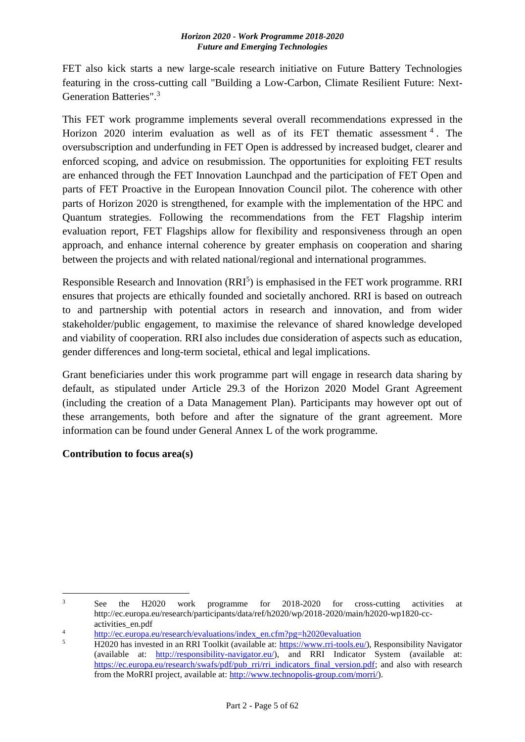FET also kick starts a new large-scale research initiative on Future Battery Technologies featuring in the cross-cutting call "Building a Low-Carbon, Climate Resilient Future: Next-Generation Batteries".[3]

This FET work programme implements several overall recommendations expressed in the Horizon 2020 interim evaluation as well as of its FET thematic assessment[4]. The oversubscription and underfunding in FET Open is addressed by increased budget, clearer and enforced scoping, and advice on resubmission. The opportunities for exploiting FET results are enhanced through the FET Innovation Launchpad and the participation of FET Open and parts of FET Proactive in the European Innovation Council pilot. The coherence with other parts of Horizon 2020 is strengthened, for example with the implementation of the HPC and Quantum strategies. Following the recommendations from the FET Flagship interim evaluation report, FET Flagships allow for flexibility and responsiveness through an open approach, and enhance internal coherence by greater emphasis on cooperation and sharing between the projects and with related national/regional and international programmes.

Responsible Research and Innovation (RRI[5]) is emphasised in the FET work programme. RRI ensures that projects are ethically founded and societally anchored. RRI is based on outreach to and partnership with potential actors in research and innovation, and from wider stakeholder/public engagement, to maximise the relevance of shared knowledge developed and viability of cooperation. RRI also includes due consideration of aspects such as education, gender differences and long-term societal, ethical and legal implications.

Grant beneficiaries under this work programme part will engage in research data sharing by default, as stipulated under Article 29.3 of the Horizon 2020 Model Grant Agreement (including the creation of a Data Management Plan). Participants may however opt out of these arrangements, both before and after the signature of the grant agreement. More information can be found under General Annex L of the work programme.

**Contribution to focus area(s)**

---

[3] See the H2020 work programme for 2018-2020 for cross-cutting activities at http://ec.europa.eu/research/participants/data/ref/h2020/wp/2018-2020/main/h2020-wp1820-cc-activities_en.pdf

[4] http://ec.europa.eu/research/evaluations/index_en.cfm?pg=h2020evaluation

[5] H2020 has invested in an RRI Toolkit (available at: https://www.rri-tools.eu/), Responsibility Navigator (available at: http://responsibility-navigator.eu/), and RRI Indicator System (available at: https://ec.europa.eu/research/swafs/pdf/pub_rri/rri_indicators_final_version.pdf; and also with research from the MoRRI project, available at: http://www.technopolis-group.com/morri/).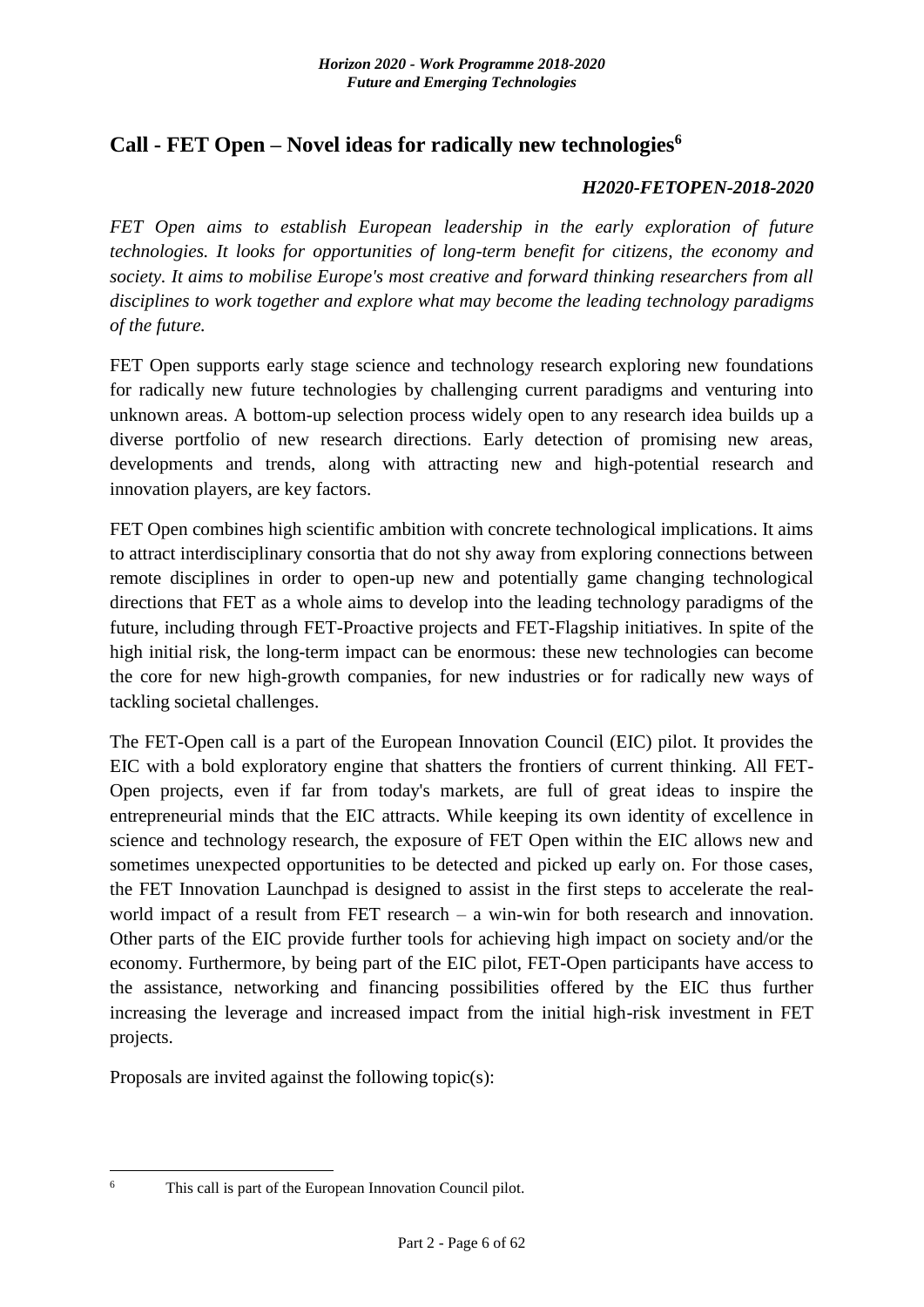## Call - FET Open – Novel ideas for radically new technologies[6]

***H2020-FETOPEN-2018-2020***

*FET Open aims to establish European leadership in the early exploration of future technologies. It looks for opportunities of long-term benefit for citizens, the economy and society. It aims to mobilise Europe's most creative and forward thinking researchers from all disciplines to work together and explore what may become the leading technology paradigms of the future.*

FET Open supports early stage science and technology research exploring new foundations for radically new future technologies by challenging current paradigms and venturing into unknown areas. A bottom-up selection process widely open to any research idea builds up a diverse portfolio of new research directions. Early detection of promising new areas, developments and trends, along with attracting new and high-potential research and innovation players, are key factors.

FET Open combines high scientific ambition with concrete technological implications. It aims to attract interdisciplinary consortia that do not shy away from exploring connections between remote disciplines in order to open-up new and potentially game changing technological directions that FET as a whole aims to develop into the leading technology paradigms of the future, including through FET-Proactive projects and FET-Flagship initiatives. In spite of the high initial risk, the long-term impact can be enormous: these new technologies can become the core for new high-growth companies, for new industries or for radically new ways of tackling societal challenges.

The FET-Open call is a part of the European Innovation Council (EIC) pilot. It provides the EIC with a bold exploratory engine that shatters the frontiers of current thinking. All FET-Open projects, even if far from today's markets, are full of great ideas to inspire the entrepreneurial minds that the EIC attracts. While keeping its own identity of excellence in science and technology research, the exposure of FET Open within the EIC allows new and sometimes unexpected opportunities to be detected and picked up early on. For those cases, the FET Innovation Launchpad is designed to assist in the first steps to accelerate the real-world impact of a result from FET research – a win-win for both research and innovation. Other parts of the EIC provide further tools for achieving high impact on society and/or the economy. Furthermore, by being part of the EIC pilot, FET-Open participants have access to the assistance, networking and financing possibilities offered by the EIC thus further increasing the leverage and increased impact from the initial high-risk investment in FET projects.

Proposals are invited against the following topic(s):

---

[6] This call is part of the European Innovation Council pilot.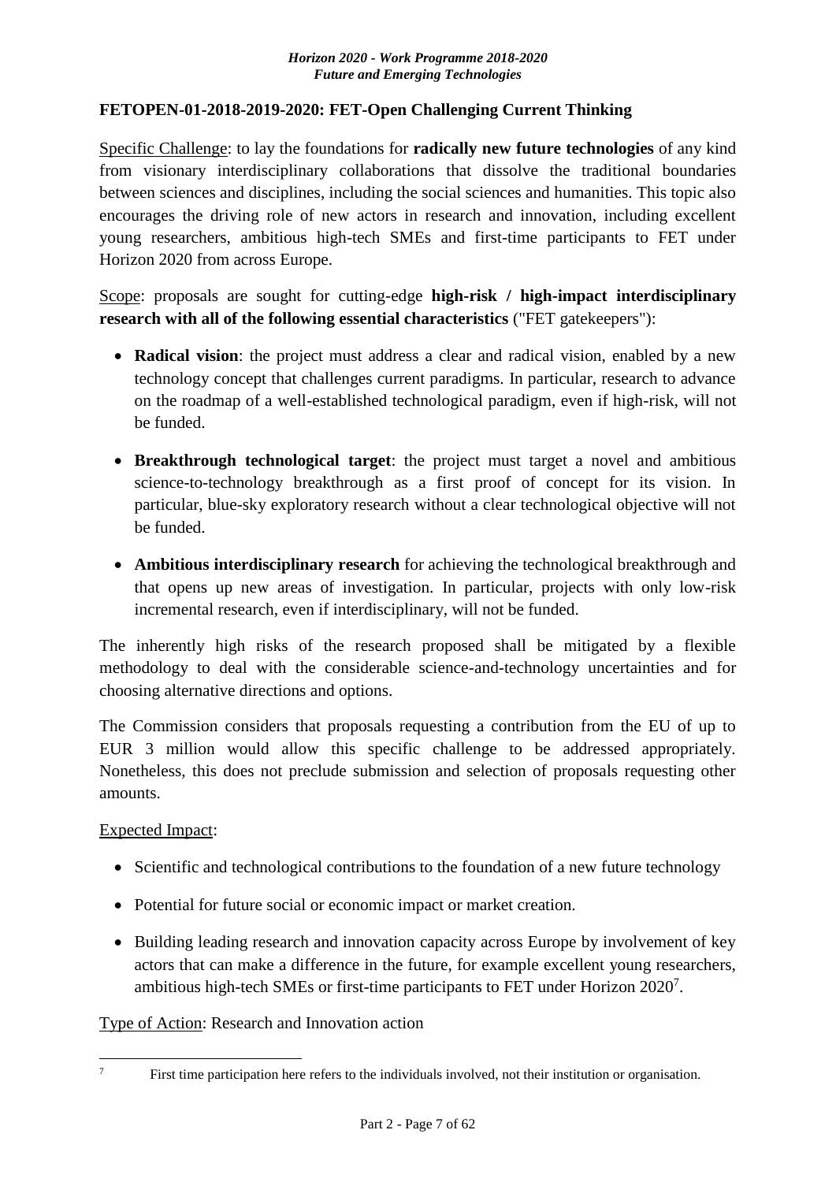**FETOPEN-01-2018-2019-2020: FET-Open Challenging Current Thinking**

Specific Challenge: to lay the foundations for **radically new future technologies** of any kind from visionary interdisciplinary collaborations that dissolve the traditional boundaries between sciences and disciplines, including the social sciences and humanities. This topic also encourages the driving role of new actors in research and innovation, including excellent young researchers, ambitious high-tech SMEs and first-time participants to FET under Horizon 2020 from across Europe.

Scope: proposals are sought for cutting-edge **high-risk / high-impact interdisciplinary research with all of the following essential characteristics** ("FET gatekeepers"):

- **Radical vision**: the project must address a clear and radical vision, enabled by a new technology concept that challenges current paradigms. In particular, research to advance on the roadmap of a well-established technological paradigm, even if high-risk, will not be funded.
- **Breakthrough technological target**: the project must target a novel and ambitious science-to-technology breakthrough as a first proof of concept for its vision. In particular, blue-sky exploratory research without a clear technological objective will not be funded.
- **Ambitious interdisciplinary research** for achieving the technological breakthrough and that opens up new areas of investigation. In particular, projects with only low-risk incremental research, even if interdisciplinary, will not be funded.

The inherently high risks of the research proposed shall be mitigated by a flexible methodology to deal with the considerable science-and-technology uncertainties and for choosing alternative directions and options.

The Commission considers that proposals requesting a contribution from the EU of up to EUR 3 million would allow this specific challenge to be addressed appropriately. Nonetheless, this does not preclude submission and selection of proposals requesting other amounts.

Expected Impact:

- Scientific and technological contributions to the foundation of a new future technology
- Potential for future social or economic impact or market creation.
- Building leading research and innovation capacity across Europe by involvement of key actors that can make a difference in the future, for example excellent young researchers, ambitious high-tech SMEs or first-time participants to FET under Horizon 2020[7].

Type of Action: Research and Innovation action

[7] First time participation here refers to the individuals involved, not their institution or organisation.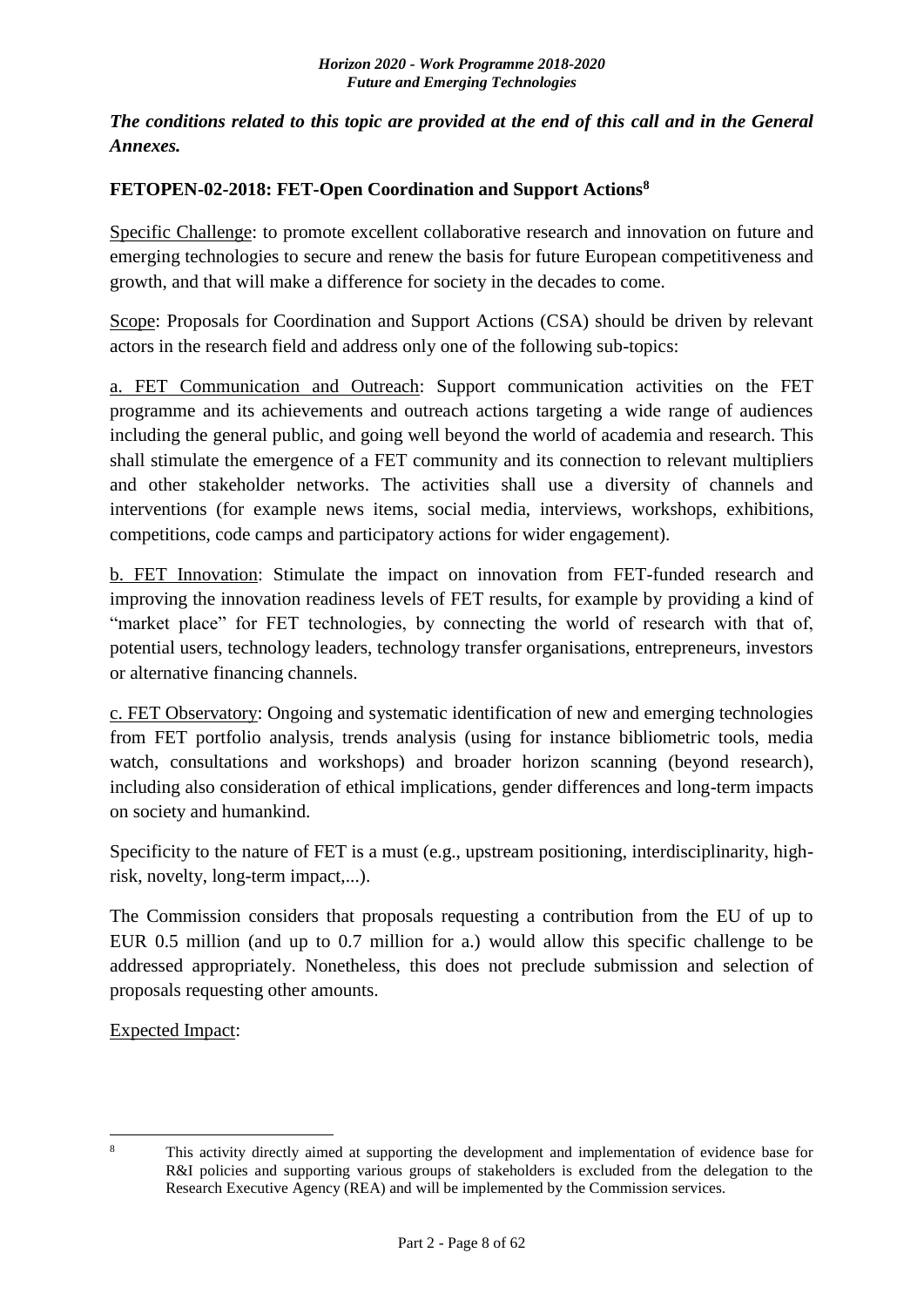***The conditions related to this topic are provided at the end of this call and in the General Annexes.***

**FETOPEN-02-2018: FET-Open Coordination and Support Actions[8]**

Specific Challenge: to promote excellent collaborative research and innovation on future and emerging technologies to secure and renew the basis for future European competitiveness and growth, and that will make a difference for society in the decades to come.

Scope: Proposals for Coordination and Support Actions (CSA) should be driven by relevant actors in the research field and address only one of the following sub-topics:

a. FET Communication and Outreach: Support communication activities on the FET programme and its achievements and outreach actions targeting a wide range of audiences including the general public, and going well beyond the world of academia and research. This shall stimulate the emergence of a FET community and its connection to relevant multipliers and other stakeholder networks. The activities shall use a diversity of channels and interventions (for example news items, social media, interviews, workshops, exhibitions, competitions, code camps and participatory actions for wider engagement).

b. FET Innovation: Stimulate the impact on innovation from FET-funded research and improving the innovation readiness levels of FET results, for example by providing a kind of "market place" for FET technologies, by connecting the world of research with that of, potential users, technology leaders, technology transfer organisations, entrepreneurs, investors or alternative financing channels.

c. FET Observatory: Ongoing and systematic identification of new and emerging technologies from FET portfolio analysis, trends analysis (using for instance bibliometric tools, media watch, consultations and workshops) and broader horizon scanning (beyond research), including also consideration of ethical implications, gender differences and long-term impacts on society and humankind.

Specificity to the nature of FET is a must (e.g., upstream positioning, interdisciplinarity, high-risk, novelty, long-term impact,...).

The Commission considers that proposals requesting a contribution from the EU of up to EUR 0.5 million (and up to 0.7 million for a.) would allow this specific challenge to be addressed appropriately. Nonetheless, this does not preclude submission and selection of proposals requesting other amounts.

Expected Impact:

---

[8] This activity directly aimed at supporting the development and implementation of evidence base for R&I policies and supporting various groups of stakeholders is excluded from the delegation to the Research Executive Agency (REA) and will be implemented by the Commission services.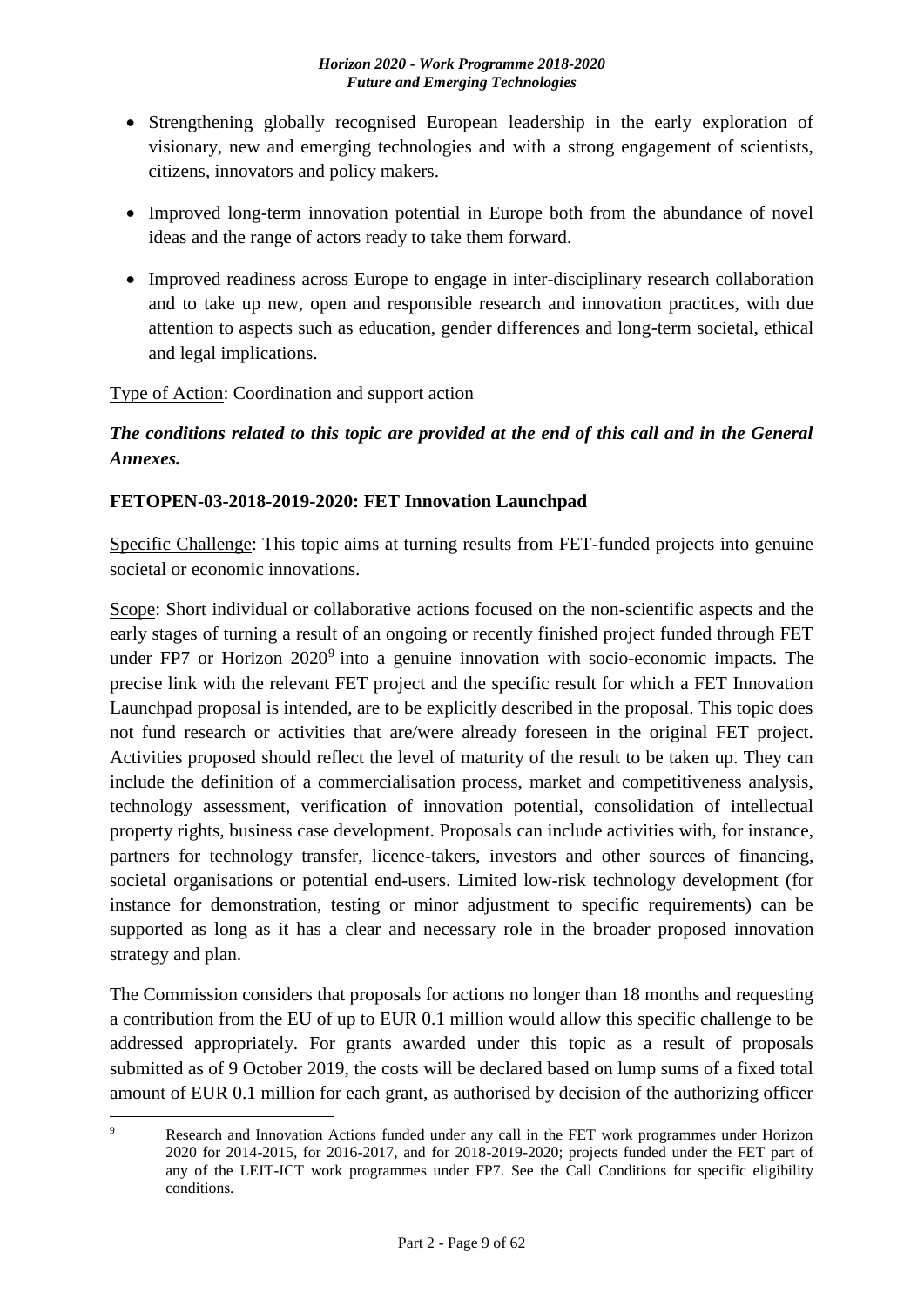- Strengthening globally recognised European leadership in the early exploration of visionary, new and emerging technologies and with a strong engagement of scientists, citizens, innovators and policy makers.
- Improved long-term innovation potential in Europe both from the abundance of novel ideas and the range of actors ready to take them forward.
- Improved readiness across Europe to engage in inter-disciplinary research collaboration and to take up new, open and responsible research and innovation practices, with due attention to aspects such as education, gender differences and long-term societal, ethical and legal implications.

Type of Action: Coordination and support action

***The conditions related to this topic are provided at the end of this call and in the General Annexes.***

**FETOPEN-03-2018-2019-2020: FET Innovation Launchpad**

Specific Challenge: This topic aims at turning results from FET-funded projects into genuine societal or economic innovations.

Scope: Short individual or collaborative actions focused on the non-scientific aspects and the early stages of turning a result of an ongoing or recently finished project funded through FET under FP7 or Horizon 2020[9] into a genuine innovation with socio-economic impacts. The precise link with the relevant FET project and the specific result for which a FET Innovation Launchpad proposal is intended, are to be explicitly described in the proposal. This topic does not fund research or activities that are/were already foreseen in the original FET project. Activities proposed should reflect the level of maturity of the result to be taken up. They can include the definition of a commercialisation process, market and competitiveness analysis, technology assessment, verification of innovation potential, consolidation of intellectual property rights, business case development. Proposals can include activities with, for instance, partners for technology transfer, licence-takers, investors and other sources of financing, societal organisations or potential end-users. Limited low-risk technology development (for instance for demonstration, testing or minor adjustment to specific requirements) can be supported as long as it has a clear and necessary role in the broader proposed innovation strategy and plan.

The Commission considers that proposals for actions no longer than 18 months and requesting a contribution from the EU of up to EUR 0.1 million would allow this specific challenge to be addressed appropriately. For grants awarded under this topic as a result of proposals submitted as of 9 October 2019, the costs will be declared based on lump sums of a fixed total amount of EUR 0.1 million for each grant, as authorised by decision of the authorizing officer

---

[9] Research and Innovation Actions funded under any call in the FET work programmes under Horizon 2020 for 2014-2015, for 2016-2017, and for 2018-2019-2020; projects funded under the FET part of any of the LEIT-ICT work programmes under FP7. See the Call Conditions for specific eligibility conditions.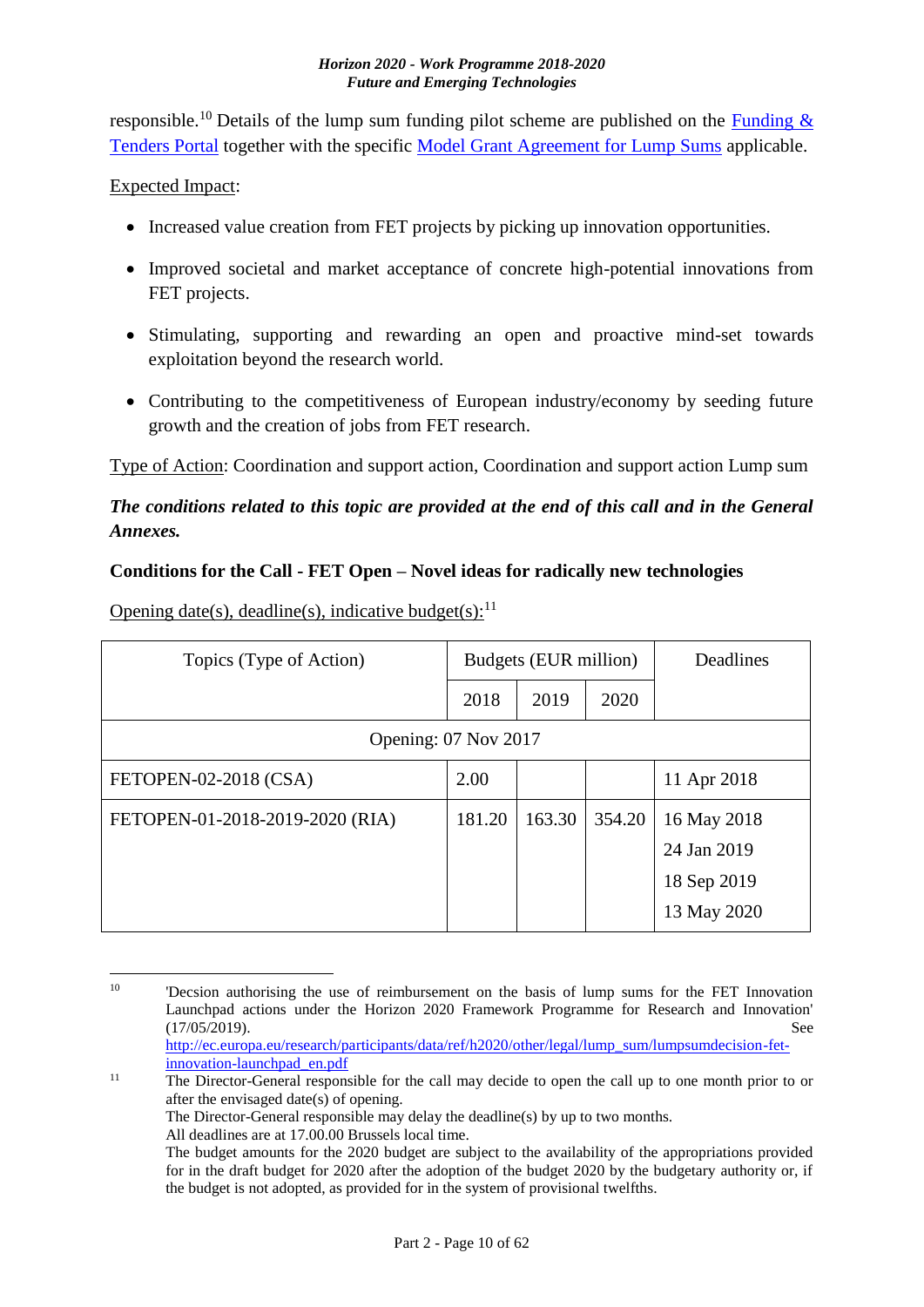responsible.[10] Details of the lump sum funding pilot scheme are published on the Funding & Tenders Portal together with the specific Model Grant Agreement for Lump Sums applicable.

Expected Impact:

- Increased value creation from FET projects by picking up innovation opportunities.
- Improved societal and market acceptance of concrete high-potential innovations from FET projects.
- Stimulating, supporting and rewarding an open and proactive mind-set towards exploitation beyond the research world.
- Contributing to the competitiveness of European industry/economy by seeding future growth and the creation of jobs from FET research.

Type of Action: Coordination and support action, Coordination and support action Lump sum

***The conditions related to this topic are provided at the end of this call and in the General Annexes.***

**Conditions for the Call - FET Open – Novel ideas for radically new technologies**

Opening date(s), deadline(s), indicative budget(s):[11]

| Topics (Type of Action) | Budgets (EUR million) | | | Deadlines |
|---|---|---|---|---|
| | 2018 | 2019 | 2020 | |
| Opening: 07 Nov 2017 | | | | |
| FETOPEN-02-2018 (CSA) | 2.00 | | | 11 Apr 2018 |
| FETOPEN-01-2018-2019-2020 (RIA) | 181.20 | 163.30 | 354.20 | 16 May 2018<br>24 Jan 2019<br>18 Sep 2019<br>13 May 2020 |

[10] 'Decsion authorising the use of reimbursement on the basis of lump sums for the FET Innovation Launchpad actions under the Horizon 2020 Framework Programme for Research and Innovation' (17/05/2019). See http://ec.europa.eu/research/participants/data/ref/h2020/other/legal/lump_sum/lumpsumdecision-fet-innovation-launchpad_en.pdf

[11] The Director-General responsible for the call may decide to open the call up to one month prior to or after the envisaged date(s) of opening.
The Director-General responsible may delay the deadline(s) by up to two months.
All deadlines are at 17.00.00 Brussels local time.
The budget amounts for the 2020 budget are subject to the availability of the appropriations provided for in the draft budget for 2020 after the adoption of the budget 2020 by the budgetary authority or, if the budget is not adopted, as provided for in the system of provisional twelfths.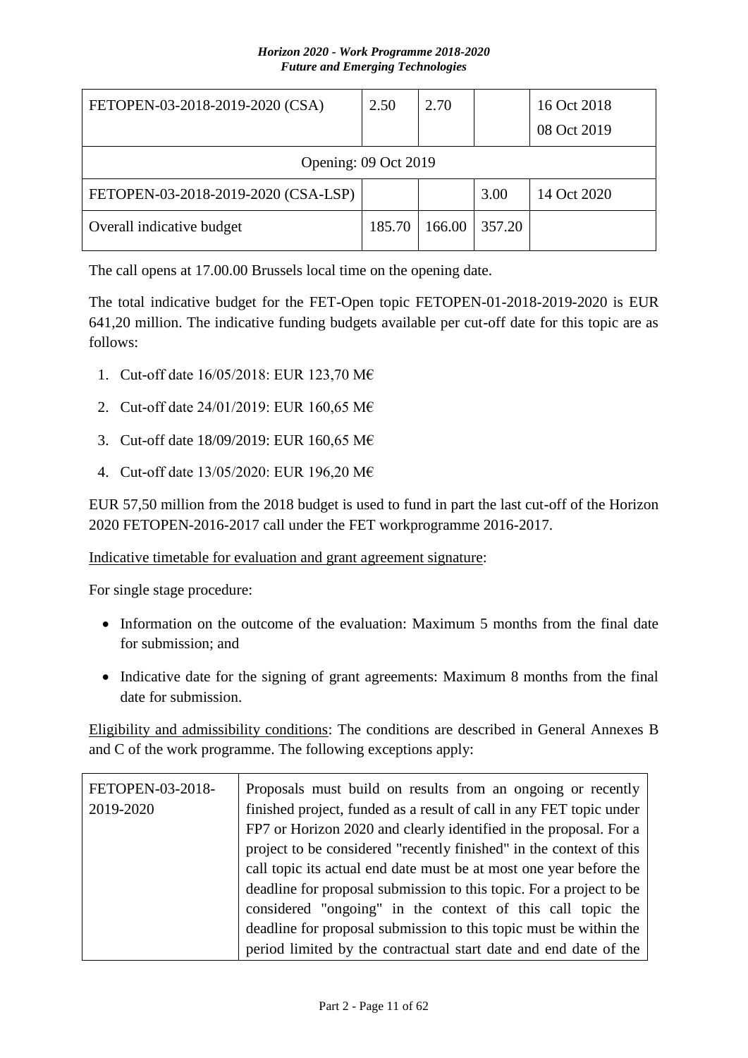| FETOPEN-03-2018-2019-2020 (CSA) | 2.50 | 2.70 | | 16 Oct 2018<br>08 Oct 2019 |
|---|---|---|---|---|
| Opening: 09 Oct 2019 | | | | |
| FETOPEN-03-2018-2019-2020 (CSA-LSP) | | | 3.00 | 14 Oct 2020 |
| Overall indicative budget | 185.70 | 166.00 | 357.20 | |

The call opens at 17.00.00 Brussels local time on the opening date.

The total indicative budget for the FET-Open topic FETOPEN-01-2018-2019-2020 is EUR 641,20 million. The indicative funding budgets available per cut-off date for this topic are as follows:

1. Cut-off date 16/05/2018: EUR 123,70 M€
2. Cut-off date 24/01/2019: EUR 160,65 M€
3. Cut-off date 18/09/2019: EUR 160,65 M€
4. Cut-off date 13/05/2020: EUR 196,20 M€

EUR 57,50 million from the 2018 budget is used to fund in part the last cut-off of the Horizon 2020 FETOPEN-2016-2017 call under the FET workprogramme 2016-2017.

Indicative timetable for evaluation and grant agreement signature:

For single stage procedure:

- Information on the outcome of the evaluation: Maximum 5 months from the final date for submission; and
- Indicative date for the signing of grant agreements: Maximum 8 months from the final date for submission.

Eligibility and admissibility conditions: The conditions are described in General Annexes B and C of the work programme. The following exceptions apply:

| FETOPEN-03-2018-2019-2020 | Proposals must build on results from an ongoing or recently finished project, funded as a result of call in any FET topic under FP7 or Horizon 2020 and clearly identified in the proposal. For a project to be considered "recently finished" in the context of this call topic its actual end date must be at most one year before the deadline for proposal submission to this topic. For a project to be considered "ongoing" in the context of this call topic the deadline for proposal submission to this topic must be within the period limited by the contractual start date and end date of the |
|---|---|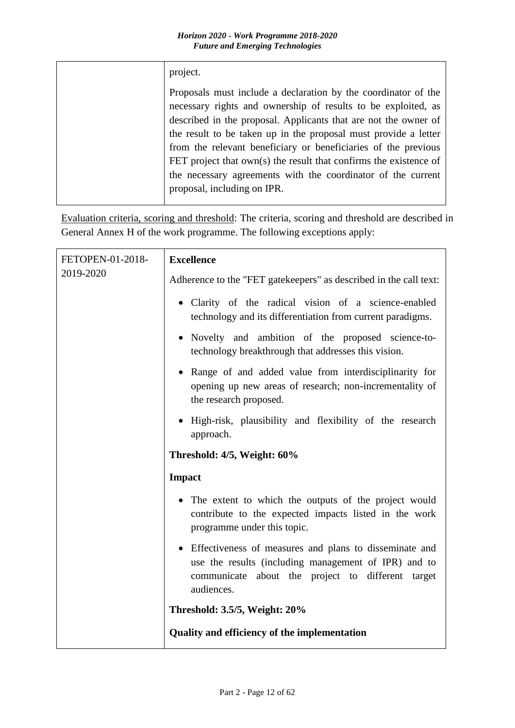| | |
|---|---|
| | project.<br><br>Proposals must include a declaration by the coordinator of the necessary rights and ownership of results to be exploited, as described in the proposal. Applicants that are not the owner of the result to be taken up in the proposal must provide a letter from the relevant beneficiary or beneficiaries of the previous FET project that own(s) the result that confirms the existence of the necessary agreements with the coordinator of the current proposal, including on IPR. |

Evaluation criteria, scoring and threshold: The criteria, scoring and threshold are described in General Annex H of the work programme. The following exceptions apply:

| | |
|---|---|
| FETOPEN-01-2018-2019-2020 | **Excellence**<br><br>Adherence to the "FET gatekeepers" as described in the call text:<br><br>• Clarity of the radical vision of a science-enabled technology and its differentiation from current paradigms.<br><br>• Novelty and ambition of the proposed science-to-technology breakthrough that addresses this vision.<br><br>• Range of and added value from interdisciplinarity for opening up new areas of research; non-incrementality of the research proposed.<br><br>• High-risk, plausibility and flexibility of the research approach.<br><br>**Threshold: 4/5, Weight: 60%**<br><br>**Impact**<br><br>• The extent to which the outputs of the project would contribute to the expected impacts listed in the work programme under this topic.<br><br>• Effectiveness of measures and plans to disseminate and use the results (including management of IPR) and to communicate about the project to different target audiences.<br><br>**Threshold: 3.5/5, Weight: 20%**<br><br>**Quality and efficiency of the implementation** |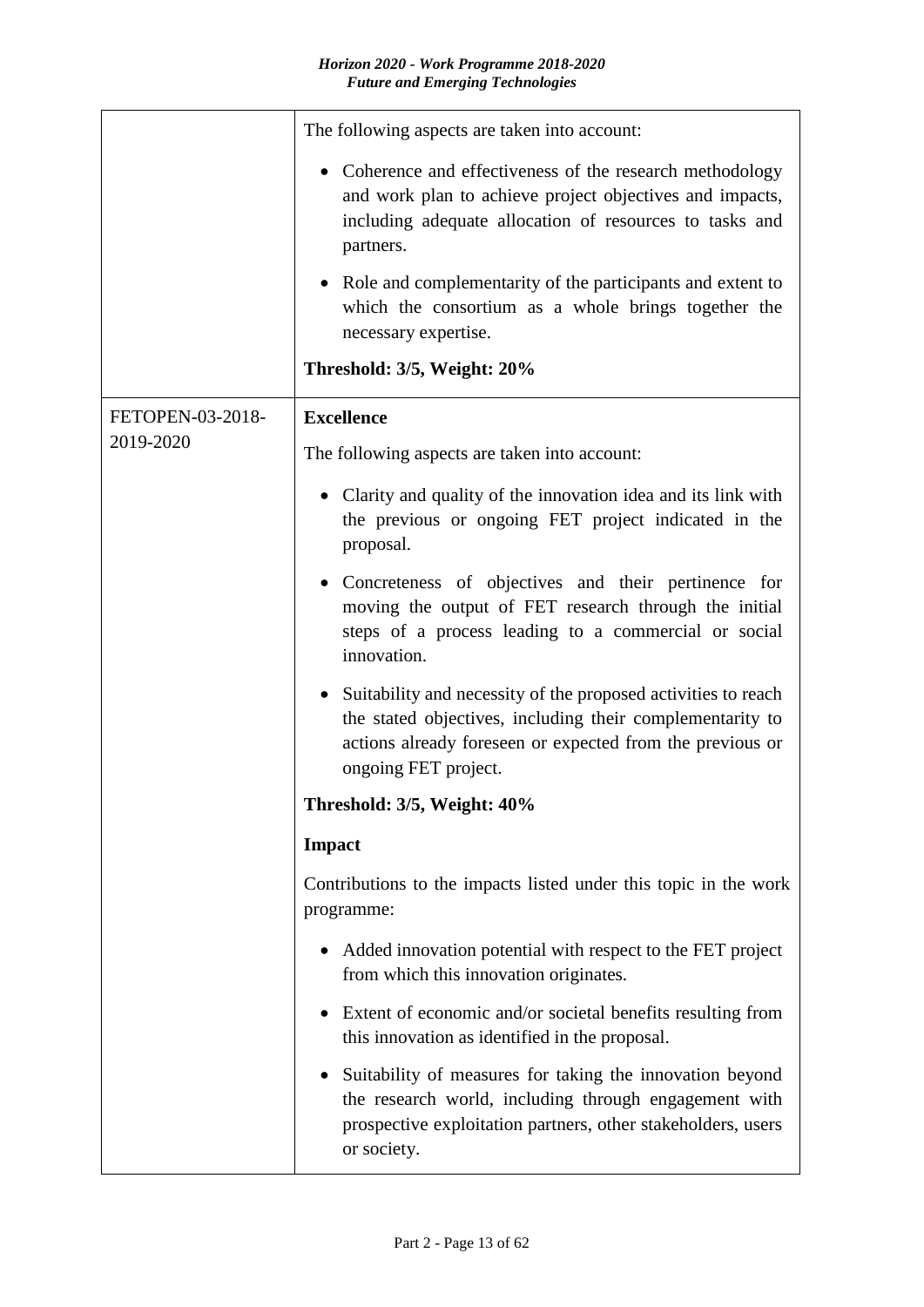| | |
|---|---|
| | The following aspects are taken into account:<br><br>• Coherence and effectiveness of the research methodology and work plan to achieve project objectives and impacts, including adequate allocation of resources to tasks and partners.<br><br>• Role and complementarity of the participants and extent to which the consortium as a whole brings together the necessary expertise.<br><br>**Threshold: 3/5, Weight: 20%** |
| FETOPEN-03-2018-2019-2020 | **Excellence**<br><br>The following aspects are taken into account:<br><br>• Clarity and quality of the innovation idea and its link with the previous or ongoing FET project indicated in the proposal.<br><br>• Concreteness of objectives and their pertinence for moving the output of FET research through the initial steps of a process leading to a commercial or social innovation.<br><br>• Suitability and necessity of the proposed activities to reach the stated objectives, including their complementarity to actions already foreseen or expected from the previous or ongoing FET project.<br><br>**Threshold: 3/5, Weight: 40%**<br><br>**Impact**<br><br>Contributions to the impacts listed under this topic in the work programme:<br><br>• Added innovation potential with respect to the FET project from which this innovation originates.<br><br>• Extent of economic and/or societal benefits resulting from this innovation as identified in the proposal.<br><br>• Suitability of measures for taking the innovation beyond the research world, including through engagement with prospective exploitation partners, other stakeholders, users or society. |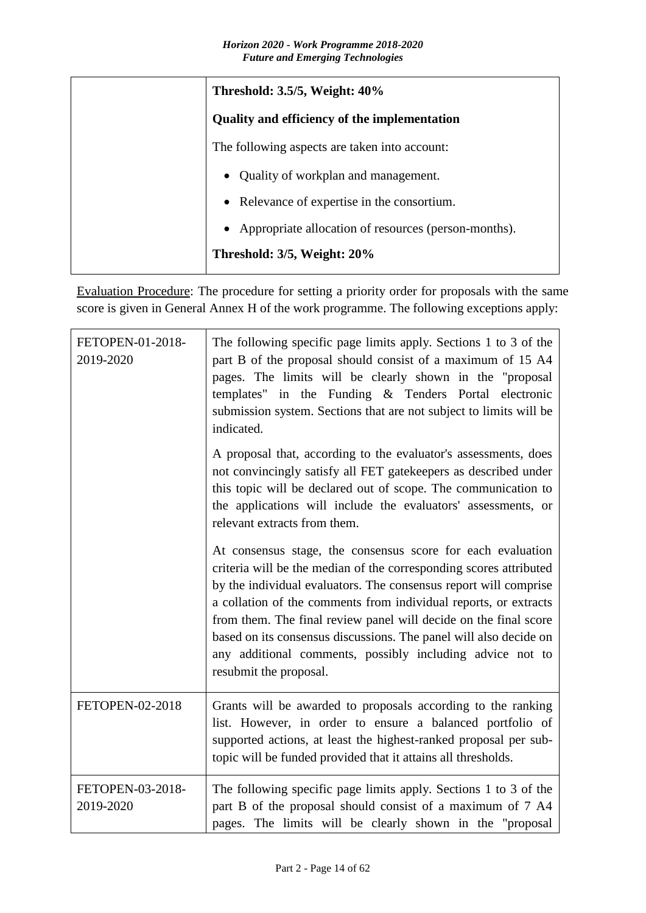| | |
|---|---|
| | **Threshold: 3.5/5, Weight: 40%**<br><br>**Quality and efficiency of the implementation**<br><br>The following aspects are taken into account:<br><br>• Quality of workplan and management.<br>• Relevance of expertise in the consortium.<br>• Appropriate allocation of resources (person-months).<br><br>**Threshold: 3/5, Weight: 20%** |

Evaluation Procedure: The procedure for setting a priority order for proposals with the same score is given in General Annex H of the work programme. The following exceptions apply:

| | |
|---|---|
| FETOPEN-01-2018-2019-2020 | The following specific page limits apply. Sections 1 to 3 of the part B of the proposal should consist of a maximum of 15 A4 pages. The limits will be clearly shown in the "proposal templates" in the Funding & Tenders Portal electronic submission system. Sections that are not subject to limits will be indicated.<br><br>A proposal that, according to the evaluator's assessments, does not convincingly satisfy all FET gatekeepers as described under this topic will be declared out of scope. The communication to the applications will include the evaluators' assessments, or relevant extracts from them.<br><br>At consensus stage, the consensus score for each evaluation criteria will be the median of the corresponding scores attributed by the individual evaluators. The consensus report will comprise a collation of the comments from individual reports, or extracts from them. The final review panel will decide on the final score based on its consensus discussions. The panel will also decide on any additional comments, possibly including advice not to resubmit the proposal. |
| FETOPEN-02-2018 | Grants will be awarded to proposals according to the ranking list. However, in order to ensure a balanced portfolio of supported actions, at least the highest-ranked proposal per sub-topic will be funded provided that it attains all thresholds. |
| FETOPEN-03-2018-2019-2020 | The following specific page limits apply. Sections 1 to 3 of the part B of the proposal should consist of a maximum of 7 A4 pages. The limits will be clearly shown in the "proposal |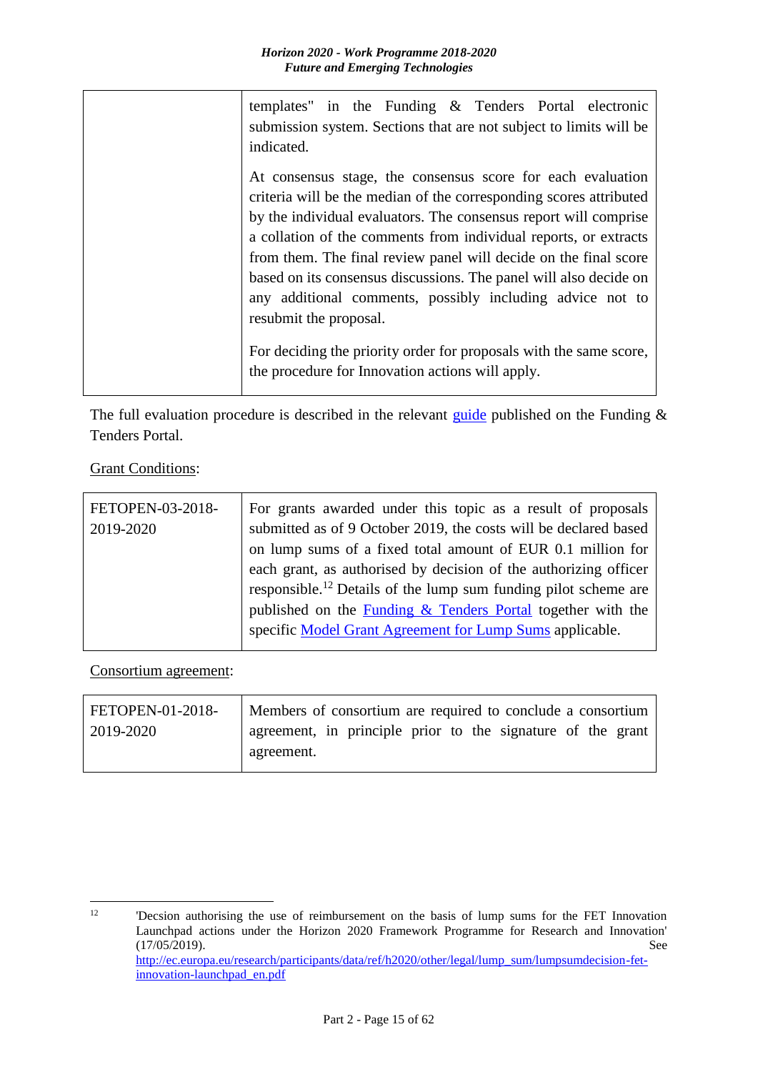| | |
|---|---|
| | templates" in the Funding & Tenders Portal electronic submission system. Sections that are not subject to limits will be indicated.<br><br>At consensus stage, the consensus score for each evaluation criteria will be the median of the corresponding scores attributed by the individual evaluators. The consensus report will comprise a collation of the comments from individual reports, or extracts from them. The final review panel will decide on the final score based on its consensus discussions. The panel will also decide on any additional comments, possibly including advice not to resubmit the proposal.<br><br>For deciding the priority order for proposals with the same score, the procedure for Innovation actions will apply. |

The full evaluation procedure is described in the relevant guide published on the Funding & Tenders Portal.

Grant Conditions:

| | |
|---|---|
| FETOPEN-03-2018-2019-2020 | For grants awarded under this topic as a result of proposals submitted as of 9 October 2019, the costs will be declared based on lump sums of a fixed total amount of EUR 0.1 million for each grant, as authorised by decision of the authorizing officer responsible.[12] Details of the lump sum funding pilot scheme are published on the Funding & Tenders Portal together with the specific Model Grant Agreement for Lump Sums applicable. |

Consortium agreement:

| | |
|---|---|
| FETOPEN-01-2018-2019-2020 | Members of consortium are required to conclude a consortium agreement, in principle prior to the signature of the grant agreement. |

[12] 'Decsion authorising the use of reimbursement on the basis of lump sums for the FET Innovation Launchpad actions under the Horizon 2020 Framework Programme for Research and Innovation' (17/05/2019). See http://ec.europa.eu/research/participants/data/ref/h2020/other/legal/lump_sum/lumpsumdecision-fet-innovation-launchpad_en.pdf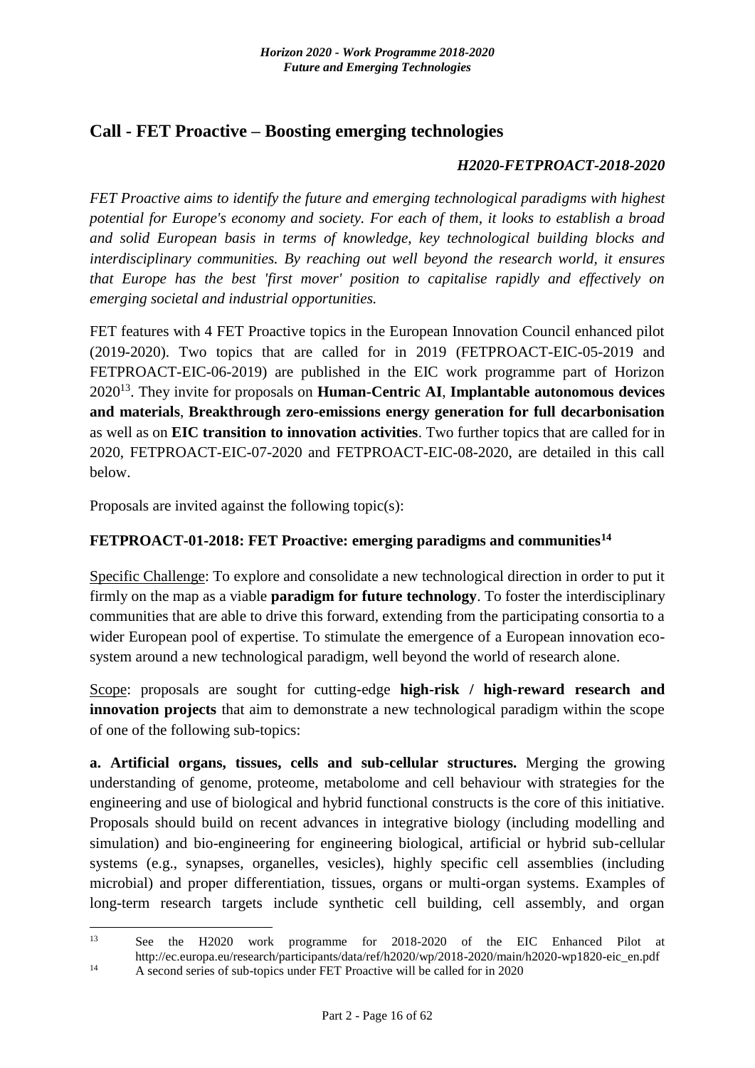## Call - FET Proactive – Boosting emerging technologies

***H2020-FETPROACT-2018-2020***

*FET Proactive aims to identify the future and emerging technological paradigms with highest potential for Europe's economy and society. For each of them, it looks to establish a broad and solid European basis in terms of knowledge, key technological building blocks and interdisciplinary communities. By reaching out well beyond the research world, it ensures that Europe has the best 'first mover' position to capitalise rapidly and effectively on emerging societal and industrial opportunities.*

FET features with 4 FET Proactive topics in the European Innovation Council enhanced pilot (2019-2020). Two topics that are called for in 2019 (FETPROACT-EIC-05-2019 and FETPROACT-EIC-06-2019) are published in the EIC work programme part of Horizon 2020[13]. They invite for proposals on **Human-Centric AI**, **Implantable autonomous devices and materials**, **Breakthrough zero-emissions energy generation for full decarbonisation** as well as on **EIC transition to innovation activities**. Two further topics that are called for in 2020, FETPROACT-EIC-07-2020 and FETPROACT-EIC-08-2020, are detailed in this call below.

Proposals are invited against the following topic(s):

### FETPROACT-01-2018: FET Proactive: emerging paradigms and communities[14]

Specific Challenge: To explore and consolidate a new technological direction in order to put it firmly on the map as a viable **paradigm for future technology**. To foster the interdisciplinary communities that are able to drive this forward, extending from the participating consortia to a wider European pool of expertise. To stimulate the emergence of a European innovation eco-system around a new technological paradigm, well beyond the world of research alone.

Scope: proposals are sought for cutting-edge **high-risk / high-reward research and innovation projects** that aim to demonstrate a new technological paradigm within the scope of one of the following sub-topics:

**a. Artificial organs, tissues, cells and sub-cellular structures.** Merging the growing understanding of genome, proteome, metabolome and cell behaviour with strategies for the engineering and use of biological and hybrid functional constructs is the core of this initiative. Proposals should build on recent advances in integrative biology (including modelling and simulation) and bio-engineering for engineering biological, artificial or hybrid sub-cellular systems (e.g., synapses, organelles, vesicles), highly specific cell assemblies (including microbial) and proper differentiation, tissues, organs or multi-organ systems. Examples of long-term research targets include synthetic cell building, cell assembly, and organ

---

[13] See the H2020 work programme for 2018-2020 of the EIC Enhanced Pilot at http://ec.europa.eu/research/participants/data/ref/h2020/wp/2018-2020/main/h2020-wp1820-eic_en.pdf

[14] A second series of sub-topics under FET Proactive will be called for in 2020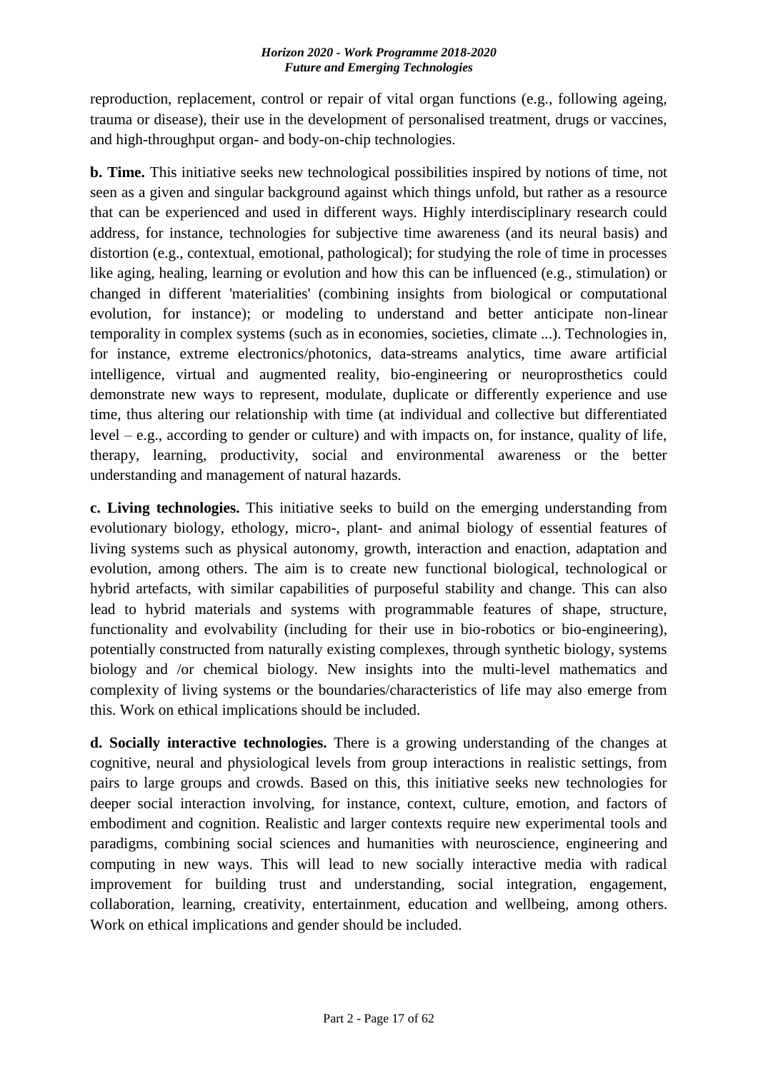reproduction, replacement, control or repair of vital organ functions (e.g., following ageing, trauma or disease), their use in the development of personalised treatment, drugs or vaccines, and high-throughput organ- and body-on-chip technologies.

**b. Time.** This initiative seeks new technological possibilities inspired by notions of time, not seen as a given and singular background against which things unfold, but rather as a resource that can be experienced and used in different ways. Highly interdisciplinary research could address, for instance, technologies for subjective time awareness (and its neural basis) and distortion (e.g., contextual, emotional, pathological); for studying the role of time in processes like aging, healing, learning or evolution and how this can be influenced (e.g., stimulation) or changed in different 'materialities' (combining insights from biological or computational evolution, for instance); or modeling to understand and better anticipate non-linear temporality in complex systems (such as in economies, societies, climate ...). Technologies in, for instance, extreme electronics/photonics, data-streams analytics, time aware artificial intelligence, virtual and augmented reality, bio-engineering or neuroprosthetics could demonstrate new ways to represent, modulate, duplicate or differently experience and use time, thus altering our relationship with time (at individual and collective but differentiated level – e.g., according to gender or culture) and with impacts on, for instance, quality of life, therapy, learning, productivity, social and environmental awareness or the better understanding and management of natural hazards.

**c. Living technologies.** This initiative seeks to build on the emerging understanding from evolutionary biology, ethology, micro-, plant- and animal biology of essential features of living systems such as physical autonomy, growth, interaction and enaction, adaptation and evolution, among others. The aim is to create new functional biological, technological or hybrid artefacts, with similar capabilities of purposeful stability and change. This can also lead to hybrid materials and systems with programmable features of shape, structure, functionality and evolvability (including for their use in bio-robotics or bio-engineering), potentially constructed from naturally existing complexes, through synthetic biology, systems biology and /or chemical biology. New insights into the multi-level mathematics and complexity of living systems or the boundaries/characteristics of life may also emerge from this. Work on ethical implications should be included.

**d. Socially interactive technologies.** There is a growing understanding of the changes at cognitive, neural and physiological levels from group interactions in realistic settings, from pairs to large groups and crowds. Based on this, this initiative seeks new technologies for deeper social interaction involving, for instance, context, culture, emotion, and factors of embodiment and cognition. Realistic and larger contexts require new experimental tools and paradigms, combining social sciences and humanities with neuroscience, engineering and computing in new ways. This will lead to new socially interactive media with radical improvement for building trust and understanding, social integration, engagement, collaboration, learning, creativity, entertainment, education and wellbeing, among others. Work on ethical implications and gender should be included.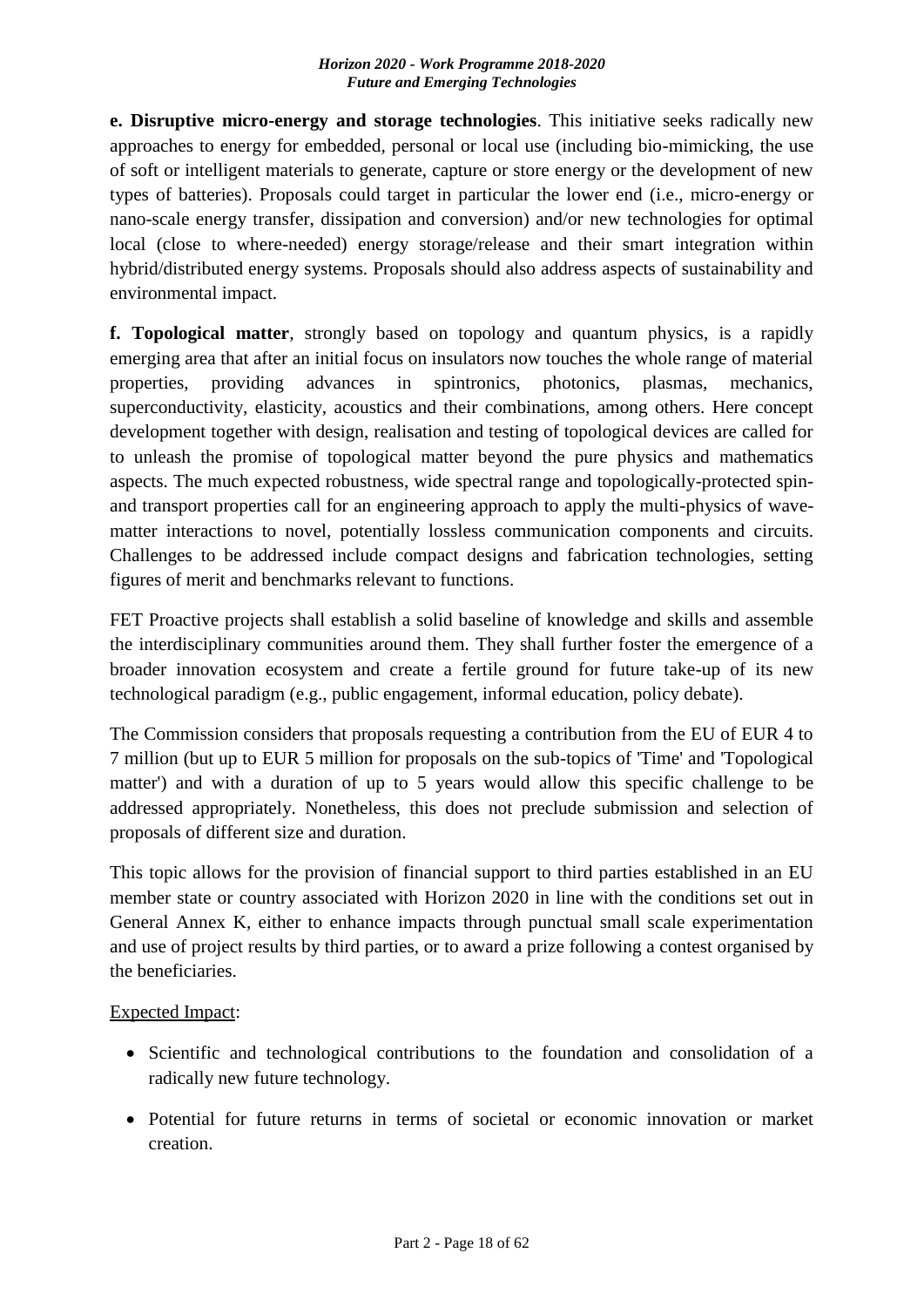**e. Disruptive micro-energy and storage technologies**. This initiative seeks radically new approaches to energy for embedded, personal or local use (including bio-mimicking, the use of soft or intelligent materials to generate, capture or store energy or the development of new types of batteries). Proposals could target in particular the lower end (i.e., micro-energy or nano-scale energy transfer, dissipation and conversion) and/or new technologies for optimal local (close to where-needed) energy storage/release and their smart integration within hybrid/distributed energy systems. Proposals should also address aspects of sustainability and environmental impact.

**f. Topological matter**, strongly based on topology and quantum physics, is a rapidly emerging area that after an initial focus on insulators now touches the whole range of material properties, providing advances in spintronics, photonics, plasmas, mechanics, superconductivity, elasticity, acoustics and their combinations, among others. Here concept development together with design, realisation and testing of topological devices are called for to unleash the promise of topological matter beyond the pure physics and mathematics aspects. The much expected robustness, wide spectral range and topologically-protected spin- and transport properties call for an engineering approach to apply the multi-physics of wave-matter interactions to novel, potentially lossless communication components and circuits. Challenges to be addressed include compact designs and fabrication technologies, setting figures of merit and benchmarks relevant to functions.

FET Proactive projects shall establish a solid baseline of knowledge and skills and assemble the interdisciplinary communities around them. They shall further foster the emergence of a broader innovation ecosystem and create a fertile ground for future take-up of its new technological paradigm (e.g., public engagement, informal education, policy debate).

The Commission considers that proposals requesting a contribution from the EU of EUR 4 to 7 million (but up to EUR 5 million for proposals on the sub-topics of 'Time' and 'Topological matter') and with a duration of up to 5 years would allow this specific challenge to be addressed appropriately. Nonetheless, this does not preclude submission and selection of proposals of different size and duration.

This topic allows for the provision of financial support to third parties established in an EU member state or country associated with Horizon 2020 in line with the conditions set out in General Annex K, either to enhance impacts through punctual small scale experimentation and use of project results by third parties, or to award a prize following a contest organised by the beneficiaries.

Expected Impact:

- Scientific and technological contributions to the foundation and consolidation of a radically new future technology.
- Potential for future returns in terms of societal or economic innovation or market creation.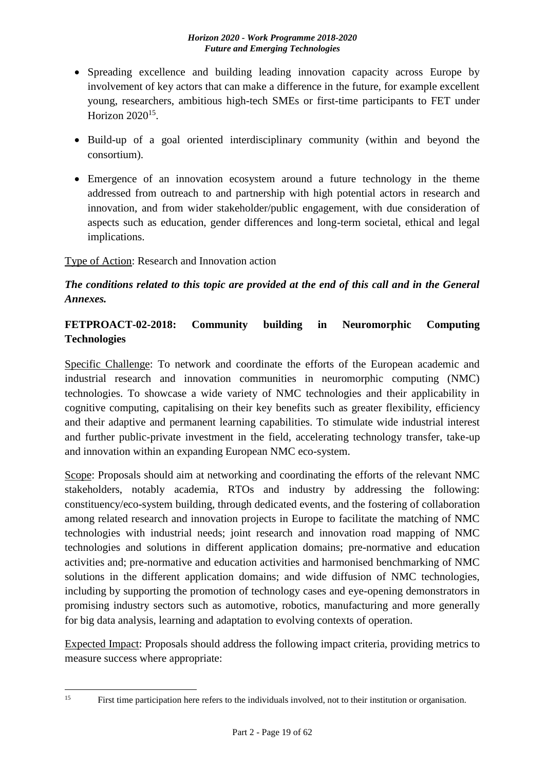- Spreading excellence and building leading innovation capacity across Europe by involvement of key actors that can make a difference in the future, for example excellent young, researchers, ambitious high-tech SMEs or first-time participants to FET under Horizon 2020[15].
- Build-up of a goal oriented interdisciplinary community (within and beyond the consortium).
- Emergence of an innovation ecosystem around a future technology in the theme addressed from outreach to and partnership with high potential actors in research and innovation, and from wider stakeholder/public engagement, with due consideration of aspects such as education, gender differences and long-term societal, ethical and legal implications.

Type of Action: Research and Innovation action

***The conditions related to this topic are provided at the end of this call and in the General Annexes.***

**FETPROACT-02-2018: Community building in Neuromorphic Computing Technologies**

Specific Challenge: To network and coordinate the efforts of the European academic and industrial research and innovation communities in neuromorphic computing (NMC) technologies. To showcase a wide variety of NMC technologies and their applicability in cognitive computing, capitalising on their key benefits such as greater flexibility, efficiency and their adaptive and permanent learning capabilities. To stimulate wide industrial interest and further public-private investment in the field, accelerating technology transfer, take-up and innovation within an expanding European NMC eco-system.

Scope: Proposals should aim at networking and coordinating the efforts of the relevant NMC stakeholders, notably academia, RTOs and industry by addressing the following: constituency/eco-system building, through dedicated events, and the fostering of collaboration among related research and innovation projects in Europe to facilitate the matching of NMC technologies with industrial needs; joint research and innovation road mapping of NMC technologies and solutions in different application domains; pre-normative and education activities and; pre-normative and education activities and harmonised benchmarking of NMC solutions in the different application domains; and wide diffusion of NMC technologies, including by supporting the promotion of technology cases and eye-opening demonstrators in promising industry sectors such as automotive, robotics, manufacturing and more generally for big data analysis, learning and adaptation to evolving contexts of operation.

Expected Impact: Proposals should address the following impact criteria, providing metrics to measure success where appropriate:

[15] First time participation here refers to the individuals involved, not to their institution or organisation.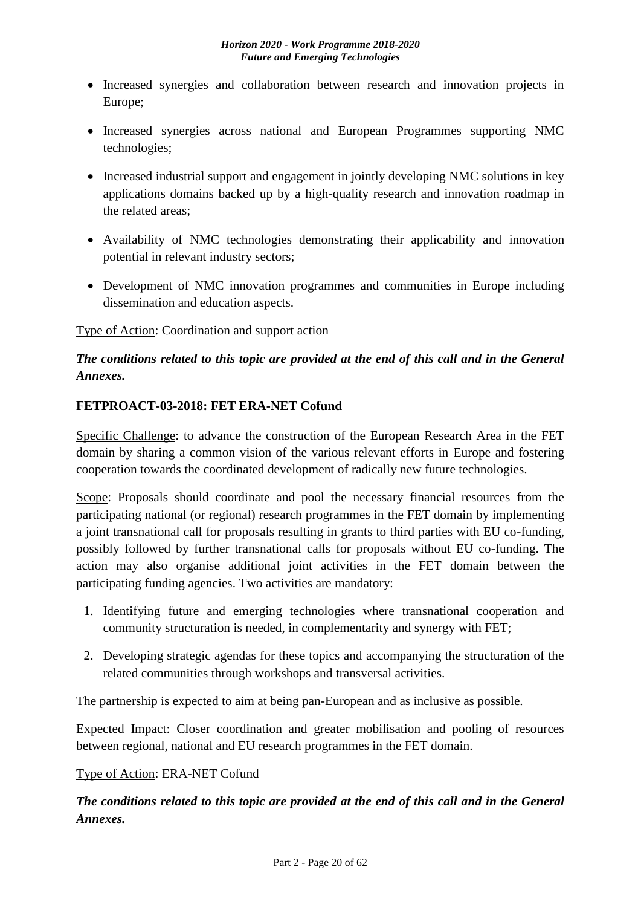- Increased synergies and collaboration between research and innovation projects in Europe;
- Increased synergies across national and European Programmes supporting NMC technologies;
- Increased industrial support and engagement in jointly developing NMC solutions in key applications domains backed up by a high-quality research and innovation roadmap in the related areas;
- Availability of NMC technologies demonstrating their applicability and innovation potential in relevant industry sectors;
- Development of NMC innovation programmes and communities in Europe including dissemination and education aspects.

Type of Action: Coordination and support action

***The conditions related to this topic are provided at the end of this call and in the General Annexes.***

**FETPROACT-03-2018: FET ERA-NET Cofund**

Specific Challenge: to advance the construction of the European Research Area in the FET domain by sharing a common vision of the various relevant efforts in Europe and fostering cooperation towards the coordinated development of radically new future technologies.

Scope: Proposals should coordinate and pool the necessary financial resources from the participating national (or regional) research programmes in the FET domain by implementing a joint transnational call for proposals resulting in grants to third parties with EU co-funding, possibly followed by further transnational calls for proposals without EU co-funding. The action may also organise additional joint activities in the FET domain between the participating funding agencies. Two activities are mandatory:

1. Identifying future and emerging technologies where transnational cooperation and community structuration is needed, in complementarity and synergy with FET;
2. Developing strategic agendas for these topics and accompanying the structuration of the related communities through workshops and transversal activities.

The partnership is expected to aim at being pan-European and as inclusive as possible.

Expected Impact: Closer coordination and greater mobilisation and pooling of resources between regional, national and EU research programmes in the FET domain.

Type of Action: ERA-NET Cofund

***The conditions related to this topic are provided at the end of this call and in the General Annexes.***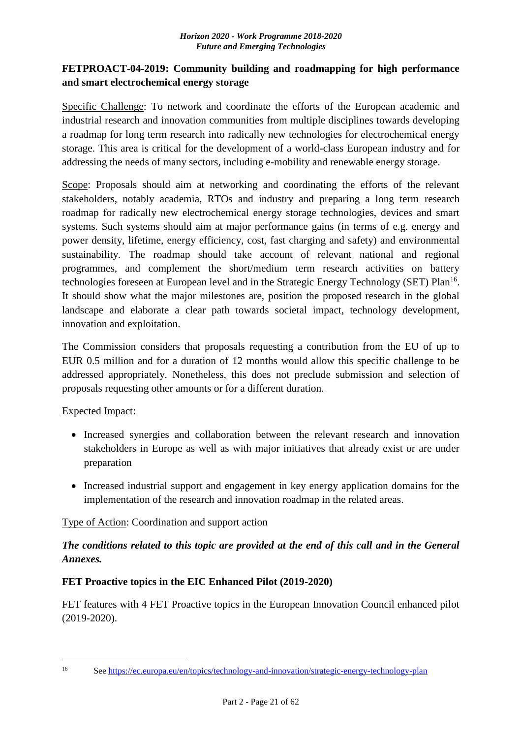### FETPROACT-04-2019: Community building and roadmapping for high performance and smart electrochemical energy storage

Specific Challenge: To network and coordinate the efforts of the European academic and industrial research and innovation communities from multiple disciplines towards developing a roadmap for long term research into radically new technologies for electrochemical energy storage. This area is critical for the development of a world-class European industry and for addressing the needs of many sectors, including e-mobility and renewable energy storage.

Scope: Proposals should aim at networking and coordinating the efforts of the relevant stakeholders, notably academia, RTOs and industry and preparing a long term research roadmap for radically new electrochemical energy storage technologies, devices and smart systems. Such systems should aim at major performance gains (in terms of e.g. energy and power density, lifetime, energy efficiency, cost, fast charging and safety) and environmental sustainability. The roadmap should take account of relevant national and regional programmes, and complement the short/medium term research activities on battery technologies foreseen at European level and in the Strategic Energy Technology (SET) Plan[16]. It should show what the major milestones are, position the proposed research in the global landscape and elaborate a clear path towards societal impact, technology development, innovation and exploitation.

The Commission considers that proposals requesting a contribution from the EU of up to EUR 0.5 million and for a duration of 12 months would allow this specific challenge to be addressed appropriately. Nonetheless, this does not preclude submission and selection of proposals requesting other amounts or for a different duration.

Expected Impact:

- Increased synergies and collaboration between the relevant research and innovation stakeholders in Europe as well as with major initiatives that already exist or are under preparation
- Increased industrial support and engagement in key energy application domains for the implementation of the research and innovation roadmap in the related areas.

Type of Action: Coordination and support action

***The conditions related to this topic are provided at the end of this call and in the General Annexes.***

### FET Proactive topics in the EIC Enhanced Pilot (2019-2020)

FET features with 4 FET Proactive topics in the European Innovation Council enhanced pilot (2019-2020).

---

[16] See https://ec.europa.eu/en/topics/technology-and-innovation/strategic-energy-technology-plan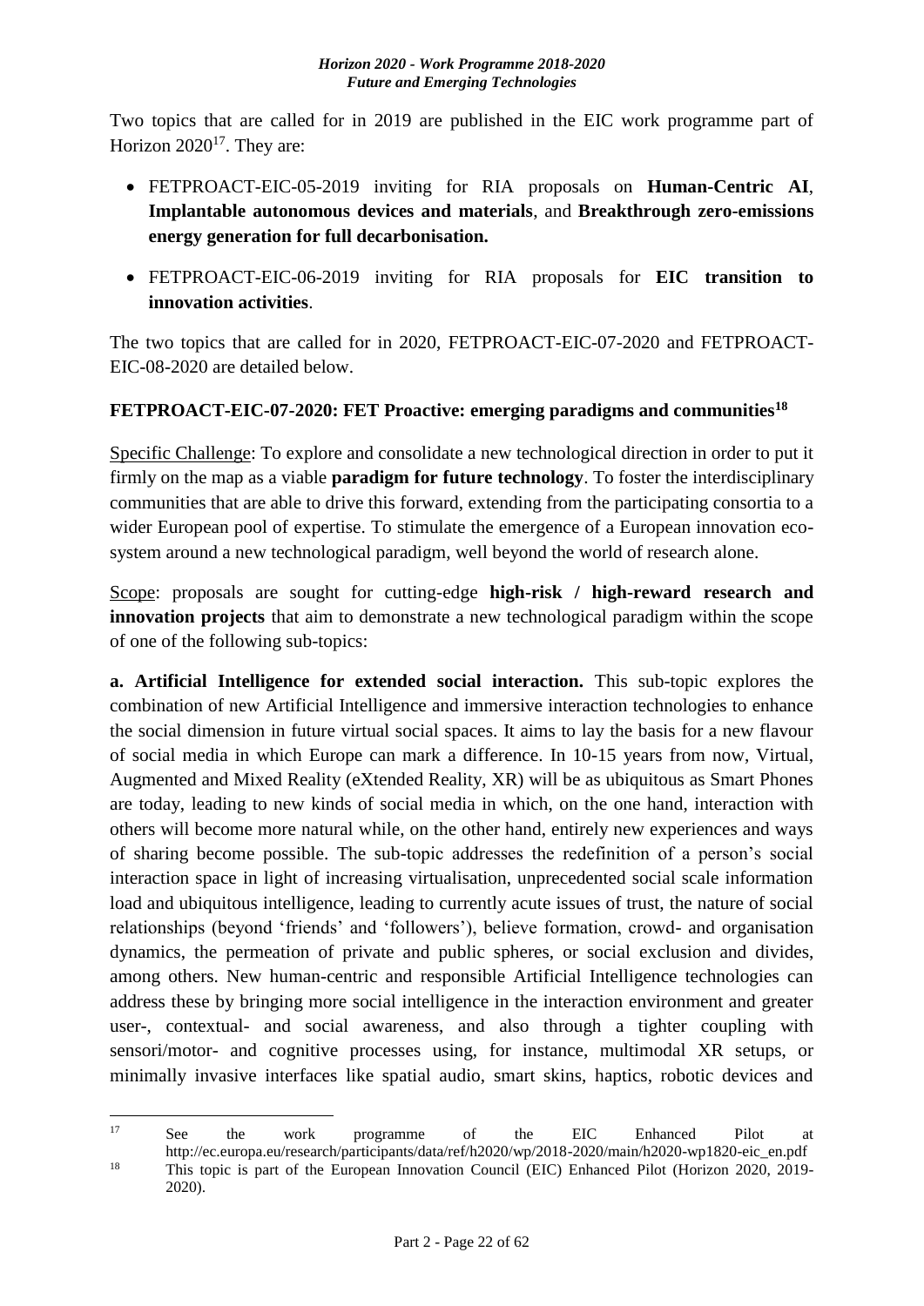Two topics that are called for in 2019 are published in the EIC work programme part of Horizon 2020[17]. They are:

- FETPROACT-EIC-05-2019 inviting for RIA proposals on **Human-Centric AI**, **Implantable autonomous devices and materials**, and **Breakthrough zero-emissions energy generation for full decarbonisation.**
- FETPROACT-EIC-06-2019 inviting for RIA proposals for **EIC transition to innovation activities**.

The two topics that are called for in 2020, FETPROACT-EIC-07-2020 and FETPROACT-EIC-08-2020 are detailed below.

**FETPROACT-EIC-07-2020: FET Proactive: emerging paradigms and communities[18]**

Specific Challenge: To explore and consolidate a new technological direction in order to put it firmly on the map as a viable **paradigm for future technology**. To foster the interdisciplinary communities that are able to drive this forward, extending from the participating consortia to a wider European pool of expertise. To stimulate the emergence of a European innovation eco-system around a new technological paradigm, well beyond the world of research alone.

Scope: proposals are sought for cutting-edge **high-risk / high-reward research and innovation projects** that aim to demonstrate a new technological paradigm within the scope of one of the following sub-topics:

**a. Artificial Intelligence for extended social interaction.** This sub-topic explores the combination of new Artificial Intelligence and immersive interaction technologies to enhance the social dimension in future virtual social spaces. It aims to lay the basis for a new flavour of social media in which Europe can mark a difference. In 10-15 years from now, Virtual, Augmented and Mixed Reality (eXtended Reality, XR) will be as ubiquitous as Smart Phones are today, leading to new kinds of social media in which, on the one hand, interaction with others will become more natural while, on the other hand, entirely new experiences and ways of sharing become possible. The sub-topic addresses the redefinition of a person's social interaction space in light of increasing virtualisation, unprecedented social scale information load and ubiquitous intelligence, leading to currently acute issues of trust, the nature of social relationships (beyond 'friends' and 'followers'), believe formation, crowd- and organisation dynamics, the permeation of private and public spheres, or social exclusion and divides, among others. New human-centric and responsible Artificial Intelligence technologies can address these by bringing more social intelligence in the interaction environment and greater user-, contextual- and social awareness, and also through a tighter coupling with sensori/motor- and cognitive processes using, for instance, multimodal XR setups, or minimally invasive interfaces like spatial audio, smart skins, haptics, robotic devices and

---

[17] See the work programme of the EIC Enhanced Pilot at http://ec.europa.eu/research/participants/data/ref/h2020/wp/2018-2020/main/h2020-wp1820-eic_en.pdf

[18] This topic is part of the European Innovation Council (EIC) Enhanced Pilot (Horizon 2020, 2019-2020).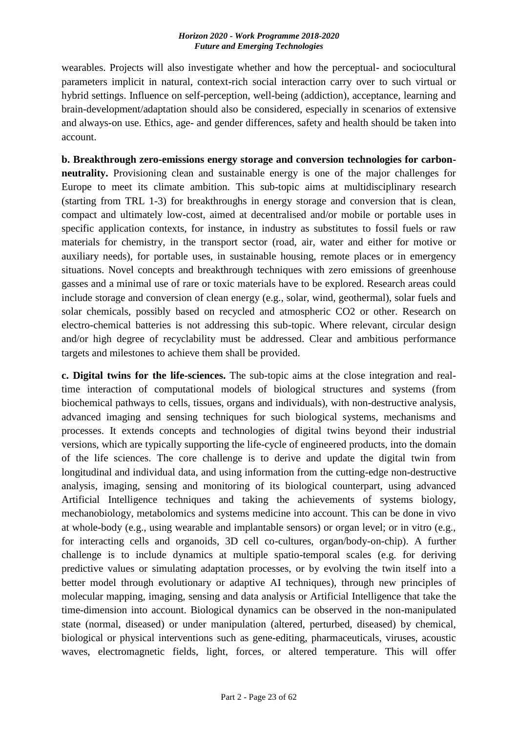wearables. Projects will also investigate whether and how the perceptual- and sociocultural parameters implicit in natural, context-rich social interaction carry over to such virtual or hybrid settings. Influence on self-perception, well-being (addiction), acceptance, learning and brain-development/adaptation should also be considered, especially in scenarios of extensive and always-on use. Ethics, age- and gender differences, safety and health should be taken into account.

**b. Breakthrough zero-emissions energy storage and conversion technologies for carbon-neutrality.** Provisioning clean and sustainable energy is one of the major challenges for Europe to meet its climate ambition. This sub-topic aims at multidisciplinary research (starting from TRL 1-3) for breakthroughs in energy storage and conversion that is clean, compact and ultimately low-cost, aimed at decentralised and/or mobile or portable uses in specific application contexts, for instance, in industry as substitutes to fossil fuels or raw materials for chemistry, in the transport sector (road, air, water and either for motive or auxiliary needs), for portable uses, in sustainable housing, remote places or in emergency situations. Novel concepts and breakthrough techniques with zero emissions of greenhouse gasses and a minimal use of rare or toxic materials have to be explored. Research areas could include storage and conversion of clean energy (e.g., solar, wind, geothermal), solar fuels and solar chemicals, possibly based on recycled and atmospheric CO2 or other. Research on electro-chemical batteries is not addressing this sub-topic. Where relevant, circular design and/or high degree of recyclability must be addressed. Clear and ambitious performance targets and milestones to achieve them shall be provided.

**c. Digital twins for the life-sciences.** The sub-topic aims at the close integration and real-time interaction of computational models of biological structures and systems (from biochemical pathways to cells, tissues, organs and individuals), with non-destructive analysis, advanced imaging and sensing techniques for such biological systems, mechanisms and processes. It extends concepts and technologies of digital twins beyond their industrial versions, which are typically supporting the life-cycle of engineered products, into the domain of the life sciences. The core challenge is to derive and update the digital twin from longitudinal and individual data, and using information from the cutting-edge non-destructive analysis, imaging, sensing and monitoring of its biological counterpart, using advanced Artificial Intelligence techniques and taking the achievements of systems biology, mechanobiology, metabolomics and systems medicine into account. This can be done in vivo at whole-body (e.g., using wearable and implantable sensors) or organ level; or in vitro (e.g., for interacting cells and organoids, 3D cell co-cultures, organ/body-on-chip). A further challenge is to include dynamics at multiple spatio-temporal scales (e.g. for deriving predictive values or simulating adaptation processes, or by evolving the twin itself into a better model through evolutionary or adaptive AI techniques), through new principles of molecular mapping, imaging, sensing and data analysis or Artificial Intelligence that take the time-dimension into account. Biological dynamics can be observed in the non-manipulated state (normal, diseased) or under manipulation (altered, perturbed, diseased) by chemical, biological or physical interventions such as gene-editing, pharmaceuticals, viruses, acoustic waves, electromagnetic fields, light, forces, or altered temperature. This will offer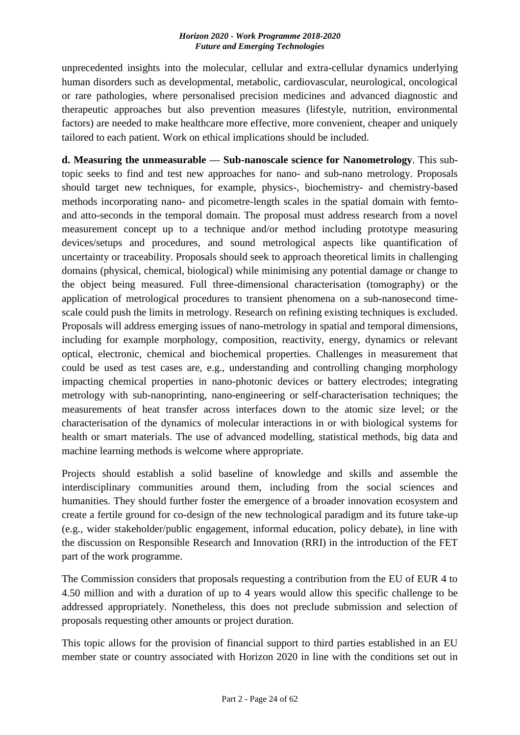unprecedented insights into the molecular, cellular and extra-cellular dynamics underlying human disorders such as developmental, metabolic, cardiovascular, neurological, oncological or rare pathologies, where personalised precision medicines and advanced diagnostic and therapeutic approaches but also prevention measures (lifestyle, nutrition, environmental factors) are needed to make healthcare more effective, more convenient, cheaper and uniquely tailored to each patient. Work on ethical implications should be included.

**d. Measuring the unmeasurable — Sub-nanoscale science for Nanometrology**. This sub-topic seeks to find and test new approaches for nano- and sub-nano metrology. Proposals should target new techniques, for example, physics-, biochemistry- and chemistry-based methods incorporating nano- and picometre-length scales in the spatial domain with femto- and atto-seconds in the temporal domain. The proposal must address research from a novel measurement concept up to a technique and/or method including prototype measuring devices/setups and procedures, and sound metrological aspects like quantification of uncertainty or traceability. Proposals should seek to approach theoretical limits in challenging domains (physical, chemical, biological) while minimising any potential damage or change to the object being measured. Full three-dimensional characterisation (tomography) or the application of metrological procedures to transient phenomena on a sub-nanosecond time-scale could push the limits in metrology. Research on refining existing techniques is excluded. Proposals will address emerging issues of nano-metrology in spatial and temporal dimensions, including for example morphology, composition, reactivity, energy, dynamics or relevant optical, electronic, chemical and biochemical properties. Challenges in measurement that could be used as test cases are, e.g., understanding and controlling changing morphology impacting chemical properties in nano-photonic devices or battery electrodes; integrating metrology with sub-nanoprinting, nano-engineering or self-characterisation techniques; the measurements of heat transfer across interfaces down to the atomic size level; or the characterisation of the dynamics of molecular interactions in or with biological systems for health or smart materials. The use of advanced modelling, statistical methods, big data and machine learning methods is welcome where appropriate.

Projects should establish a solid baseline of knowledge and skills and assemble the interdisciplinary communities around them, including from the social sciences and humanities. They should further foster the emergence of a broader innovation ecosystem and create a fertile ground for co-design of the new technological paradigm and its future take-up (e.g., wider stakeholder/public engagement, informal education, policy debate), in line with the discussion on Responsible Research and Innovation (RRI) in the introduction of the FET part of the work programme.

The Commission considers that proposals requesting a contribution from the EU of EUR 4 to 4.50 million and with a duration of up to 4 years would allow this specific challenge to be addressed appropriately. Nonetheless, this does not preclude submission and selection of proposals requesting other amounts or project duration.

This topic allows for the provision of financial support to third parties established in an EU member state or country associated with Horizon 2020 in line with the conditions set out in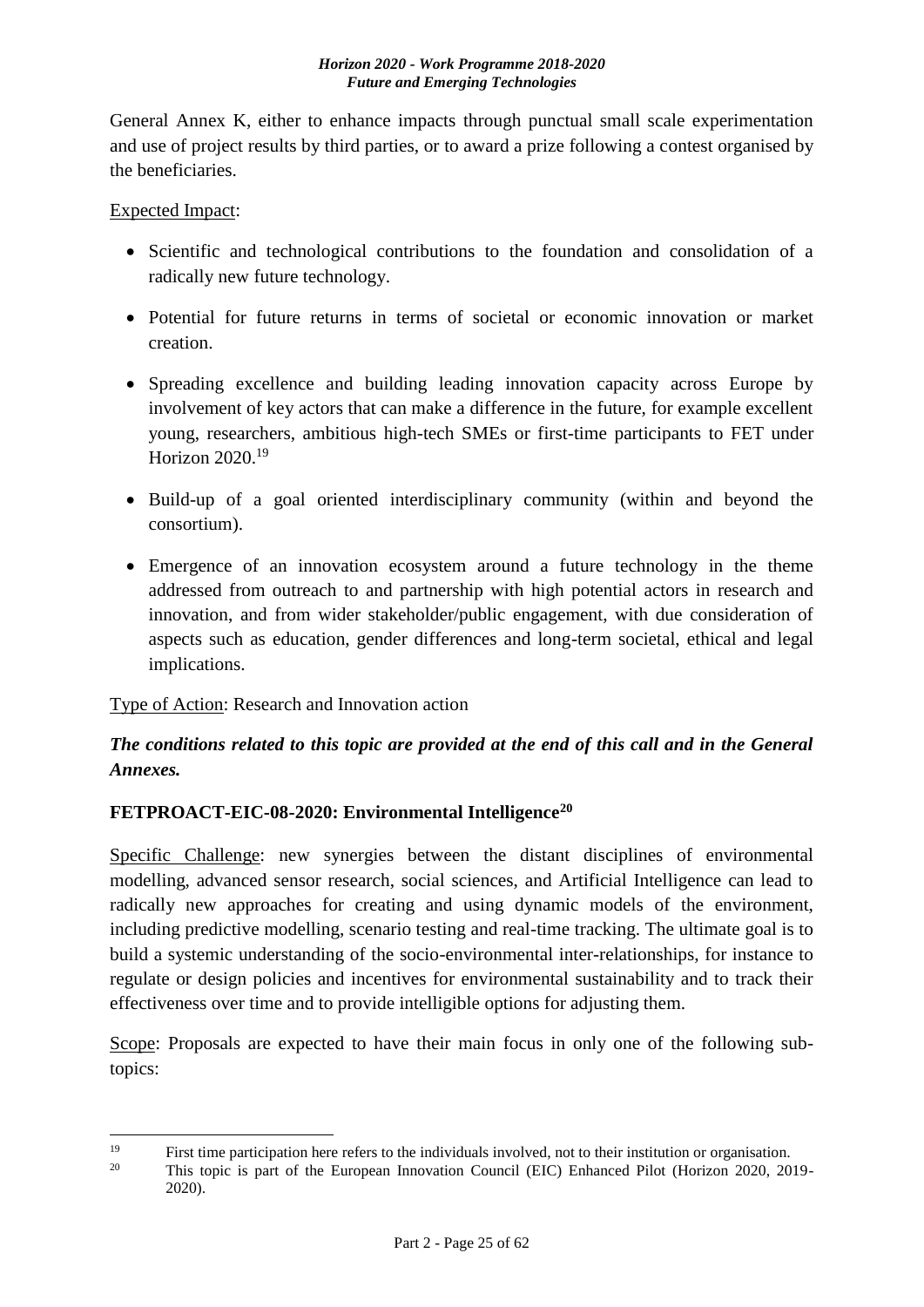General Annex K, either to enhance impacts through punctual small scale experimentation and use of project results by third parties, or to award a prize following a contest organised by the beneficiaries.

Expected Impact:

- Scientific and technological contributions to the foundation and consolidation of a radically new future technology.
- Potential for future returns in terms of societal or economic innovation or market creation.
- Spreading excellence and building leading innovation capacity across Europe by involvement of key actors that can make a difference in the future, for example excellent young, researchers, ambitious high-tech SMEs or first-time participants to FET under Horizon 2020.[19]
- Build-up of a goal oriented interdisciplinary community (within and beyond the consortium).
- Emergence of an innovation ecosystem around a future technology in the theme addressed from outreach to and partnership with high potential actors in research and innovation, and from wider stakeholder/public engagement, with due consideration of aspects such as education, gender differences and long-term societal, ethical and legal implications.

Type of Action: Research and Innovation action

***The conditions related to this topic are provided at the end of this call and in the General Annexes.***

### FETPROACT-EIC-08-2020: Environmental Intelligence[20]

Specific Challenge: new synergies between the distant disciplines of environmental modelling, advanced sensor research, social sciences, and Artificial Intelligence can lead to radically new approaches for creating and using dynamic models of the environment, including predictive modelling, scenario testing and real-time tracking. The ultimate goal is to build a systemic understanding of the socio-environmental inter-relationships, for instance to regulate or design policies and incentives for environmental sustainability and to track their effectiveness over time and to provide intelligible options for adjusting them.

Scope: Proposals are expected to have their main focus in only one of the following sub-topics:

---

[19] First time participation here refers to the individuals involved, not to their institution or organisation.

[20] This topic is part of the European Innovation Council (EIC) Enhanced Pilot (Horizon 2020, 2019-2020).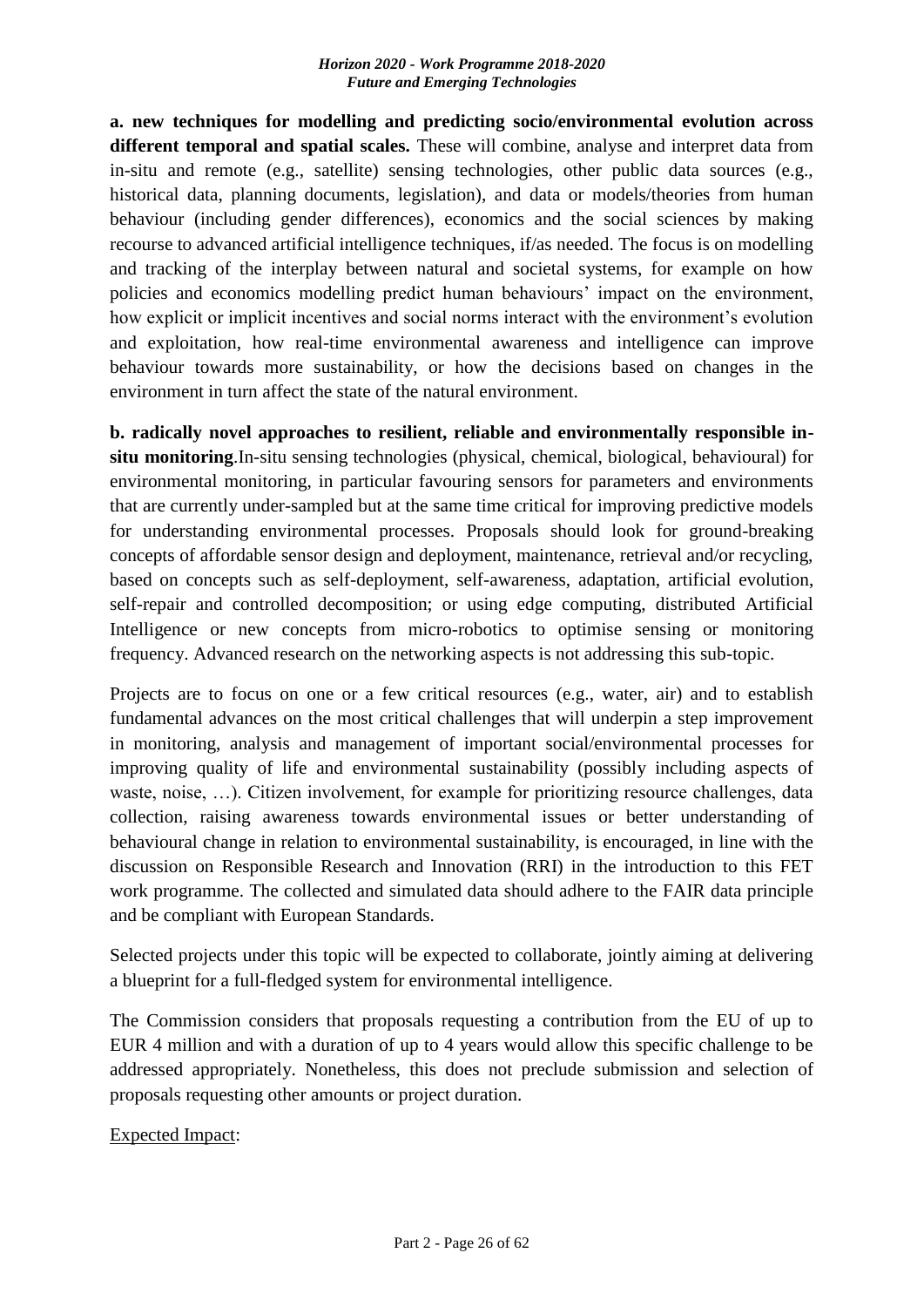**a. new techniques for modelling and predicting socio/environmental evolution across different temporal and spatial scales.** These will combine, analyse and interpret data from in-situ and remote (e.g., satellite) sensing technologies, other public data sources (e.g., historical data, planning documents, legislation), and data or models/theories from human behaviour (including gender differences), economics and the social sciences by making recourse to advanced artificial intelligence techniques, if/as needed. The focus is on modelling and tracking of the interplay between natural and societal systems, for example on how policies and economics modelling predict human behaviours' impact on the environment, how explicit or implicit incentives and social norms interact with the environment's evolution and exploitation, how real-time environmental awareness and intelligence can improve behaviour towards more sustainability, or how the decisions based on changes in the environment in turn affect the state of the natural environment.

**b. radically novel approaches to resilient, reliable and environmentally responsible in-situ monitoring**.In-situ sensing technologies (physical, chemical, biological, behavioural) for environmental monitoring, in particular favouring sensors for parameters and environments that are currently under-sampled but at the same time critical for improving predictive models for understanding environmental processes. Proposals should look for ground-breaking concepts of affordable sensor design and deployment, maintenance, retrieval and/or recycling, based on concepts such as self-deployment, self-awareness, adaptation, artificial evolution, self-repair and controlled decomposition; or using edge computing, distributed Artificial Intelligence or new concepts from micro-robotics to optimise sensing or monitoring frequency. Advanced research on the networking aspects is not addressing this sub-topic.

Projects are to focus on one or a few critical resources (e.g., water, air) and to establish fundamental advances on the most critical challenges that will underpin a step improvement in monitoring, analysis and management of important social/environmental processes for improving quality of life and environmental sustainability (possibly including aspects of waste, noise, …). Citizen involvement, for example for prioritizing resource challenges, data collection, raising awareness towards environmental issues or better understanding of behavioural change in relation to environmental sustainability, is encouraged, in line with the discussion on Responsible Research and Innovation (RRI) in the introduction to this FET work programme. The collected and simulated data should adhere to the FAIR data principle and be compliant with European Standards.

Selected projects under this topic will be expected to collaborate, jointly aiming at delivering a blueprint for a full-fledged system for environmental intelligence.

The Commission considers that proposals requesting a contribution from the EU of up to EUR 4 million and with a duration of up to 4 years would allow this specific challenge to be addressed appropriately. Nonetheless, this does not preclude submission and selection of proposals requesting other amounts or project duration.

Expected Impact: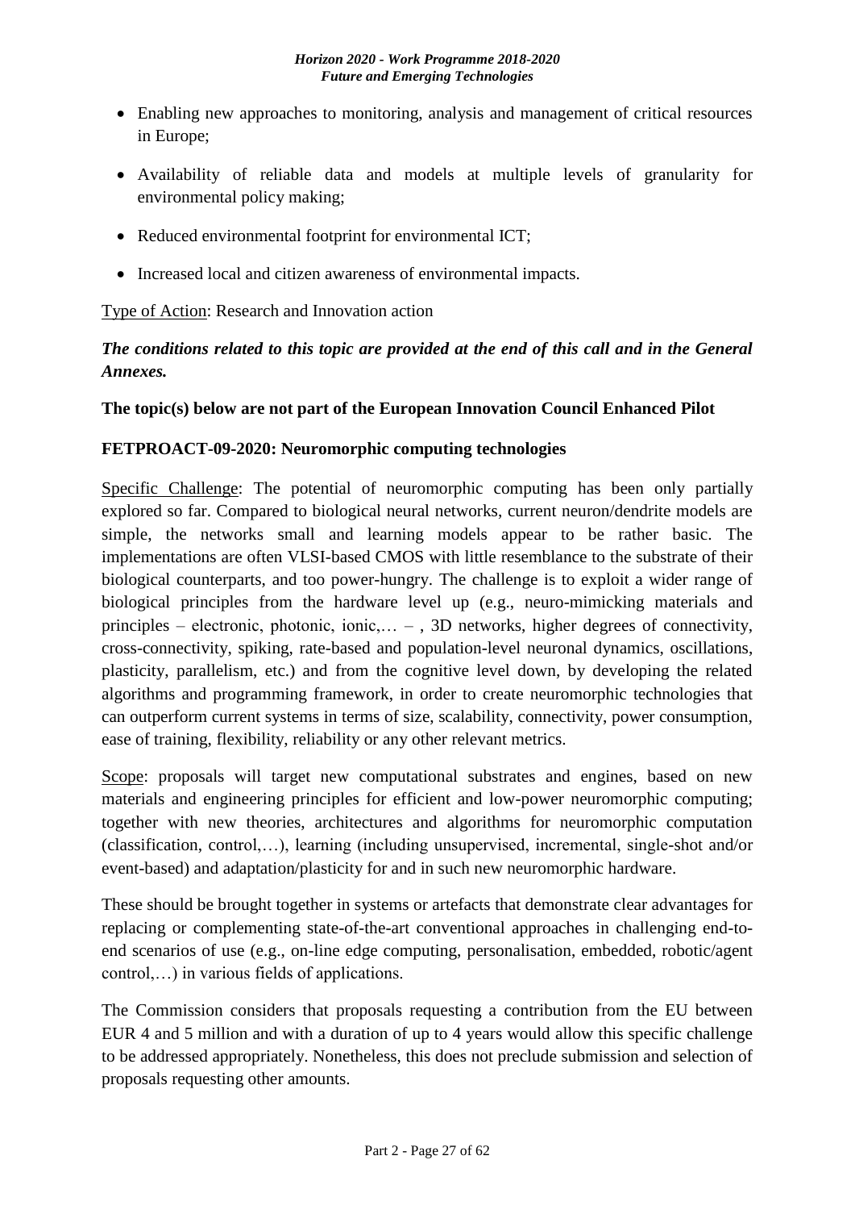- Enabling new approaches to monitoring, analysis and management of critical resources in Europe;
- Availability of reliable data and models at multiple levels of granularity for environmental policy making;
- Reduced environmental footprint for environmental ICT;
- Increased local and citizen awareness of environmental impacts.

Type of Action: Research and Innovation action

***The conditions related to this topic are provided at the end of this call and in the General Annexes.***

**The topic(s) below are not part of the European Innovation Council Enhanced Pilot**

**FETPROACT-09-2020: Neuromorphic computing technologies**

Specific Challenge: The potential of neuromorphic computing has been only partially explored so far. Compared to biological neural networks, current neuron/dendrite models are simple, the networks small and learning models appear to be rather basic. The implementations are often VLSI-based CMOS with little resemblance to the substrate of their biological counterparts, and too power-hungry. The challenge is to exploit a wider range of biological principles from the hardware level up (e.g., neuro-mimicking materials and principles – electronic, photonic, ionic,… – , 3D networks, higher degrees of connectivity, cross-connectivity, spiking, rate-based and population-level neuronal dynamics, oscillations, plasticity, parallelism, etc.) and from the cognitive level down, by developing the related algorithms and programming framework, in order to create neuromorphic technologies that can outperform current systems in terms of size, scalability, connectivity, power consumption, ease of training, flexibility, reliability or any other relevant metrics.

Scope: proposals will target new computational substrates and engines, based on new materials and engineering principles for efficient and low-power neuromorphic computing; together with new theories, architectures and algorithms for neuromorphic computation (classification, control,…), learning (including unsupervised, incremental, single-shot and/or event-based) and adaptation/plasticity for and in such new neuromorphic hardware.

These should be brought together in systems or artefacts that demonstrate clear advantages for replacing or complementing state-of-the-art conventional approaches in challenging end-to-end scenarios of use (e.g., on-line edge computing, personalisation, embedded, robotic/agent control,…) in various fields of applications.

The Commission considers that proposals requesting a contribution from the EU between EUR 4 and 5 million and with a duration of up to 4 years would allow this specific challenge to be addressed appropriately. Nonetheless, this does not preclude submission and selection of proposals requesting other amounts.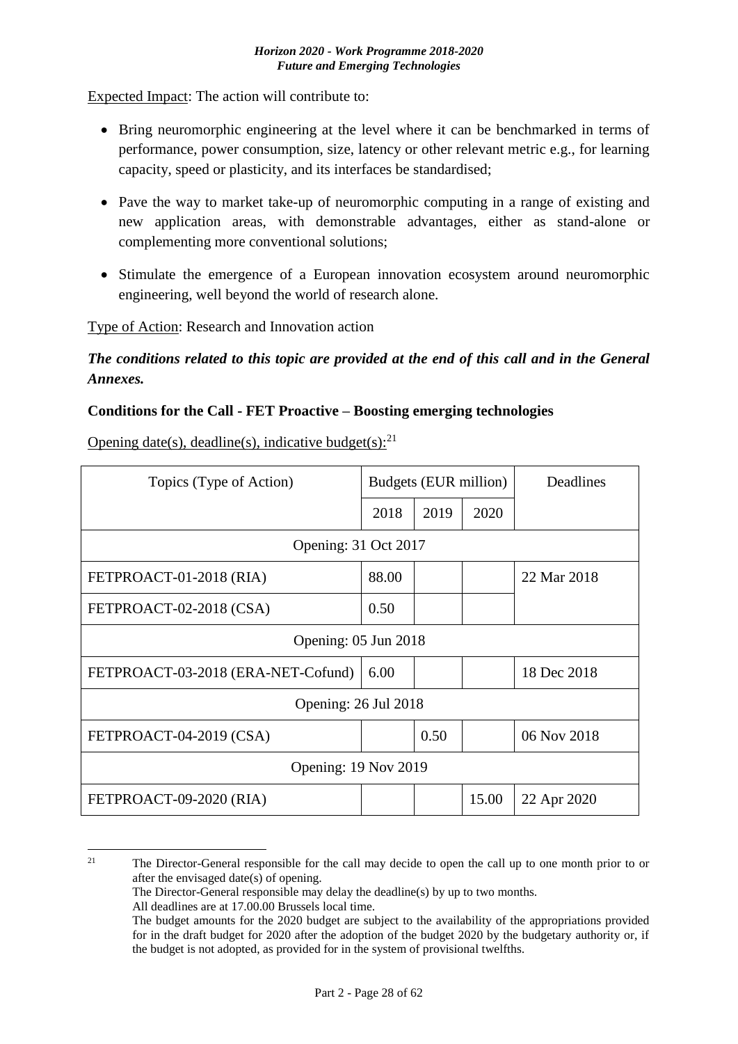Expected Impact: The action will contribute to:

- Bring neuromorphic engineering at the level where it can be benchmarked in terms of performance, power consumption, size, latency or other relevant metric e.g., for learning capacity, speed or plasticity, and its interfaces be standardised;
- Pave the way to market take-up of neuromorphic computing in a range of existing and new application areas, with demonstrable advantages, either as stand-alone or complementing more conventional solutions;
- Stimulate the emergence of a European innovation ecosystem around neuromorphic engineering, well beyond the world of research alone.

Type of Action: Research and Innovation action

***The conditions related to this topic are provided at the end of this call and in the General Annexes.***

**Conditions for the Call - FET Proactive – Boosting emerging technologies**

Opening date(s), deadline(s), indicative budget(s):[21]

| Topics (Type of Action) | Budgets (EUR million) | | | Deadlines |
|---|---|---|---|---|
| | 2018 | 2019 | 2020 | |
| Opening: 31 Oct 2017 | | | | |
| FETPROACT-01-2018 (RIA) | 88.00 | | | 22 Mar 2018 |
| FETPROACT-02-2018 (CSA) | 0.50 | | | |
| Opening: 05 Jun 2018 | | | | |
| FETPROACT-03-2018 (ERA-NET-Cofund) | 6.00 | | | 18 Dec 2018 |
| Opening: 26 Jul 2018 | | | | |
| FETPROACT-04-2019 (CSA) | | 0.50 | | 06 Nov 2018 |
| Opening: 19 Nov 2019 | | | | |
| FETPROACT-09-2020 (RIA) | | | 15.00 | 22 Apr 2020 |

[21] The Director-General responsible for the call may decide to open the call up to one month prior to or after the envisaged date(s) of opening.
The Director-General responsible may delay the deadline(s) by up to two months.
All deadlines are at 17.00.00 Brussels local time.
The budget amounts for the 2020 budget are subject to the availability of the appropriations provided for in the draft budget for 2020 after the adoption of the budget 2020 by the budgetary authority or, if the budget is not adopted, as provided for in the system of provisional twelfths.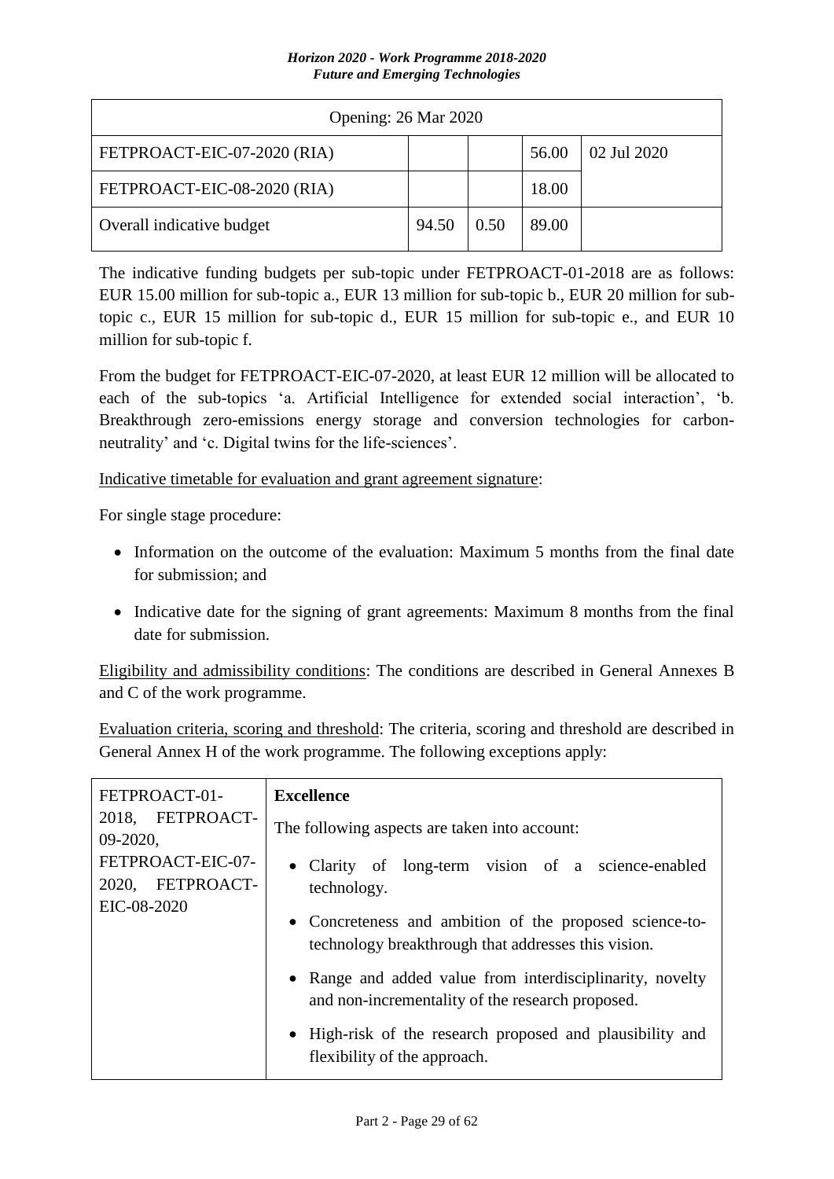| Opening: 26 Mar 2020 | | | | |
|---|---|---|---|---|
| FETPROACT-EIC-07-2020 (RIA) | | | 56.00 | 02 Jul 2020 |
| FETPROACT-EIC-08-2020 (RIA) | | | 18.00 | |
| Overall indicative budget | 94.50 | 0.50 | 89.00 | |

The indicative funding budgets per sub-topic under FETPROACT-01-2018 are as follows: EUR 15.00 million for sub-topic a., EUR 13 million for sub-topic b., EUR 20 million for sub-topic c., EUR 15 million for sub-topic d., EUR 15 million for sub-topic e., and EUR 10 million for sub-topic f.

From the budget for FETPROACT-EIC-07-2020, at least EUR 12 million will be allocated to each of the sub-topics 'a. Artificial Intelligence for extended social interaction', 'b. Breakthrough zero-emissions energy storage and conversion technologies for carbon-neutrality' and 'c. Digital twins for the life-sciences'.

Indicative timetable for evaluation and grant agreement signature:

For single stage procedure:

- Information on the outcome of the evaluation: Maximum 5 months from the final date for submission; and
- Indicative date for the signing of grant agreements: Maximum 8 months from the final date for submission.

Eligibility and admissibility conditions: The conditions are described in General Annexes B and C of the work programme.

Evaluation criteria, scoring and threshold: The criteria, scoring and threshold are described in General Annex H of the work programme. The following exceptions apply:

| FETPROACT-01-2018, FETPROACT-09-2020, FETPROACT-EIC-07-2020, FETPROACT-EIC-08-2020 | **Excellence**<br><br>The following aspects are taken into account:<br><br>• Clarity of long-term vision of a science-enabled technology.<br><br>• Concreteness and ambition of the proposed science-to-technology breakthrough that addresses this vision.<br><br>• Range and added value from interdisciplinarity, novelty and non-incrementality of the research proposed.<br><br>• High-risk of the research proposed and plausibility and flexibility of the approach. |
|---|---|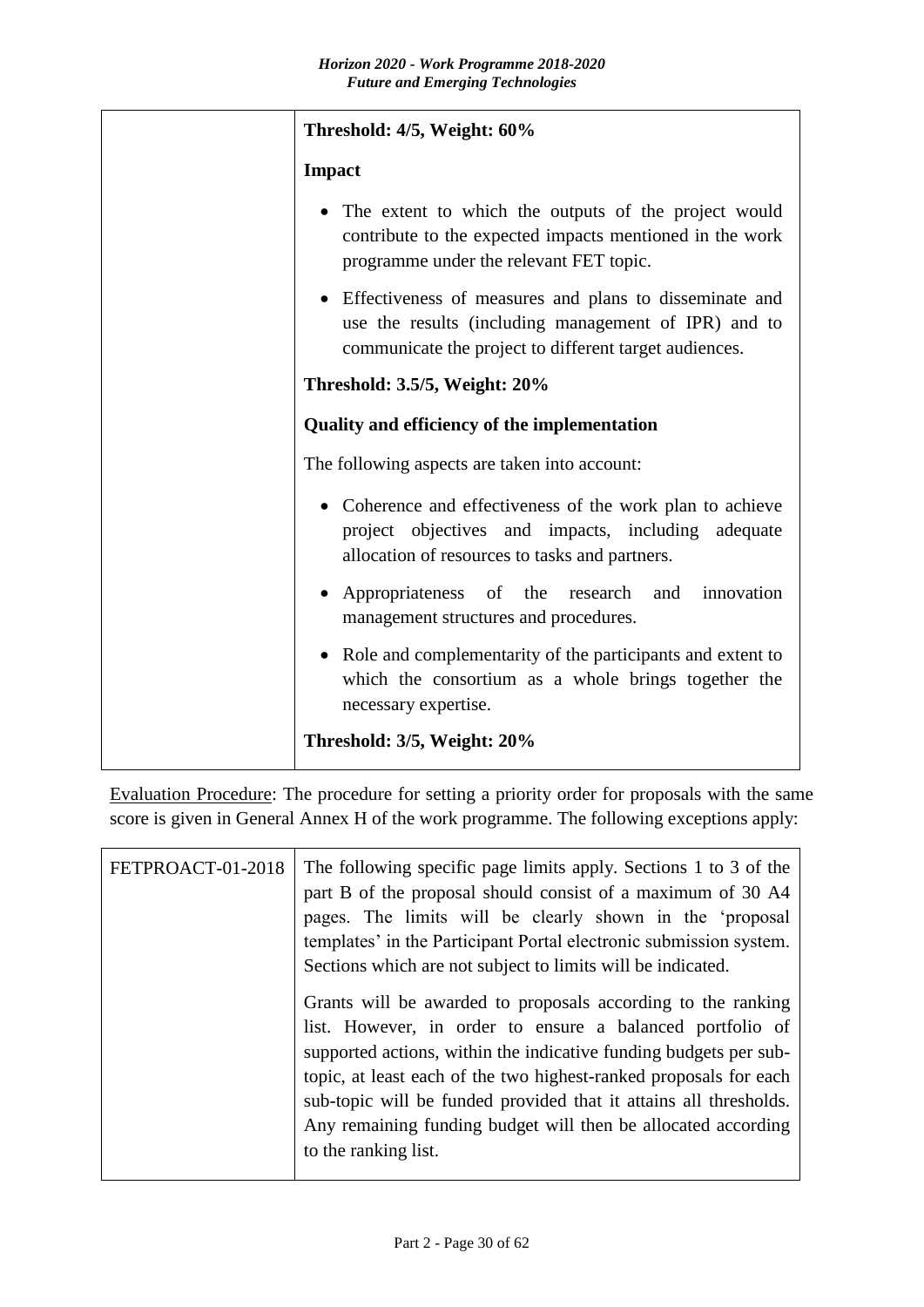| | **Threshold: 4/5, Weight: 60%**<br><br>**Impact**<br><br>• The extent to which the outputs of the project would contribute to the expected impacts mentioned in the work programme under the relevant FET topic.<br><br>• Effectiveness of measures and plans to disseminate and use the results (including management of IPR) and to communicate the project to different target audiences.<br><br>**Threshold: 3.5/5, Weight: 20%**<br><br>**Quality and efficiency of the implementation**<br><br>The following aspects are taken into account:<br><br>• Coherence and effectiveness of the work plan to achieve project objectives and impacts, including adequate allocation of resources to tasks and partners.<br><br>• Appropriateness of the research and innovation management structures and procedures.<br><br>• Role and complementarity of the participants and extent to which the consortium as a whole brings together the necessary expertise.<br><br>**Threshold: 3/5, Weight: 20%** |
|---|---|

Evaluation Procedure: The procedure for setting a priority order for proposals with the same score is given in General Annex H of the work programme. The following exceptions apply:

| FETPROACT-01-2018 | The following specific page limits apply. Sections 1 to 3 of the part B of the proposal should consist of a maximum of 30 A4 pages. The limits will be clearly shown in the 'proposal templates' in the Participant Portal electronic submission system. Sections which are not subject to limits will be indicated.<br><br>Grants will be awarded to proposals according to the ranking list. However, in order to ensure a balanced portfolio of supported actions, within the indicative funding budgets per sub-topic, at least each of the two highest-ranked proposals for each sub-topic will be funded provided that it attains all thresholds. Any remaining funding budget will then be allocated according to the ranking list. |
|---|---|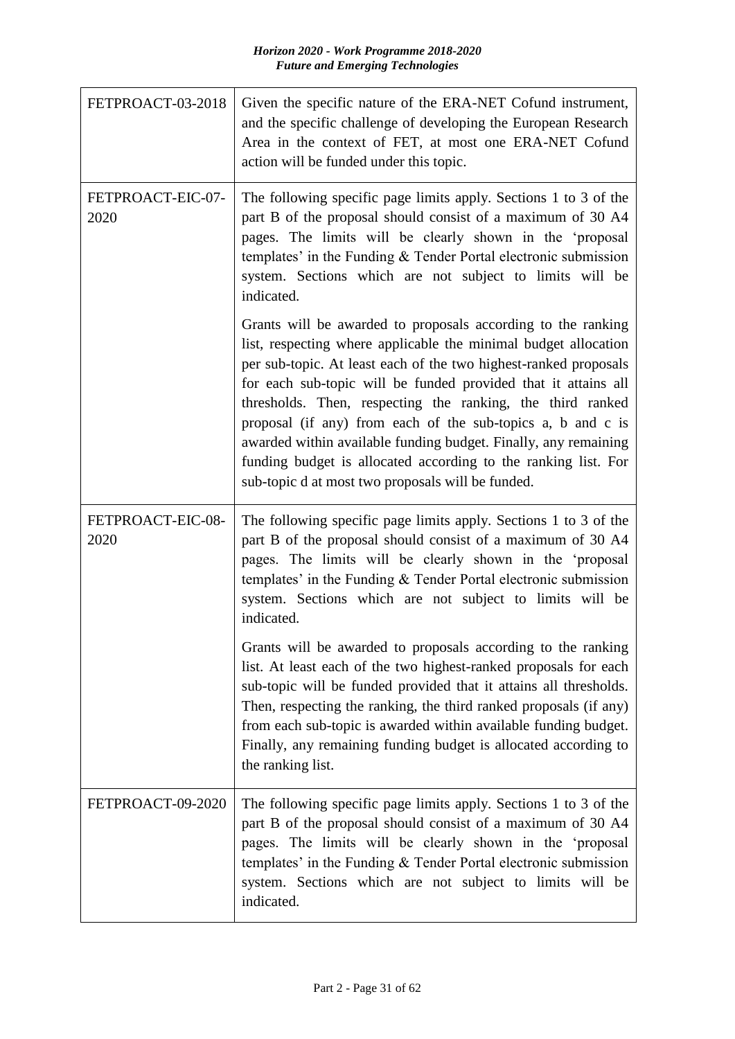| | |
|---|---|
| FETPROACT-03-2018 | Given the specific nature of the ERA-NET Cofund instrument, and the specific challenge of developing the European Research Area in the context of FET, at most one ERA-NET Cofund action will be funded under this topic. |
| FETPROACT-EIC-07-2020 | The following specific page limits apply. Sections 1 to 3 of the part B of the proposal should consist of a maximum of 30 A4 pages. The limits will be clearly shown in the 'proposal templates' in the Funding & Tender Portal electronic submission system. Sections which are not subject to limits will be indicated.<br><br>Grants will be awarded to proposals according to the ranking list, respecting where applicable the minimal budget allocation per sub-topic. At least each of the two highest-ranked proposals for each sub-topic will be funded provided that it attains all thresholds. Then, respecting the ranking, the third ranked proposal (if any) from each of the sub-topics a, b and c is awarded within available funding budget. Finally, any remaining funding budget is allocated according to the ranking list. For sub-topic d at most two proposals will be funded. |
| FETPROACT-EIC-08-2020 | The following specific page limits apply. Sections 1 to 3 of the part B of the proposal should consist of a maximum of 30 A4 pages. The limits will be clearly shown in the 'proposal templates' in the Funding & Tender Portal electronic submission system. Sections which are not subject to limits will be indicated.<br><br>Grants will be awarded to proposals according to the ranking list. At least each of the two highest-ranked proposals for each sub-topic will be funded provided that it attains all thresholds. Then, respecting the ranking, the third ranked proposals (if any) from each sub-topic is awarded within available funding budget. Finally, any remaining funding budget is allocated according to the ranking list. |
| FETPROACT-09-2020 | The following specific page limits apply. Sections 1 to 3 of the part B of the proposal should consist of a maximum of 30 A4 pages. The limits will be clearly shown in the 'proposal templates' in the Funding & Tender Portal electronic submission system. Sections which are not subject to limits will be indicated. |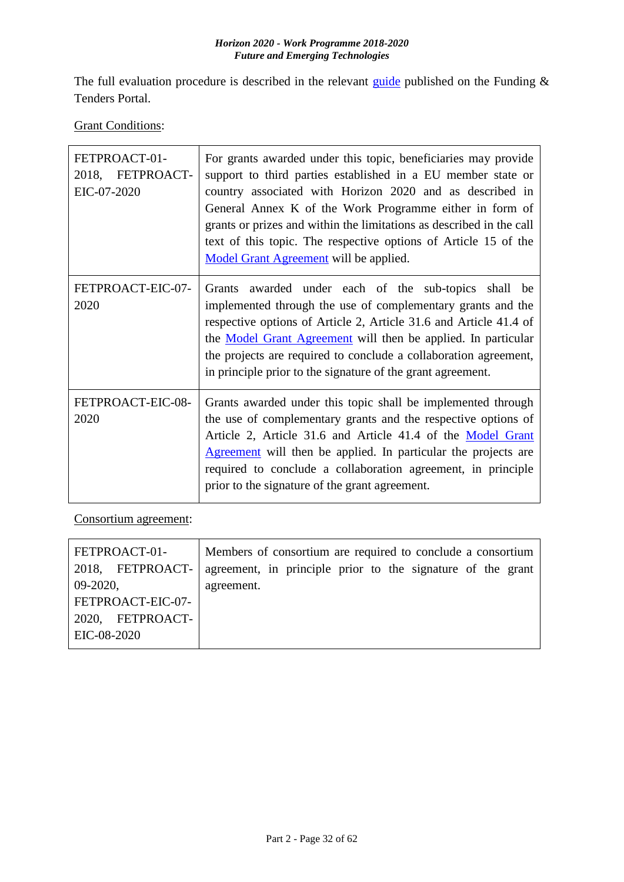The full evaluation procedure is described in the relevant guide published on the Funding & Tenders Portal.

Grant Conditions:

| | |
|---|---|
| FETPROACT-01-2018, FETPROACT-EIC-07-2020 | For grants awarded under this topic, beneficiaries may provide support to third parties established in a EU member state or country associated with Horizon 2020 and as described in General Annex K of the Work Programme either in form of grants or prizes and within the limitations as described in the call text of this topic. The respective options of Article 15 of the Model Grant Agreement will be applied. |
| FETPROACT-EIC-07-2020 | Grants awarded under each of the sub-topics shall be implemented through the use of complementary grants and the respective options of Article 2, Article 31.6 and Article 41.4 of the Model Grant Agreement will then be applied. In particular the projects are required to conclude a collaboration agreement, in principle prior to the signature of the grant agreement. |
| FETPROACT-EIC-08-2020 | Grants awarded under this topic shall be implemented through the use of complementary grants and the respective options of Article 2, Article 31.6 and Article 41.4 of the Model Grant Agreement will then be applied. In particular the projects are required to conclude a collaboration agreement, in principle prior to the signature of the grant agreement. |

Consortium agreement:

| | |
|---|---|
| FETPROACT-01-2018, FETPROACT-09-2020, FETPROACT-EIC-07-2020, FETPROACT-EIC-08-2020 | Members of consortium are required to conclude a consortium agreement, in principle prior to the signature of the grant agreement. |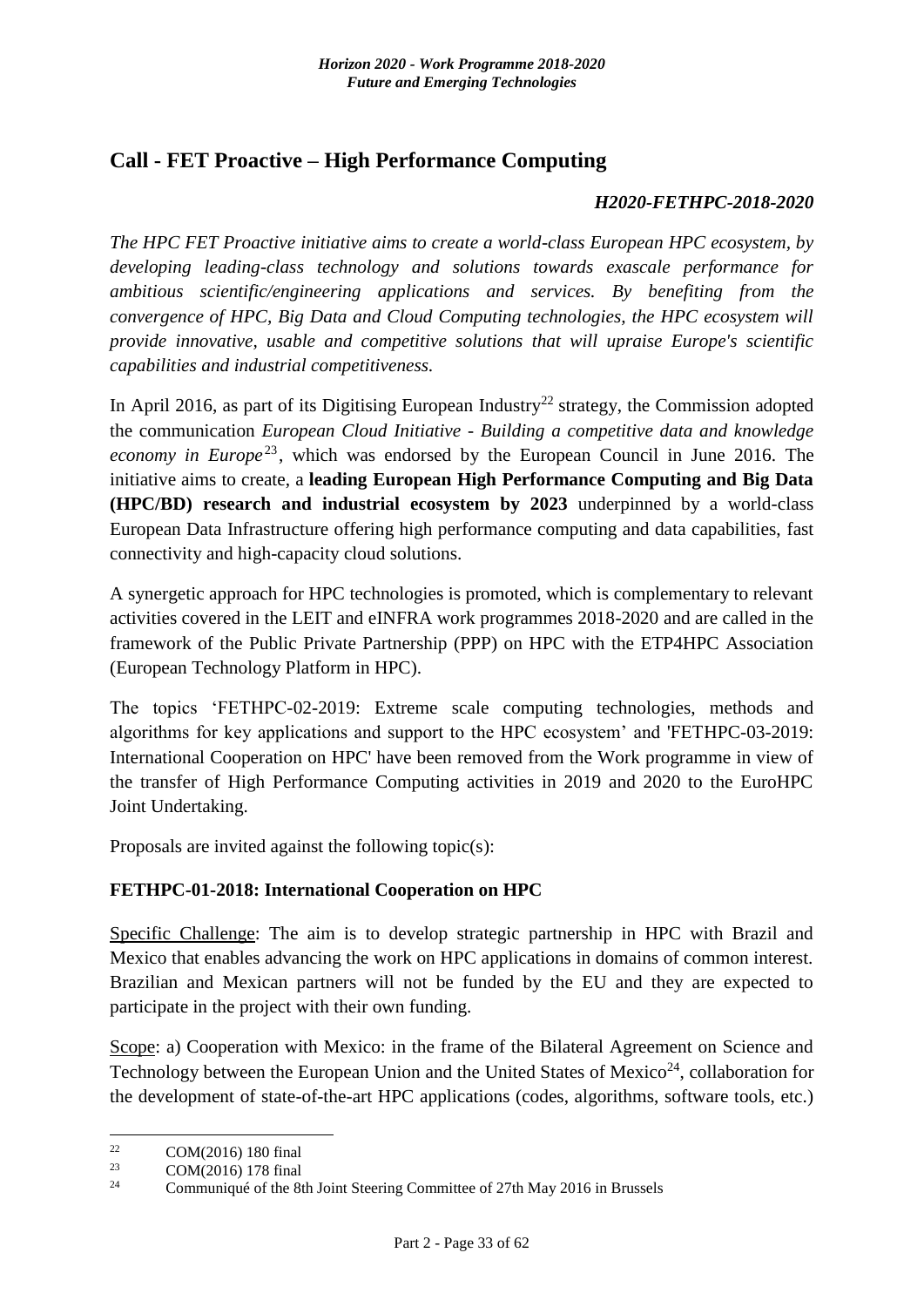## Call - FET Proactive – High Performance Computing

***H2020-FETHPC-2018-2020***

*The HPC FET Proactive initiative aims to create a world-class European HPC ecosystem, by developing leading-class technology and solutions towards exascale performance for ambitious scientific/engineering applications and services. By benefiting from the convergence of HPC, Big Data and Cloud Computing technologies, the HPC ecosystem will provide innovative, usable and competitive solutions that will upraise Europe's scientific capabilities and industrial competitiveness.*

In April 2016, as part of its Digitising European Industry[22] strategy, the Commission adopted the communication *European Cloud Initiative - Building a competitive data and knowledge economy in Europe*[23], which was endorsed by the European Council in June 2016. The initiative aims to create, a **leading European High Performance Computing and Big Data (HPC/BD) research and industrial ecosystem by 2023** underpinned by a world-class European Data Infrastructure offering high performance computing and data capabilities, fast connectivity and high-capacity cloud solutions.

A synergetic approach for HPC technologies is promoted, which is complementary to relevant activities covered in the LEIT and eINFRA work programmes 2018-2020 and are called in the framework of the Public Private Partnership (PPP) on HPC with the ETP4HPC Association (European Technology Platform in HPC).

The topics 'FETHPC-02-2019: Extreme scale computing technologies, methods and algorithms for key applications and support to the HPC ecosystem' and 'FETHPC-03-2019: International Cooperation on HPC' have been removed from the Work programme in view of the transfer of High Performance Computing activities in 2019 and 2020 to the EuroHPC Joint Undertaking.

Proposals are invited against the following topic(s):

### FETHPC-01-2018: International Cooperation on HPC

Specific Challenge: The aim is to develop strategic partnership in HPC with Brazil and Mexico that enables advancing the work on HPC applications in domains of common interest. Brazilian and Mexican partners will not be funded by the EU and they are expected to participate in the project with their own funding.

Scope: a) Cooperation with Mexico: in the frame of the Bilateral Agreement on Science and Technology between the European Union and the United States of Mexico[24], collaboration for the development of state-of-the-art HPC applications (codes, algorithms, software tools, etc.)

---

[22] COM(2016) 180 final

[23] COM(2016) 178 final

[24] Communiqué of the 8th Joint Steering Committee of 27th May 2016 in Brussels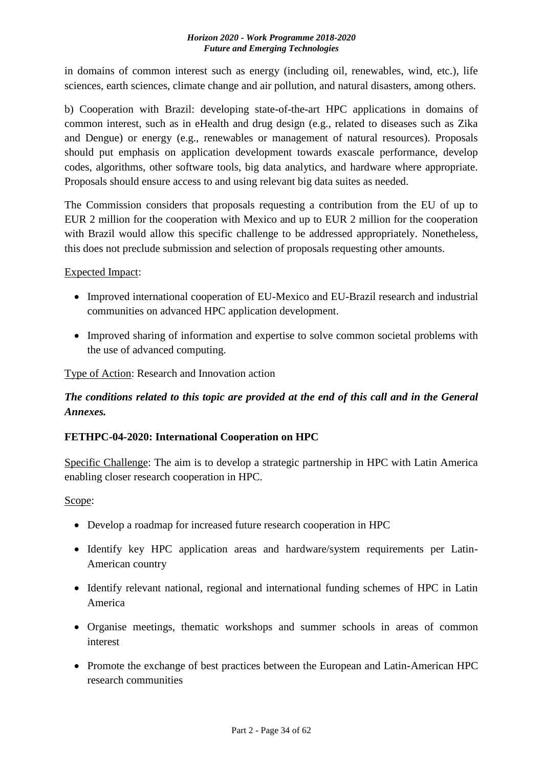in domains of common interest such as energy (including oil, renewables, wind, etc.), life sciences, earth sciences, climate change and air pollution, and natural disasters, among others.

b) Cooperation with Brazil: developing state-of-the-art HPC applications in domains of common interest, such as in eHealth and drug design (e.g., related to diseases such as Zika and Dengue) or energy (e.g., renewables or management of natural resources). Proposals should put emphasis on application development towards exascale performance, develop codes, algorithms, other software tools, big data analytics, and hardware where appropriate. Proposals should ensure access to and using relevant big data suites as needed.

The Commission considers that proposals requesting a contribution from the EU of up to EUR 2 million for the cooperation with Mexico and up to EUR 2 million for the cooperation with Brazil would allow this specific challenge to be addressed appropriately. Nonetheless, this does not preclude submission and selection of proposals requesting other amounts.

Expected Impact:

- Improved international cooperation of EU-Mexico and EU-Brazil research and industrial communities on advanced HPC application development.
- Improved sharing of information and expertise to solve common societal problems with the use of advanced computing.

Type of Action: Research and Innovation action

***The conditions related to this topic are provided at the end of this call and in the General Annexes.***

**FETHPC-04-2020: International Cooperation on HPC**

Specific Challenge: The aim is to develop a strategic partnership in HPC with Latin America enabling closer research cooperation in HPC.

Scope:

- Develop a roadmap for increased future research cooperation in HPC
- Identify key HPC application areas and hardware/system requirements per Latin-American country
- Identify relevant national, regional and international funding schemes of HPC in Latin America
- Organise meetings, thematic workshops and summer schools in areas of common interest
- Promote the exchange of best practices between the European and Latin-American HPC research communities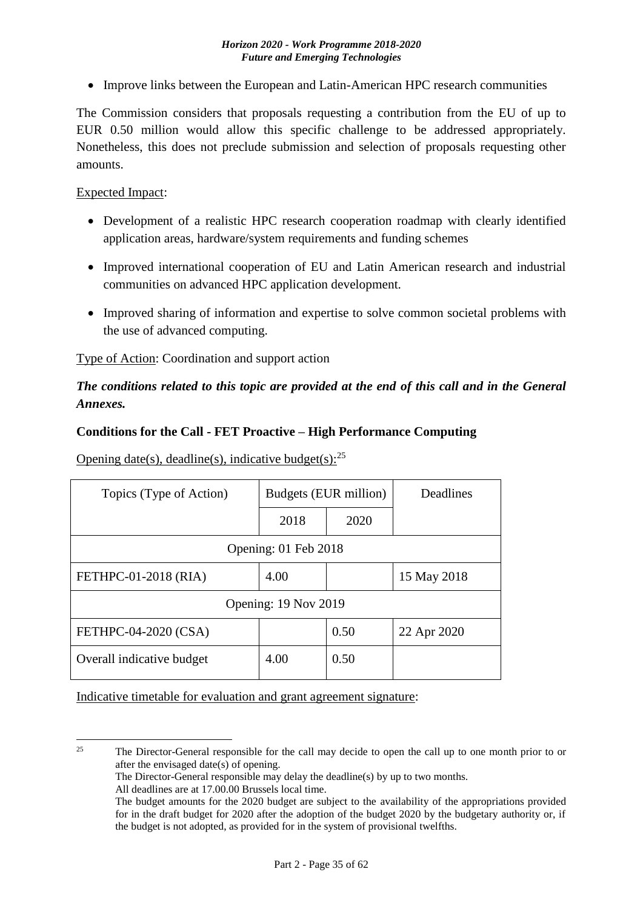- Improve links between the European and Latin-American HPC research communities

The Commission considers that proposals requesting a contribution from the EU of up to EUR 0.50 million would allow this specific challenge to be addressed appropriately. Nonetheless, this does not preclude submission and selection of proposals requesting other amounts.

Expected Impact:

- Development of a realistic HPC research cooperation roadmap with clearly identified application areas, hardware/system requirements and funding schemes
- Improved international cooperation of EU and Latin American research and industrial communities on advanced HPC application development.
- Improved sharing of information and expertise to solve common societal problems with the use of advanced computing.

Type of Action: Coordination and support action

***The conditions related to this topic are provided at the end of this call and in the General Annexes.***

**Conditions for the Call - FET Proactive – High Performance Computing**

Opening date(s), deadline(s), indicative budget(s):[25]

| Topics (Type of Action) | Budgets (EUR million) | | Deadlines |
|---|---|---|---|
| | 2018 | 2020 | |
| Opening: 01 Feb 2018 | | | |
| FETHPC-01-2018 (RIA) | 4.00 | | 15 May 2018 |
| Opening: 19 Nov 2019 | | | |
| FETHPC-04-2020 (CSA) | | 0.50 | 22 Apr 2020 |
| Overall indicative budget | 4.00 | 0.50 | |

Indicative timetable for evaluation and grant agreement signature:

[25] The Director-General responsible for the call may decide to open the call up to one month prior to or after the envisaged date(s) of opening.
The Director-General responsible may delay the deadline(s) by up to two months.
All deadlines are at 17.00.00 Brussels local time.
The budget amounts for the 2020 budget are subject to the availability of the appropriations provided for in the draft budget for 2020 after the adoption of the budget 2020 by the budgetary authority or, if the budget is not adopted, as provided for in the system of provisional twelfths.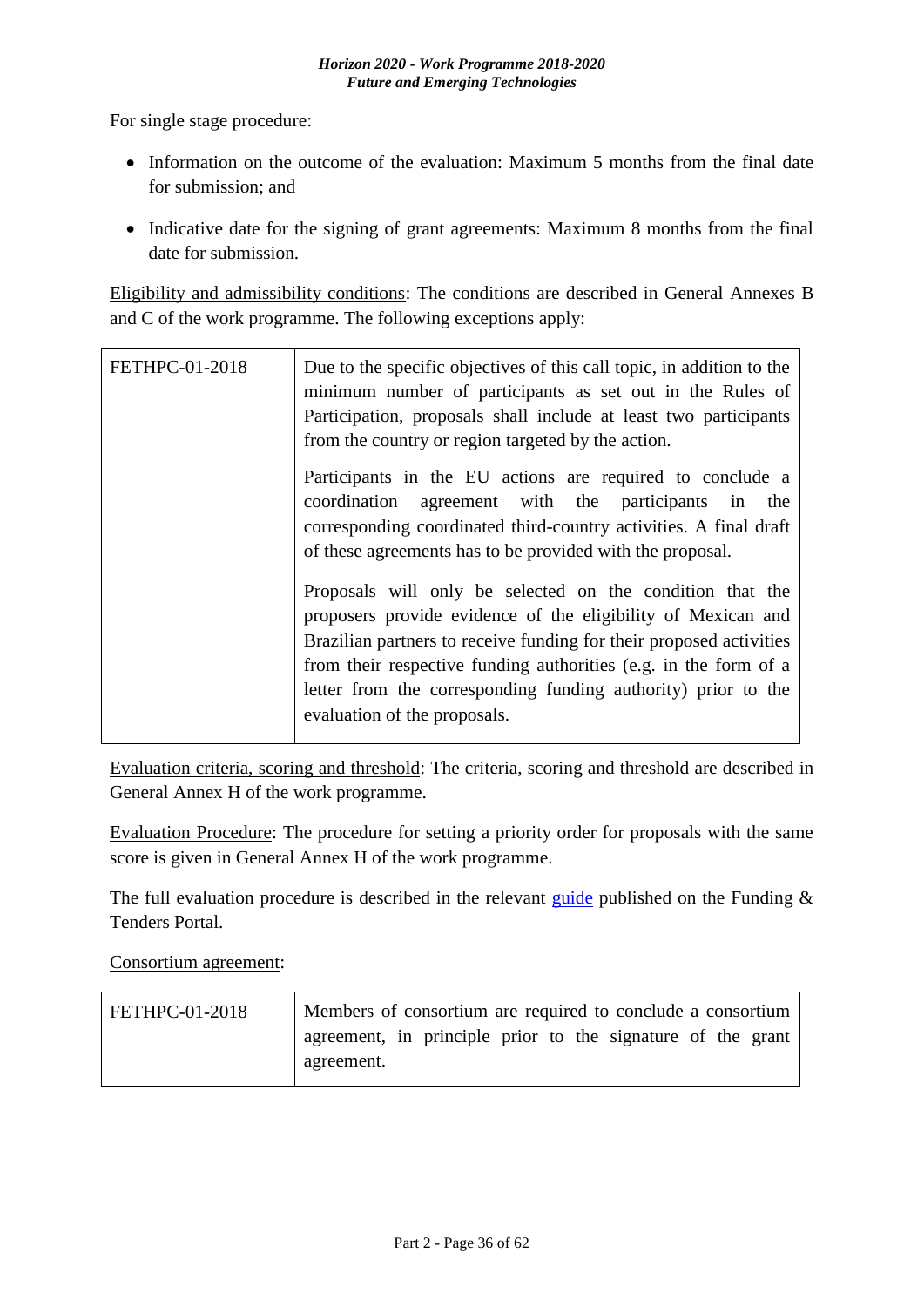For single stage procedure:

- Information on the outcome of the evaluation: Maximum 5 months from the final date for submission; and
- Indicative date for the signing of grant agreements: Maximum 8 months from the final date for submission.

Eligibility and admissibility conditions: The conditions are described in General Annexes B and C of the work programme. The following exceptions apply:

| | |
|---|---|
| FETHPC-01-2018 | Due to the specific objectives of this call topic, in addition to the minimum number of participants as set out in the Rules of Participation, proposals shall include at least two participants from the country or region targeted by the action.<br><br>Participants in the EU actions are required to conclude a coordination agreement with the participants in the corresponding coordinated third-country activities. A final draft of these agreements has to be provided with the proposal.<br><br>Proposals will only be selected on the condition that the proposers provide evidence of the eligibility of Mexican and Brazilian partners to receive funding for their proposed activities from their respective funding authorities (e.g. in the form of a letter from the corresponding funding authority) prior to the evaluation of the proposals. |

Evaluation criteria, scoring and threshold: The criteria, scoring and threshold are described in General Annex H of the work programme.

Evaluation Procedure: The procedure for setting a priority order for proposals with the same score is given in General Annex H of the work programme.

The full evaluation procedure is described in the relevant guide published on the Funding & Tenders Portal.

Consortium agreement:

| | |
|---|---|
| FETHPC-01-2018 | Members of consortium are required to conclude a consortium agreement, in principle prior to the signature of the grant agreement. |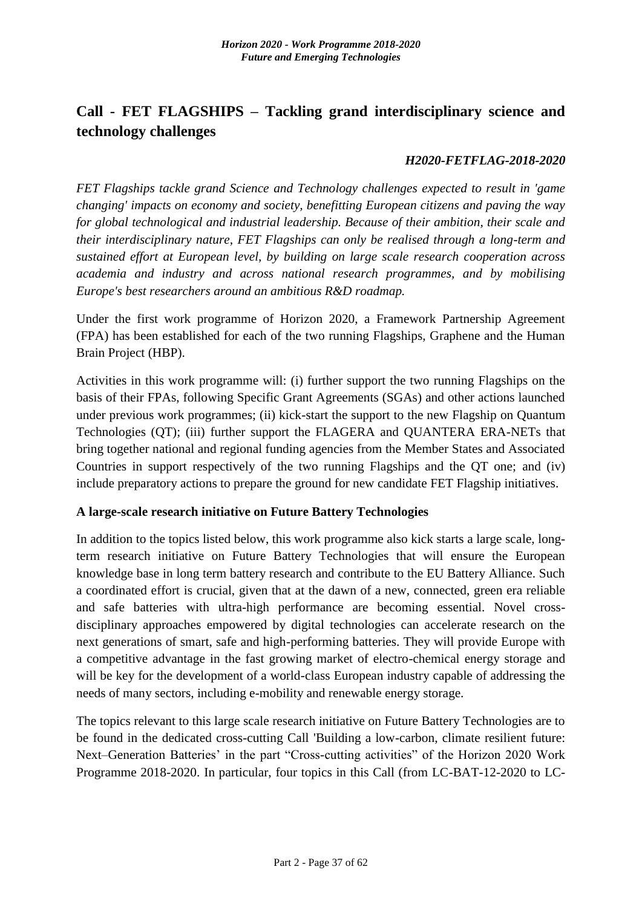## Call - FET FLAGSHIPS – Tackling grand interdisciplinary science and technology challenges

***H2020-FETFLAG-2018-2020***

*FET Flagships tackle grand Science and Technology challenges expected to result in 'game changing' impacts on economy and society, benefitting European citizens and paving the way for global technological and industrial leadership. Because of their ambition, their scale and their interdisciplinary nature, FET Flagships can only be realised through a long-term and sustained effort at European level, by building on large scale research cooperation across academia and industry and across national research programmes, and by mobilising Europe's best researchers around an ambitious R&D roadmap.*

Under the first work programme of Horizon 2020, a Framework Partnership Agreement (FPA) has been established for each of the two running Flagships, Graphene and the Human Brain Project (HBP).

Activities in this work programme will: (i) further support the two running Flagships on the basis of their FPAs, following Specific Grant Agreements (SGAs) and other actions launched under previous work programmes; (ii) kick-start the support to the new Flagship on Quantum Technologies (QT); (iii) further support the FLAGERA and QUANTERA ERA-NETs that bring together national and regional funding agencies from the Member States and Associated Countries in support respectively of the two running Flagships and the QT one; and (iv) include preparatory actions to prepare the ground for new candidate FET Flagship initiatives.

**A large-scale research initiative on Future Battery Technologies**

In addition to the topics listed below, this work programme also kick starts a large scale, long-term research initiative on Future Battery Technologies that will ensure the European knowledge base in long term battery research and contribute to the EU Battery Alliance. Such a coordinated effort is crucial, given that at the dawn of a new, connected, green era reliable and safe batteries with ultra-high performance are becoming essential. Novel cross-disciplinary approaches empowered by digital technologies can accelerate research on the next generations of smart, safe and high-performing batteries. They will provide Europe with a competitive advantage in the fast growing market of electro-chemical energy storage and will be key for the development of a world-class European industry capable of addressing the needs of many sectors, including e-mobility and renewable energy storage.

The topics relevant to this large scale research initiative on Future Battery Technologies are to be found in the dedicated cross-cutting Call 'Building a low-carbon, climate resilient future: Next–Generation Batteries' in the part "Cross-cutting activities" of the Horizon 2020 Work Programme 2018-2020. In particular, four topics in this Call (from LC-BAT-12-2020 to LC-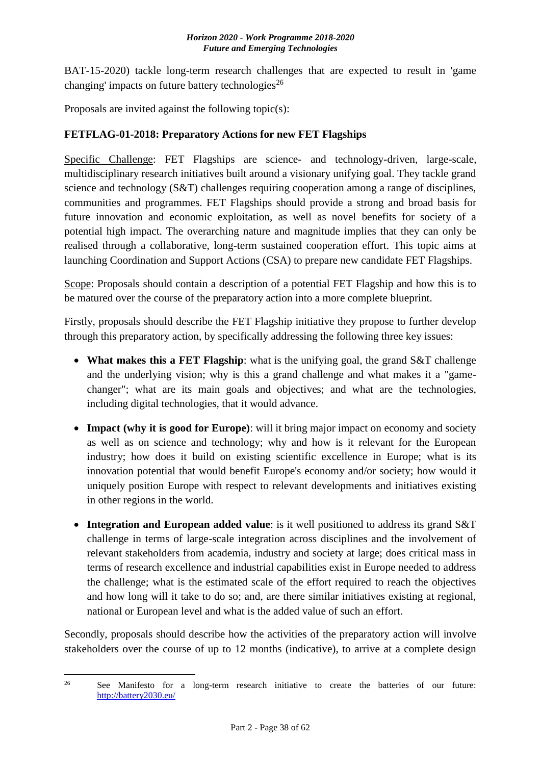BAT-15-2020) tackle long-term research challenges that are expected to result in 'game changing' impacts on future battery technologies[26]

Proposals are invited against the following topic(s):

### FETFLAG-01-2018: Preparatory Actions for new FET Flagships

Specific Challenge: FET Flagships are science- and technology-driven, large-scale, multidisciplinary research initiatives built around a visionary unifying goal. They tackle grand science and technology (S&T) challenges requiring cooperation among a range of disciplines, communities and programmes. FET Flagships should provide a strong and broad basis for future innovation and economic exploitation, as well as novel benefits for society of a potential high impact. The overarching nature and magnitude implies that they can only be realised through a collaborative, long-term sustained cooperation effort. This topic aims at launching Coordination and Support Actions (CSA) to prepare new candidate FET Flagships.

Scope: Proposals should contain a description of a potential FET Flagship and how this is to be matured over the course of the preparatory action into a more complete blueprint.

Firstly, proposals should describe the FET Flagship initiative they propose to further develop through this preparatory action, by specifically addressing the following three key issues:

- **What makes this a FET Flagship**: what is the unifying goal, the grand S&T challenge and the underlying vision; why is this a grand challenge and what makes it a "game-changer"; what are its main goals and objectives; and what are the technologies, including digital technologies, that it would advance.
- **Impact (why it is good for Europe)**: will it bring major impact on economy and society as well as on science and technology; why and how is it relevant for the European industry; how does it build on existing scientific excellence in Europe; what is its innovation potential that would benefit Europe's economy and/or society; how would it uniquely position Europe with respect to relevant developments and initiatives existing in other regions in the world.
- **Integration and European added value**: is it well positioned to address its grand S&T challenge in terms of large-scale integration across disciplines and the involvement of relevant stakeholders from academia, industry and society at large; does critical mass in terms of research excellence and industrial capabilities exist in Europe needed to address the challenge; what is the estimated scale of the effort required to reach the objectives and how long will it take to do so; and, are there similar initiatives existing at regional, national or European level and what is the added value of such an effort.

Secondly, proposals should describe how the activities of the preparatory action will involve stakeholders over the course of up to 12 months (indicative), to arrive at a complete design

---

[26] See Manifesto for a long-term research initiative to create the batteries of our future: http://battery2030.eu/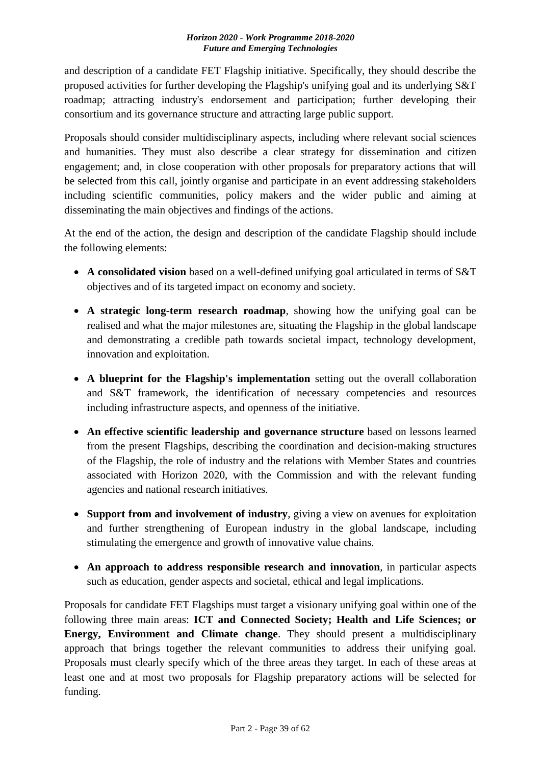and description of a candidate FET Flagship initiative. Specifically, they should describe the proposed activities for further developing the Flagship's unifying goal and its underlying S&T roadmap; attracting industry's endorsement and participation; further developing their consortium and its governance structure and attracting large public support.

Proposals should consider multidisciplinary aspects, including where relevant social sciences and humanities. They must also describe a clear strategy for dissemination and citizen engagement; and, in close cooperation with other proposals for preparatory actions that will be selected from this call, jointly organise and participate in an event addressing stakeholders including scientific communities, policy makers and the wider public and aiming at disseminating the main objectives and findings of the actions.

At the end of the action, the design and description of the candidate Flagship should include the following elements:

- **A consolidated vision** based on a well-defined unifying goal articulated in terms of S&T objectives and of its targeted impact on economy and society.
- **A strategic long-term research roadmap**, showing how the unifying goal can be realised and what the major milestones are, situating the Flagship in the global landscape and demonstrating a credible path towards societal impact, technology development, innovation and exploitation.
- **A blueprint for the Flagship's implementation** setting out the overall collaboration and S&T framework, the identification of necessary competencies and resources including infrastructure aspects, and openness of the initiative.
- **An effective scientific leadership and governance structure** based on lessons learned from the present Flagships, describing the coordination and decision-making structures of the Flagship, the role of industry and the relations with Member States and countries associated with Horizon 2020, with the Commission and with the relevant funding agencies and national research initiatives.
- **Support from and involvement of industry**, giving a view on avenues for exploitation and further strengthening of European industry in the global landscape, including stimulating the emergence and growth of innovative value chains.
- **An approach to address responsible research and innovation**, in particular aspects such as education, gender aspects and societal, ethical and legal implications.

Proposals for candidate FET Flagships must target a visionary unifying goal within one of the following three main areas: **ICT and Connected Society; Health and Life Sciences; or Energy, Environment and Climate change**. They should present a multidisciplinary approach that brings together the relevant communities to address their unifying goal. Proposals must clearly specify which of the three areas they target. In each of these areas at least one and at most two proposals for Flagship preparatory actions will be selected for funding.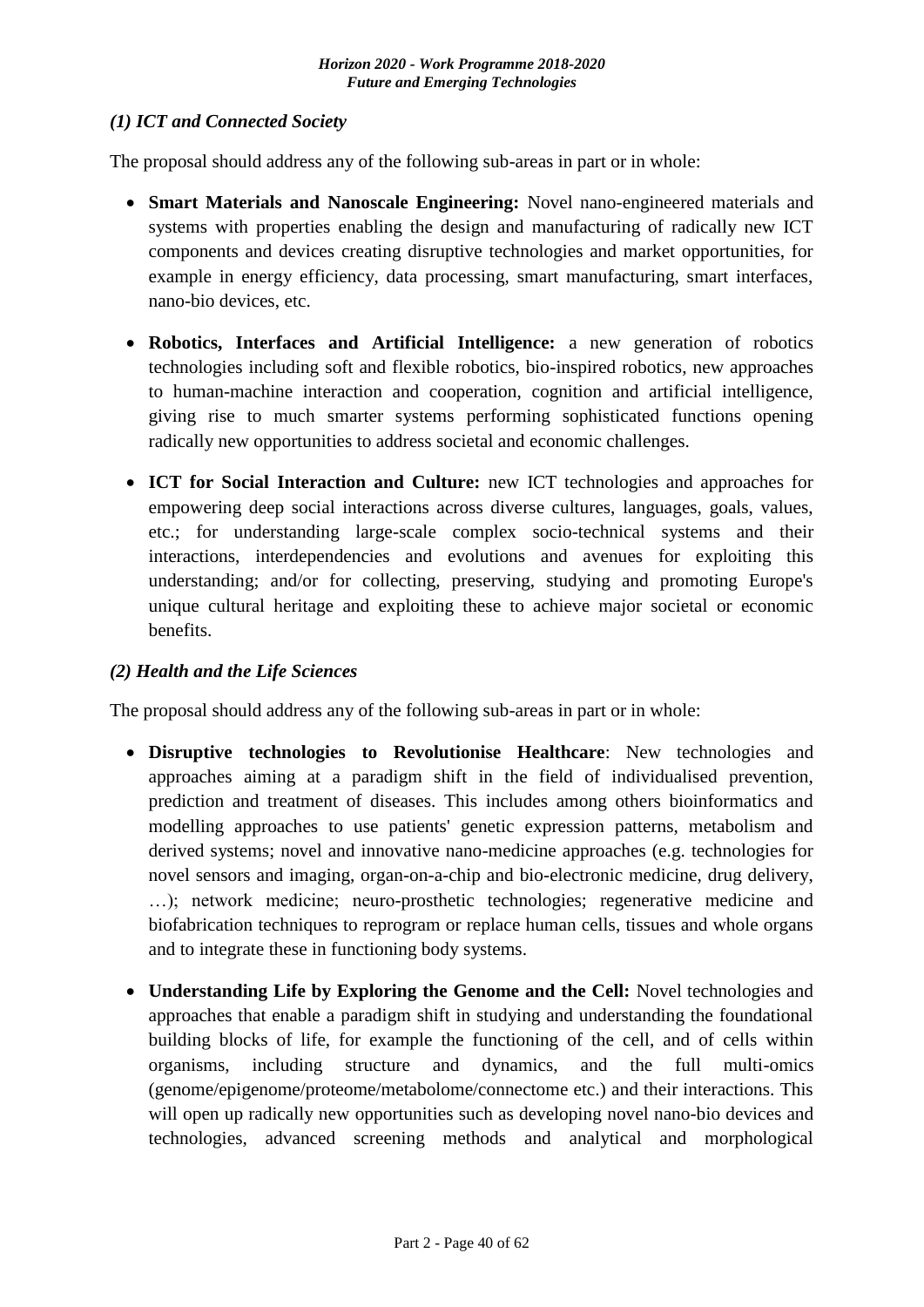*(1) ICT and Connected Society*

The proposal should address any of the following sub-areas in part or in whole:

- **Smart Materials and Nanoscale Engineering:** Novel nano-engineered materials and systems with properties enabling the design and manufacturing of radically new ICT components and devices creating disruptive technologies and market opportunities, for example in energy efficiency, data processing, smart manufacturing, smart interfaces, nano-bio devices, etc.
- **Robotics, Interfaces and Artificial Intelligence:** a new generation of robotics technologies including soft and flexible robotics, bio-inspired robotics, new approaches to human-machine interaction and cooperation, cognition and artificial intelligence, giving rise to much smarter systems performing sophisticated functions opening radically new opportunities to address societal and economic challenges.
- **ICT for Social Interaction and Culture:** new ICT technologies and approaches for empowering deep social interactions across diverse cultures, languages, goals, values, etc.; for understanding large-scale complex socio-technical systems and their interactions, interdependencies and evolutions and avenues for exploiting this understanding; and/or for collecting, preserving, studying and promoting Europe's unique cultural heritage and exploiting these to achieve major societal or economic benefits.

*(2) Health and the Life Sciences*

The proposal should address any of the following sub-areas in part or in whole:

- **Disruptive technologies to Revolutionise Healthcare**: New technologies and approaches aiming at a paradigm shift in the field of individualised prevention, prediction and treatment of diseases. This includes among others bioinformatics and modelling approaches to use patients' genetic expression patterns, metabolism and derived systems; novel and innovative nano-medicine approaches (e.g. technologies for novel sensors and imaging, organ-on-a-chip and bio-electronic medicine, drug delivery, …); network medicine; neuro-prosthetic technologies; regenerative medicine and biofabrication techniques to reprogram or replace human cells, tissues and whole organs and to integrate these in functioning body systems.
- **Understanding Life by Exploring the Genome and the Cell:** Novel technologies and approaches that enable a paradigm shift in studying and understanding the foundational building blocks of life, for example the functioning of the cell, and of cells within organisms, including structure and dynamics, and the full multi-omics (genome/epigenome/proteome/metabolome/connectome etc.) and their interactions. This will open up radically new opportunities such as developing novel nano-bio devices and technologies, advanced screening methods and analytical and morphological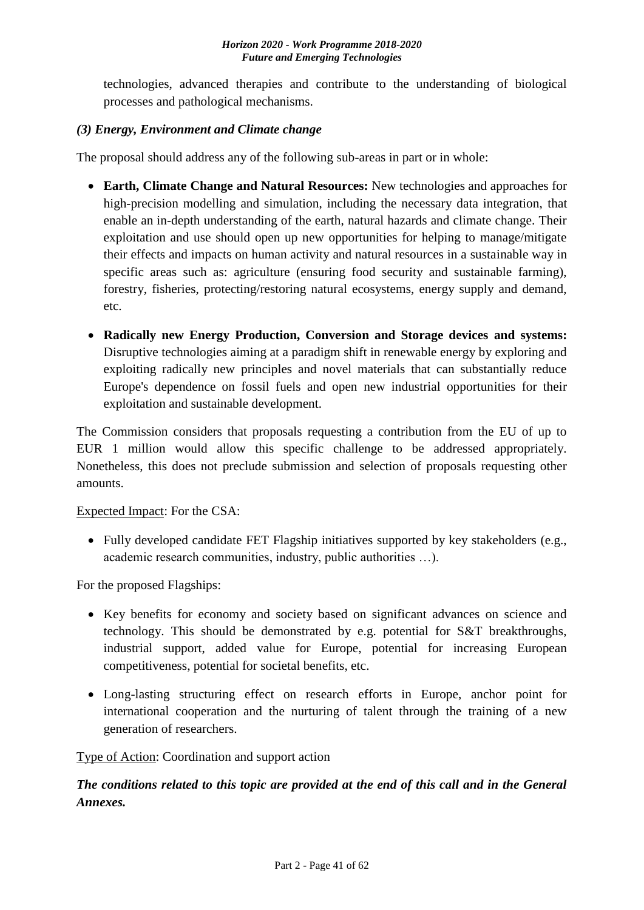technologies, advanced therapies and contribute to the understanding of biological processes and pathological mechanisms.

***(3) Energy, Environment and Climate change***

The proposal should address any of the following sub-areas in part or in whole:

- **Earth, Climate Change and Natural Resources:** New technologies and approaches for high-precision modelling and simulation, including the necessary data integration, that enable an in-depth understanding of the earth, natural hazards and climate change. Their exploitation and use should open up new opportunities for helping to manage/mitigate their effects and impacts on human activity and natural resources in a sustainable way in specific areas such as: agriculture (ensuring food security and sustainable farming), forestry, fisheries, protecting/restoring natural ecosystems, energy supply and demand, etc.
- **Radically new Energy Production, Conversion and Storage devices and systems:** Disruptive technologies aiming at a paradigm shift in renewable energy by exploring and exploiting radically new principles and novel materials that can substantially reduce Europe's dependence on fossil fuels and open new industrial opportunities for their exploitation and sustainable development.

The Commission considers that proposals requesting a contribution from the EU of up to EUR 1 million would allow this specific challenge to be addressed appropriately. Nonetheless, this does not preclude submission and selection of proposals requesting other amounts.

Expected Impact: For the CSA:

- Fully developed candidate FET Flagship initiatives supported by key stakeholders (e.g., academic research communities, industry, public authorities …).

For the proposed Flagships:

- Key benefits for economy and society based on significant advances on science and technology. This should be demonstrated by e.g. potential for S&T breakthroughs, industrial support, added value for Europe, potential for increasing European competitiveness, potential for societal benefits, etc.
- Long-lasting structuring effect on research efforts in Europe, anchor point for international cooperation and the nurturing of talent through the training of a new generation of researchers.

Type of Action: Coordination and support action

***The conditions related to this topic are provided at the end of this call and in the General Annexes.***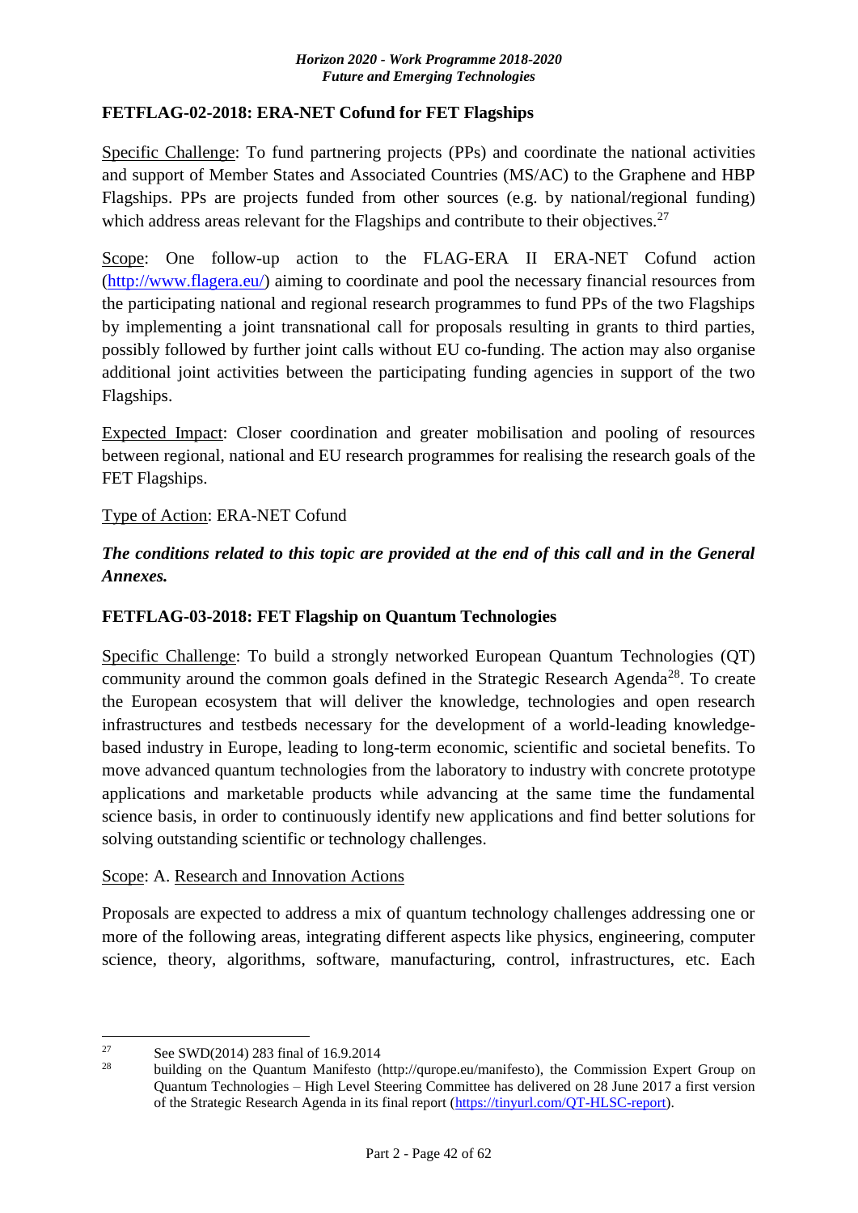**FETFLAG-02-2018: ERA-NET Cofund for FET Flagships**

Specific Challenge: To fund partnering projects (PPs) and coordinate the national activities and support of Member States and Associated Countries (MS/AC) to the Graphene and HBP Flagships. PPs are projects funded from other sources (e.g. by national/regional funding) which address areas relevant for the Flagships and contribute to their objectives.[27]

Scope: One follow-up action to the FLAG-ERA II ERA-NET Cofund action (http://www.flagera.eu/) aiming to coordinate and pool the necessary financial resources from the participating national and regional research programmes to fund PPs of the two Flagships by implementing a joint transnational call for proposals resulting in grants to third parties, possibly followed by further joint calls without EU co-funding. The action may also organise additional joint activities between the participating funding agencies in support of the two Flagships.

Expected Impact: Closer coordination and greater mobilisation and pooling of resources between regional, national and EU research programmes for realising the research goals of the FET Flagships.

Type of Action: ERA-NET Cofund

***The conditions related to this topic are provided at the end of this call and in the General Annexes.***

**FETFLAG-03-2018: FET Flagship on Quantum Technologies**

Specific Challenge: To build a strongly networked European Quantum Technologies (QT) community around the common goals defined in the Strategic Research Agenda[28]. To create the European ecosystem that will deliver the knowledge, technologies and open research infrastructures and testbeds necessary for the development of a world-leading knowledge-based industry in Europe, leading to long-term economic, scientific and societal benefits. To move advanced quantum technologies from the laboratory to industry with concrete prototype applications and marketable products while advancing at the same time the fundamental science basis, in order to continuously identify new applications and find better solutions for solving outstanding scientific or technology challenges.

Scope: A. Research and Innovation Actions

Proposals are expected to address a mix of quantum technology challenges addressing one or more of the following areas, integrating different aspects like physics, engineering, computer science, theory, algorithms, software, manufacturing, control, infrastructures, etc. Each

---

[27] See SWD(2014) 283 final of 16.9.2014

[28] building on the Quantum Manifesto (http://qurope.eu/manifesto), the Commission Expert Group on Quantum Technologies – High Level Steering Committee has delivered on 28 June 2017 a first version of the Strategic Research Agenda in its final report (https://tinyurl.com/QT-HLSC-report).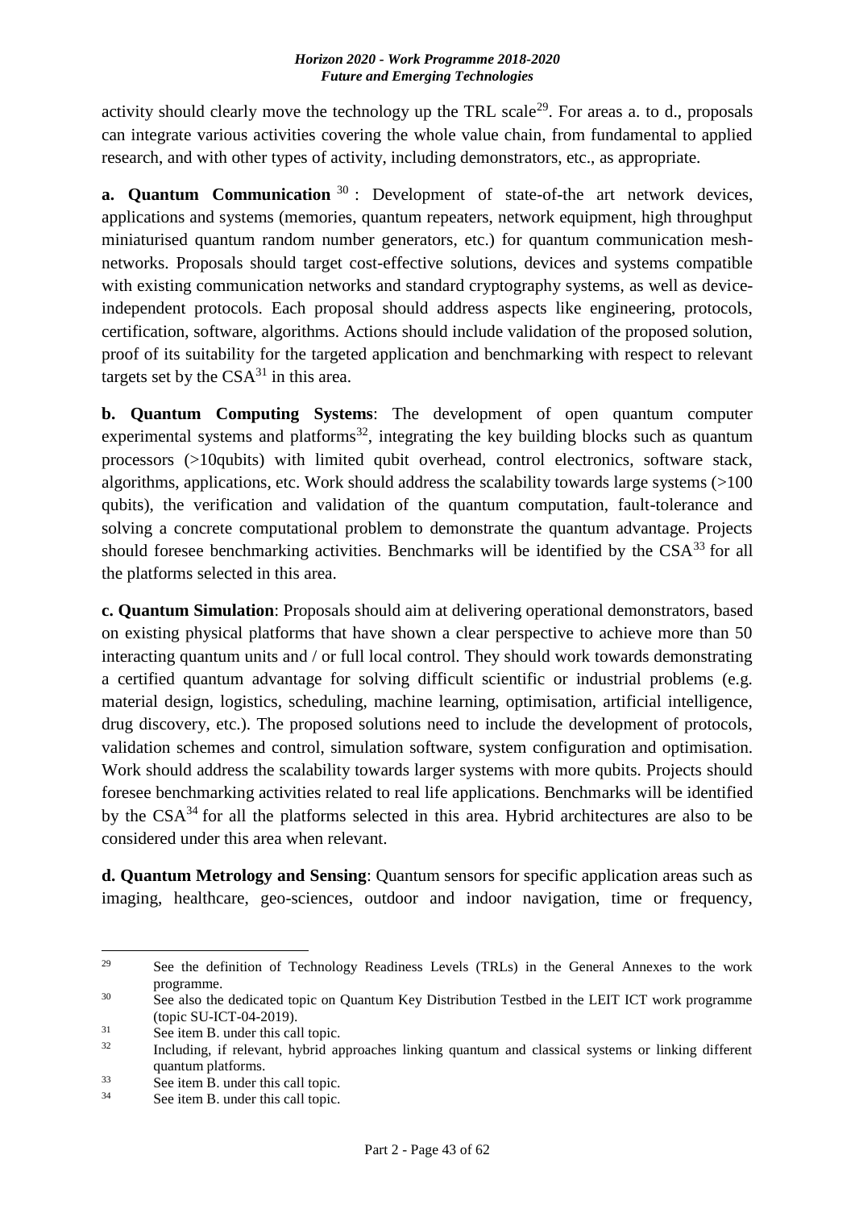activity should clearly move the technology up the TRL scale[29]. For areas a. to d., proposals can integrate various activities covering the whole value chain, from fundamental to applied research, and with other types of activity, including demonstrators, etc., as appropriate.

**a. Quantum Communication** [30] : Development of state-of-the art network devices, applications and systems (memories, quantum repeaters, network equipment, high throughput miniaturised quantum random number generators, etc.) for quantum communication mesh-networks. Proposals should target cost-effective solutions, devices and systems compatible with existing communication networks and standard cryptography systems, as well as device-independent protocols. Each proposal should address aspects like engineering, protocols, certification, software, algorithms. Actions should include validation of the proposed solution, proof of its suitability for the targeted application and benchmarking with respect to relevant targets set by the CSA[31] in this area.

**b. Quantum Computing Systems**: The development of open quantum computer experimental systems and platforms[32], integrating the key building blocks such as quantum processors (>10qubits) with limited qubit overhead, control electronics, software stack, algorithms, applications, etc. Work should address the scalability towards large systems (>100 qubits), the verification and validation of the quantum computation, fault-tolerance and solving a concrete computational problem to demonstrate the quantum advantage. Projects should foresee benchmarking activities. Benchmarks will be identified by the CSA[33] for all the platforms selected in this area.

**c. Quantum Simulation**: Proposals should aim at delivering operational demonstrators, based on existing physical platforms that have shown a clear perspective to achieve more than 50 interacting quantum units and / or full local control. They should work towards demonstrating a certified quantum advantage for solving difficult scientific or industrial problems (e.g. material design, logistics, scheduling, machine learning, optimisation, artificial intelligence, drug discovery, etc.). The proposed solutions need to include the development of protocols, validation schemes and control, simulation software, system configuration and optimisation. Work should address the scalability towards larger systems with more qubits. Projects should foresee benchmarking activities related to real life applications. Benchmarks will be identified by the CSA[34] for all the platforms selected in this area. Hybrid architectures are also to be considered under this area when relevant.

**d. Quantum Metrology and Sensing**: Quantum sensors for specific application areas such as imaging, healthcare, geo-sciences, outdoor and indoor navigation, time or frequency,

---

[29] See the definition of Technology Readiness Levels (TRLs) in the General Annexes to the work programme.

[30] See also the dedicated topic on Quantum Key Distribution Testbed in the LEIT ICT work programme (topic SU-ICT-04-2019).

[31] See item B. under this call topic.

[32] Including, if relevant, hybrid approaches linking quantum and classical systems or linking different quantum platforms.

[33] See item B. under this call topic.

[34] See item B. under this call topic.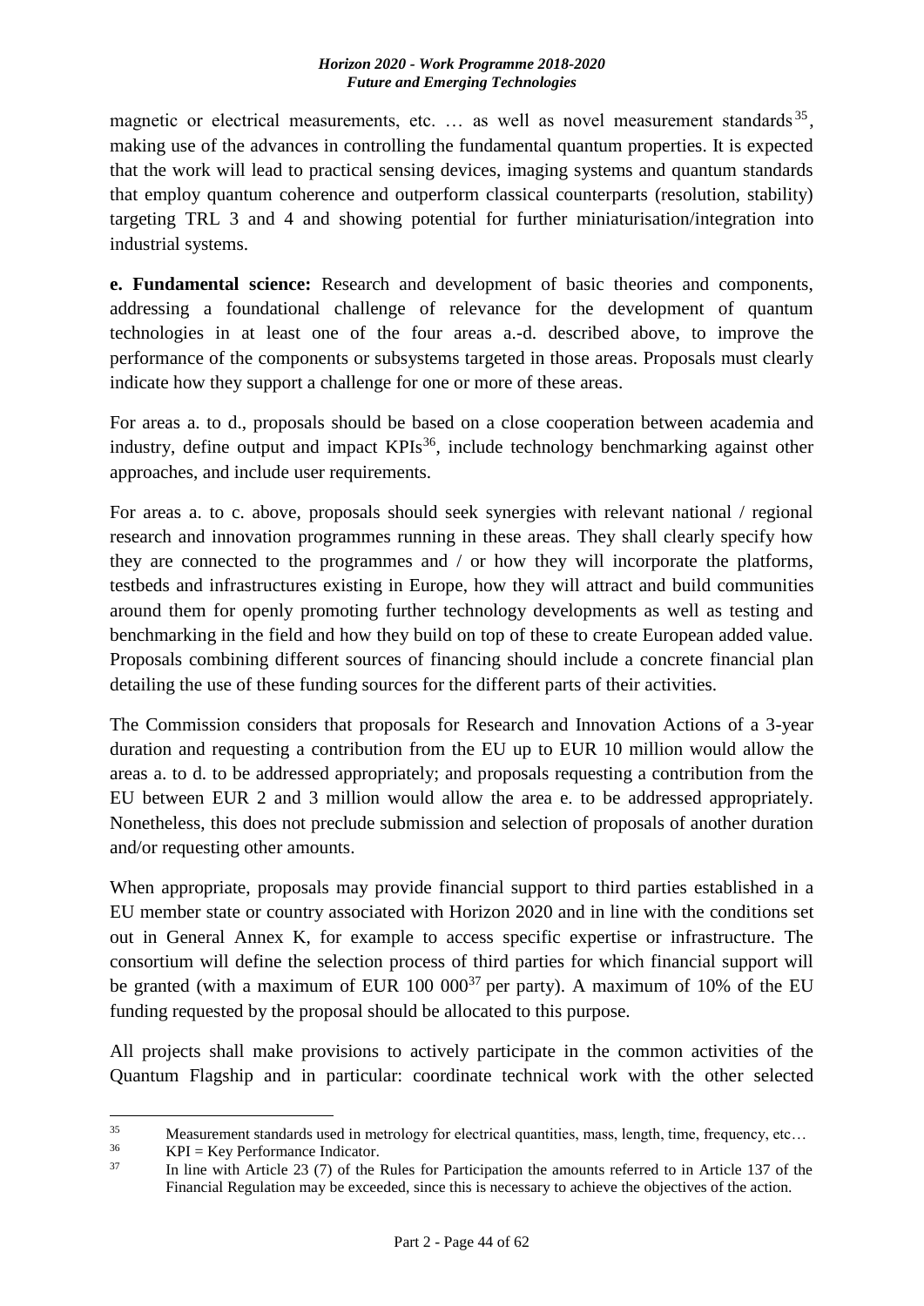magnetic or electrical measurements, etc. … as well as novel measurement standards[35], making use of the advances in controlling the fundamental quantum properties. It is expected that the work will lead to practical sensing devices, imaging systems and quantum standards that employ quantum coherence and outperform classical counterparts (resolution, stability) targeting TRL 3 and 4 and showing potential for further miniaturisation/integration into industrial systems.

**e. Fundamental science:** Research and development of basic theories and components, addressing a foundational challenge of relevance for the development of quantum technologies in at least one of the four areas a.-d. described above, to improve the performance of the components or subsystems targeted in those areas. Proposals must clearly indicate how they support a challenge for one or more of these areas.

For areas a. to d., proposals should be based on a close cooperation between academia and industry, define output and impact KPIs[36], include technology benchmarking against other approaches, and include user requirements.

For areas a. to c. above, proposals should seek synergies with relevant national / regional research and innovation programmes running in these areas. They shall clearly specify how they are connected to the programmes and / or how they will incorporate the platforms, testbeds and infrastructures existing in Europe, how they will attract and build communities around them for openly promoting further technology developments as well as testing and benchmarking in the field and how they build on top of these to create European added value. Proposals combining different sources of financing should include a concrete financial plan detailing the use of these funding sources for the different parts of their activities.

The Commission considers that proposals for Research and Innovation Actions of a 3-year duration and requesting a contribution from the EU up to EUR 10 million would allow the areas a. to d. to be addressed appropriately; and proposals requesting a contribution from the EU between EUR 2 and 3 million would allow the area e. to be addressed appropriately. Nonetheless, this does not preclude submission and selection of proposals of another duration and/or requesting other amounts.

When appropriate, proposals may provide financial support to third parties established in a EU member state or country associated with Horizon 2020 and in line with the conditions set out in General Annex K, for example to access specific expertise or infrastructure. The consortium will define the selection process of third parties for which financial support will be granted (with a maximum of EUR 100 000[37] per party). A maximum of 10% of the EU funding requested by the proposal should be allocated to this purpose.

All projects shall make provisions to actively participate in the common activities of the Quantum Flagship and in particular: coordinate technical work with the other selected

---

[35] Measurement standards used in metrology for electrical quantities, mass, length, time, frequency, etc…

[36] KPI = Key Performance Indicator.

[37] In line with Article 23 (7) of the Rules for Participation the amounts referred to in Article 137 of the Financial Regulation may be exceeded, since this is necessary to achieve the objectives of the action.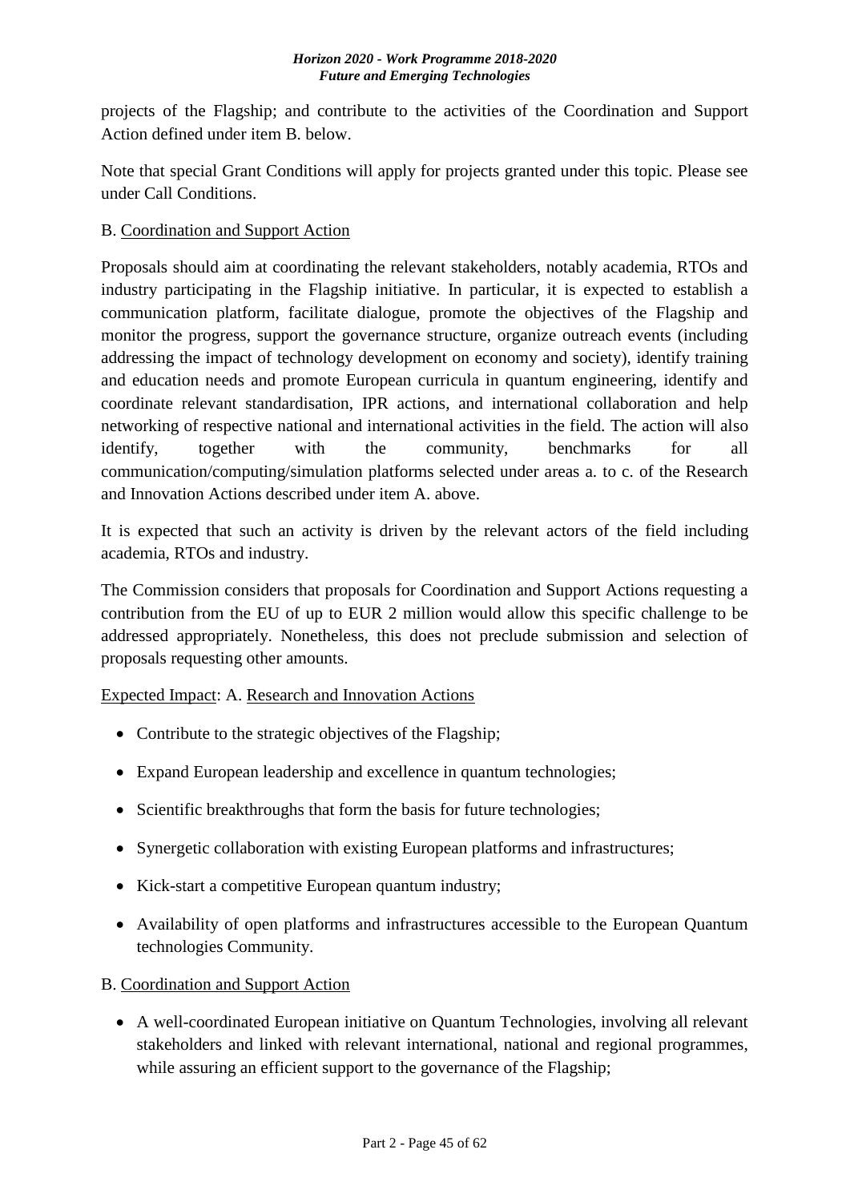projects of the Flagship; and contribute to the activities of the Coordination and Support Action defined under item B. below.

Note that special Grant Conditions will apply for projects granted under this topic. Please see under Call Conditions.

B. Coordination and Support Action

Proposals should aim at coordinating the relevant stakeholders, notably academia, RTOs and industry participating in the Flagship initiative. In particular, it is expected to establish a communication platform, facilitate dialogue, promote the objectives of the Flagship and monitor the progress, support the governance structure, organize outreach events (including addressing the impact of technology development on economy and society), identify training and education needs and promote European curricula in quantum engineering, identify and coordinate relevant standardisation, IPR actions, and international collaboration and help networking of respective national and international activities in the field. The action will also identify, together with the community, benchmarks for all communication/computing/simulation platforms selected under areas a. to c. of the Research and Innovation Actions described under item A. above.

It is expected that such an activity is driven by the relevant actors of the field including academia, RTOs and industry.

The Commission considers that proposals for Coordination and Support Actions requesting a contribution from the EU of up to EUR 2 million would allow this specific challenge to be addressed appropriately. Nonetheless, this does not preclude submission and selection of proposals requesting other amounts.

Expected Impact: A. Research and Innovation Actions

- Contribute to the strategic objectives of the Flagship;
- Expand European leadership and excellence in quantum technologies;
- Scientific breakthroughs that form the basis for future technologies;
- Synergetic collaboration with existing European platforms and infrastructures;
- Kick-start a competitive European quantum industry;
- Availability of open platforms and infrastructures accessible to the European Quantum technologies Community.

B. Coordination and Support Action

- A well-coordinated European initiative on Quantum Technologies, involving all relevant stakeholders and linked with relevant international, national and regional programmes, while assuring an efficient support to the governance of the Flagship;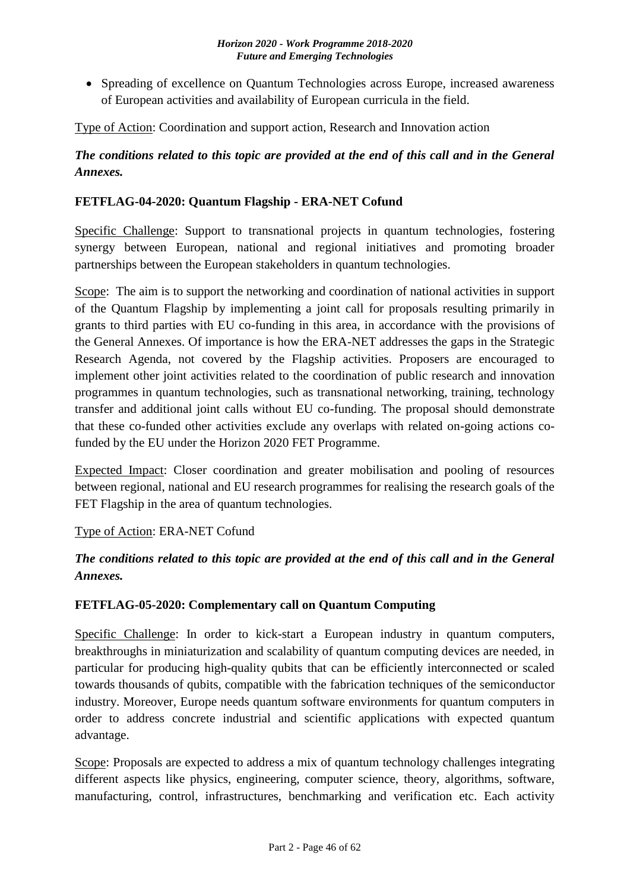- Spreading of excellence on Quantum Technologies across Europe, increased awareness of European activities and availability of European curricula in the field.

Type of Action: Coordination and support action, Research and Innovation action

***The conditions related to this topic are provided at the end of this call and in the General Annexes.***

### FETFLAG-04-2020: Quantum Flagship - ERA-NET Cofund

Specific Challenge: Support to transnational projects in quantum technologies, fostering synergy between European, national and regional initiatives and promoting broader partnerships between the European stakeholders in quantum technologies.

Scope: The aim is to support the networking and coordination of national activities in support of the Quantum Flagship by implementing a joint call for proposals resulting primarily in grants to third parties with EU co-funding in this area, in accordance with the provisions of the General Annexes. Of importance is how the ERA-NET addresses the gaps in the Strategic Research Agenda, not covered by the Flagship activities. Proposers are encouraged to implement other joint activities related to the coordination of public research and innovation programmes in quantum technologies, such as transnational networking, training, technology transfer and additional joint calls without EU co-funding. The proposal should demonstrate that these co-funded other activities exclude any overlaps with related on-going actions co-funded by the EU under the Horizon 2020 FET Programme.

Expected Impact: Closer coordination and greater mobilisation and pooling of resources between regional, national and EU research programmes for realising the research goals of the FET Flagship in the area of quantum technologies.

Type of Action: ERA-NET Cofund

***The conditions related to this topic are provided at the end of this call and in the General Annexes.***

### FETFLAG-05-2020: Complementary call on Quantum Computing

Specific Challenge: In order to kick-start a European industry in quantum computers, breakthroughs in miniaturization and scalability of quantum computing devices are needed, in particular for producing high-quality qubits that can be efficiently interconnected or scaled towards thousands of qubits, compatible with the fabrication techniques of the semiconductor industry. Moreover, Europe needs quantum software environments for quantum computers in order to address concrete industrial and scientific applications with expected quantum advantage.

Scope: Proposals are expected to address a mix of quantum technology challenges integrating different aspects like physics, engineering, computer science, theory, algorithms, software, manufacturing, control, infrastructures, benchmarking and verification etc. Each activity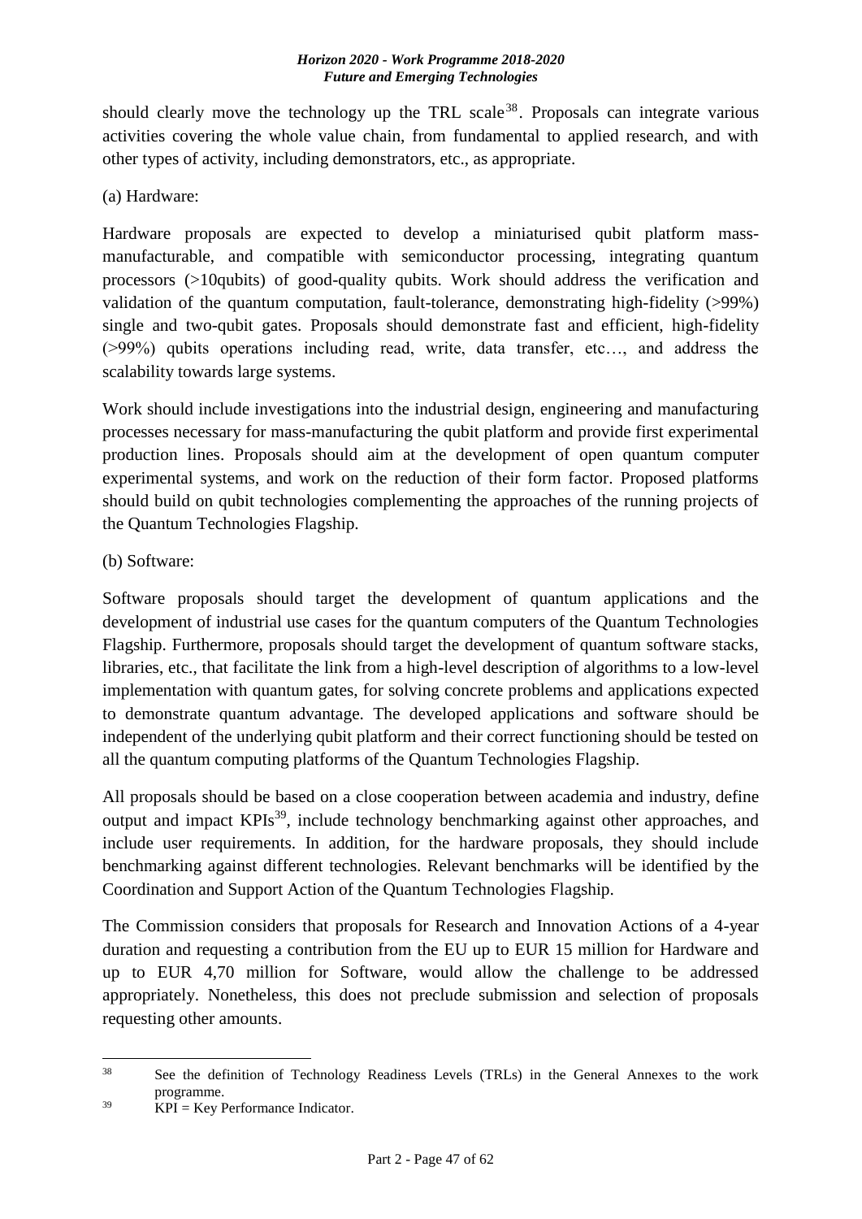should clearly move the technology up the TRL scale[38]. Proposals can integrate various activities covering the whole value chain, from fundamental to applied research, and with other types of activity, including demonstrators, etc., as appropriate.

(a) Hardware:

Hardware proposals are expected to develop a miniaturised qubit platform mass-manufacturable, and compatible with semiconductor processing, integrating quantum processors (>10qubits) of good-quality qubits. Work should address the verification and validation of the quantum computation, fault-tolerance, demonstrating high-fidelity (>99%) single and two-qubit gates. Proposals should demonstrate fast and efficient, high-fidelity (>99%) qubits operations including read, write, data transfer, etc…, and address the scalability towards large systems.

Work should include investigations into the industrial design, engineering and manufacturing processes necessary for mass-manufacturing the qubit platform and provide first experimental production lines. Proposals should aim at the development of open quantum computer experimental systems, and work on the reduction of their form factor. Proposed platforms should build on qubit technologies complementing the approaches of the running projects of the Quantum Technologies Flagship.

(b) Software:

Software proposals should target the development of quantum applications and the development of industrial use cases for the quantum computers of the Quantum Technologies Flagship. Furthermore, proposals should target the development of quantum software stacks, libraries, etc., that facilitate the link from a high-level description of algorithms to a low-level implementation with quantum gates, for solving concrete problems and applications expected to demonstrate quantum advantage. The developed applications and software should be independent of the underlying qubit platform and their correct functioning should be tested on all the quantum computing platforms of the Quantum Technologies Flagship.

All proposals should be based on a close cooperation between academia and industry, define output and impact KPIs[39], include technology benchmarking against other approaches, and include user requirements. In addition, for the hardware proposals, they should include benchmarking against different technologies. Relevant benchmarks will be identified by the Coordination and Support Action of the Quantum Technologies Flagship.

The Commission considers that proposals for Research and Innovation Actions of a 4-year duration and requesting a contribution from the EU up to EUR 15 million for Hardware and up to EUR 4,70 million for Software, would allow the challenge to be addressed appropriately. Nonetheless, this does not preclude submission and selection of proposals requesting other amounts.

---

[38] See the definition of Technology Readiness Levels (TRLs) in the General Annexes to the work programme.

[39] KPI = Key Performance Indicator.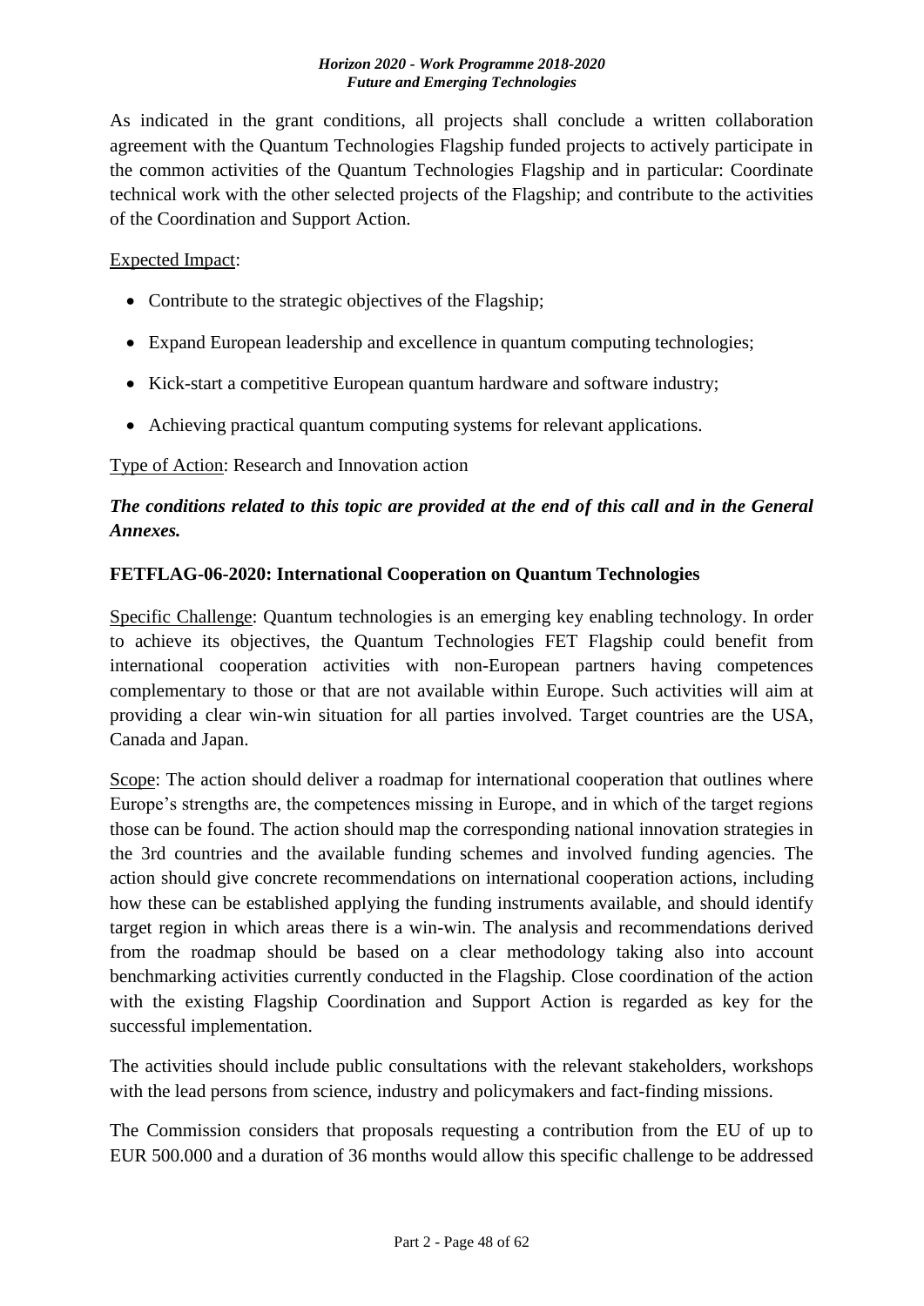As indicated in the grant conditions, all projects shall conclude a written collaboration agreement with the Quantum Technologies Flagship funded projects to actively participate in the common activities of the Quantum Technologies Flagship and in particular: Coordinate technical work with the other selected projects of the Flagship; and contribute to the activities of the Coordination and Support Action.

Expected Impact:

- Contribute to the strategic objectives of the Flagship;
- Expand European leadership and excellence in quantum computing technologies;
- Kick-start a competitive European quantum hardware and software industry;
- Achieving practical quantum computing systems for relevant applications.

Type of Action: Research and Innovation action

***The conditions related to this topic are provided at the end of this call and in the General Annexes.***

**FETFLAG-06-2020: International Cooperation on Quantum Technologies**

Specific Challenge: Quantum technologies is an emerging key enabling technology. In order to achieve its objectives, the Quantum Technologies FET Flagship could benefit from international cooperation activities with non-European partners having competences complementary to those or that are not available within Europe. Such activities will aim at providing a clear win-win situation for all parties involved. Target countries are the USA, Canada and Japan.

Scope: The action should deliver a roadmap for international cooperation that outlines where Europe's strengths are, the competences missing in Europe, and in which of the target regions those can be found. The action should map the corresponding national innovation strategies in the 3rd countries and the available funding schemes and involved funding agencies. The action should give concrete recommendations on international cooperation actions, including how these can be established applying the funding instruments available, and should identify target region in which areas there is a win-win. The analysis and recommendations derived from the roadmap should be based on a clear methodology taking also into account benchmarking activities currently conducted in the Flagship. Close coordination of the action with the existing Flagship Coordination and Support Action is regarded as key for the successful implementation.

The activities should include public consultations with the relevant stakeholders, workshops with the lead persons from science, industry and policymakers and fact-finding missions.

The Commission considers that proposals requesting a contribution from the EU of up to EUR 500.000 and a duration of 36 months would allow this specific challenge to be addressed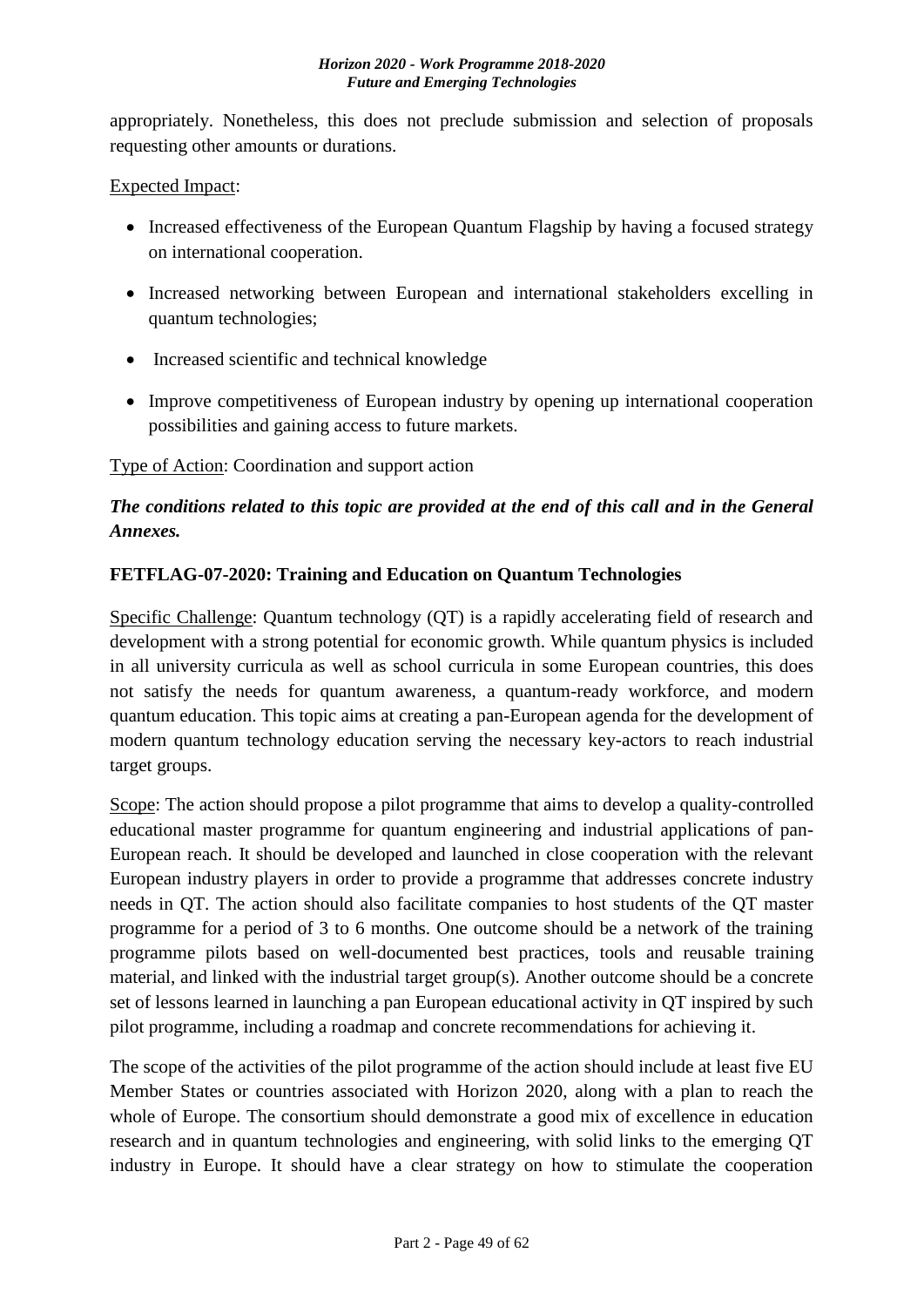appropriately. Nonetheless, this does not preclude submission and selection of proposals requesting other amounts or durations.

Expected Impact:

- Increased effectiveness of the European Quantum Flagship by having a focused strategy on international cooperation.
- Increased networking between European and international stakeholders excelling in quantum technologies;
- Increased scientific and technical knowledge
- Improve competitiveness of European industry by opening up international cooperation possibilities and gaining access to future markets.

Type of Action: Coordination and support action

***The conditions related to this topic are provided at the end of this call and in the General Annexes.***

**FETFLAG-07-2020: Training and Education on Quantum Technologies**

Specific Challenge: Quantum technology (QT) is a rapidly accelerating field of research and development with a strong potential for economic growth. While quantum physics is included in all university curricula as well as school curricula in some European countries, this does not satisfy the needs for quantum awareness, a quantum-ready workforce, and modern quantum education. This topic aims at creating a pan-European agenda for the development of modern quantum technology education serving the necessary key-actors to reach industrial target groups.

Scope: The action should propose a pilot programme that aims to develop a quality-controlled educational master programme for quantum engineering and industrial applications of pan-European reach. It should be developed and launched in close cooperation with the relevant European industry players in order to provide a programme that addresses concrete industry needs in QT. The action should also facilitate companies to host students of the QT master programme for a period of 3 to 6 months. One outcome should be a network of the training programme pilots based on well-documented best practices, tools and reusable training material, and linked with the industrial target group(s). Another outcome should be a concrete set of lessons learned in launching a pan European educational activity in QT inspired by such pilot programme, including a roadmap and concrete recommendations for achieving it.

The scope of the activities of the pilot programme of the action should include at least five EU Member States or countries associated with Horizon 2020, along with a plan to reach the whole of Europe. The consortium should demonstrate a good mix of excellence in education research and in quantum technologies and engineering, with solid links to the emerging QT industry in Europe. It should have a clear strategy on how to stimulate the cooperation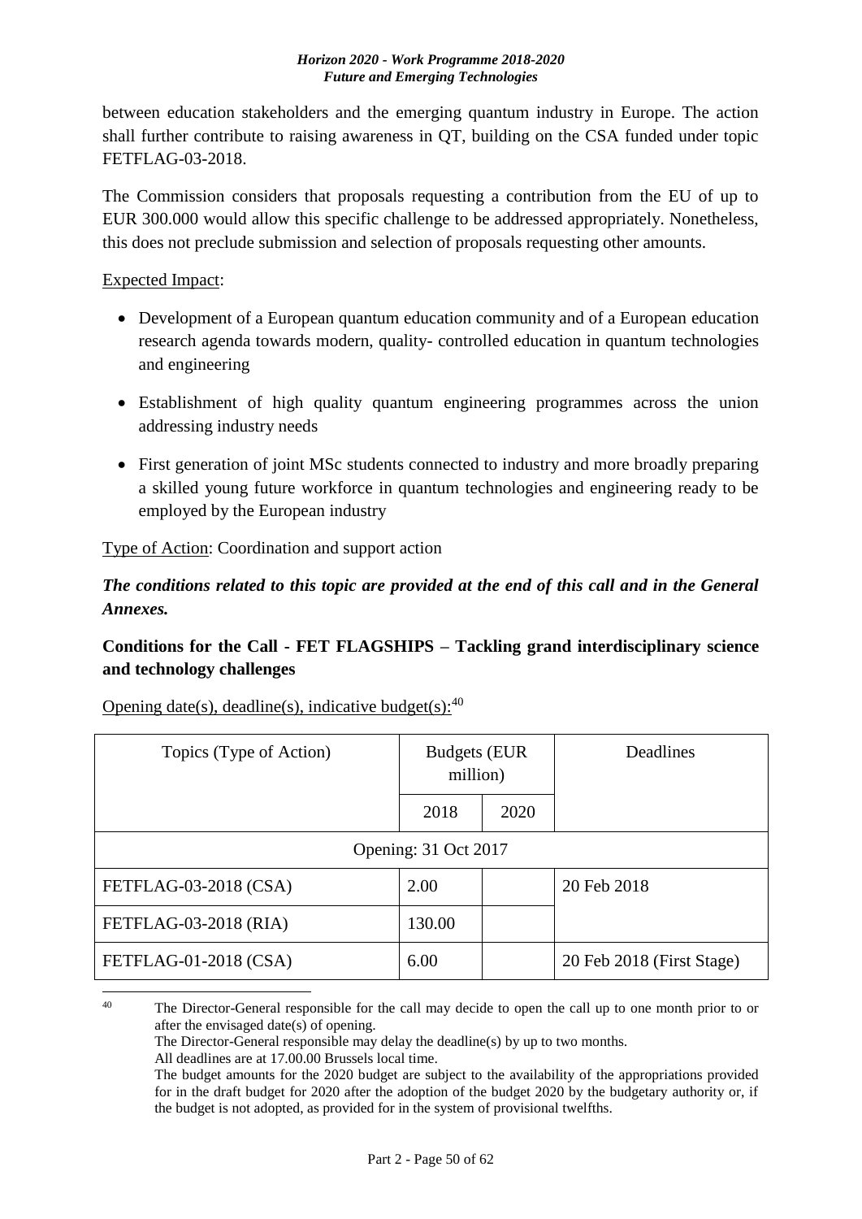between education stakeholders and the emerging quantum industry in Europe. The action shall further contribute to raising awareness in QT, building on the CSA funded under topic FETFLAG-03-2018.

The Commission considers that proposals requesting a contribution from the EU of up to EUR 300.000 would allow this specific challenge to be addressed appropriately. Nonetheless, this does not preclude submission and selection of proposals requesting other amounts.

Expected Impact:

- Development of a European quantum education community and of a European education research agenda towards modern, quality- controlled education in quantum technologies and engineering
- Establishment of high quality quantum engineering programmes across the union addressing industry needs
- First generation of joint MSc students connected to industry and more broadly preparing a skilled young future workforce in quantum technologies and engineering ready to be employed by the European industry

Type of Action: Coordination and support action

***The conditions related to this topic are provided at the end of this call and in the General Annexes.***

**Conditions for the Call - FET FLAGSHIPS – Tackling grand interdisciplinary science and technology challenges**

Opening date(s), deadline(s), indicative budget(s):[40]

| Topics (Type of Action) | Budgets (EUR million) | | Deadlines |
|---|---|---|---|
| | 2018 | 2020 | |
| Opening: 31 Oct 2017 | | | |
| FETFLAG-03-2018 (CSA) | 2.00 | | 20 Feb 2018 |
| FETFLAG-03-2018 (RIA) | 130.00 | | |
| FETFLAG-01-2018 (CSA) | 6.00 | | 20 Feb 2018 (First Stage) |

[40] The Director-General responsible for the call may decide to open the call up to one month prior to or after the envisaged date(s) of opening.
The Director-General responsible may delay the deadline(s) by up to two months.
All deadlines are at 17.00.00 Brussels local time.
The budget amounts for the 2020 budget are subject to the availability of the appropriations provided for in the draft budget for 2020 after the adoption of the budget 2020 by the budgetary authority or, if the budget is not adopted, as provided for in the system of provisional twelfths.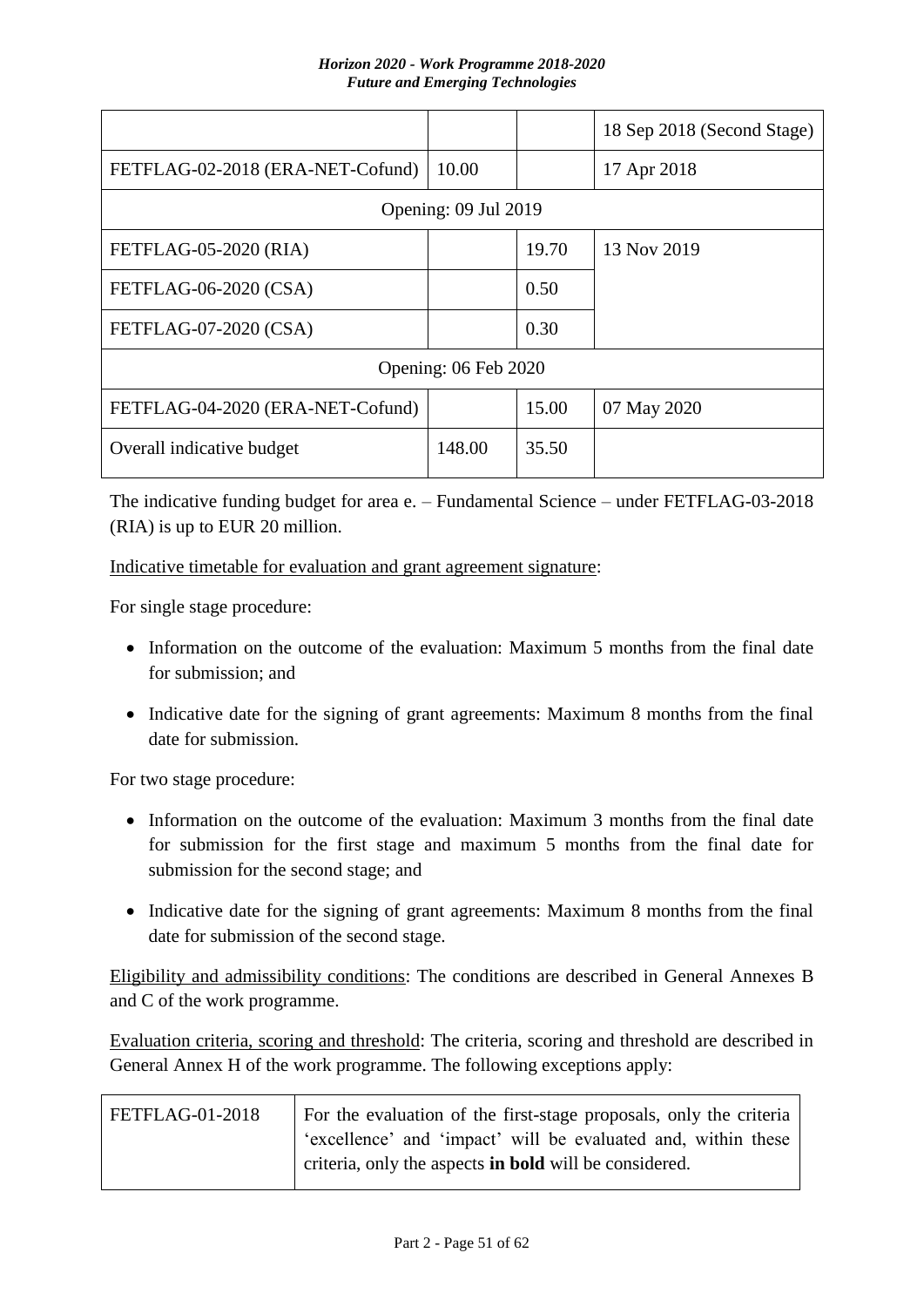| | | | |
|---|---|---|---|
| | | | 18 Sep 2018 (Second Stage) |
| FETFLAG-02-2018 (ERA-NET-Cofund) | 10.00 | | 17 Apr 2018 |
| Opening: 09 Jul 2019 | | | |
| FETFLAG-05-2020 (RIA) | | 19.70 | 13 Nov 2019 |
| FETFLAG-06-2020 (CSA) | | 0.50 | |
| FETFLAG-07-2020 (CSA) | | 0.30 | |
| Opening: 06 Feb 2020 | | | |
| FETFLAG-04-2020 (ERA-NET-Cofund) | | 15.00 | 07 May 2020 |
| Overall indicative budget | 148.00 | 35.50 | |

The indicative funding budget for area e. – Fundamental Science – under FETFLAG-03-2018 (RIA) is up to EUR 20 million.

Indicative timetable for evaluation and grant agreement signature:

For single stage procedure:

- Information on the outcome of the evaluation: Maximum 5 months from the final date for submission; and
- Indicative date for the signing of grant agreements: Maximum 8 months from the final date for submission.

For two stage procedure:

- Information on the outcome of the evaluation: Maximum 3 months from the final date for submission for the first stage and maximum 5 months from the final date for submission for the second stage; and
- Indicative date for the signing of grant agreements: Maximum 8 months from the final date for submission of the second stage.

Eligibility and admissibility conditions: The conditions are described in General Annexes B and C of the work programme.

Evaluation criteria, scoring and threshold: The criteria, scoring and threshold are described in General Annex H of the work programme. The following exceptions apply:

| | |
|---|---|
| FETFLAG-01-2018 | For the evaluation of the first-stage proposals, only the criteria 'excellence' and 'impact' will be evaluated and, within these criteria, only the aspects **in bold** will be considered. |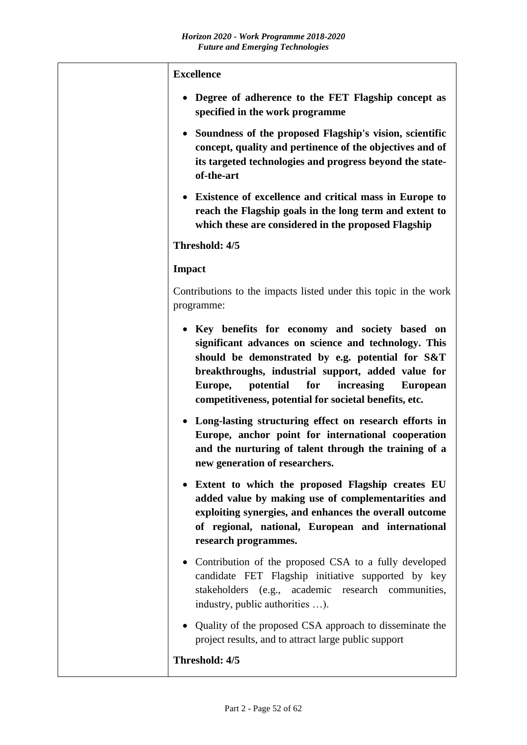| | **Excellence**<br><br>- **Degree of adherence to the FET Flagship concept as specified in the work programme**<br>- **Soundness of the proposed Flagship's vision, scientific concept, quality and pertinence of the objectives and of its targeted technologies and progress beyond the state-of-the-art**<br>- **Existence of excellence and critical mass in Europe to reach the Flagship goals in the long term and extent to which these are considered in the proposed Flagship**<br><br>**Threshold: 4/5**<br><br>**Impact**<br><br>Contributions to the impacts listed under this topic in the work programme:<br><br>- **Key benefits for economy and society based on significant advances on science and technology. This should be demonstrated by e.g. potential for S&T breakthroughs, industrial support, added value for Europe, potential for increasing European competitiveness, potential for societal benefits, etc.**<br>- **Long-lasting structuring effect on research efforts in Europe, anchor point for international cooperation and the nurturing of talent through the training of a new generation of researchers.**<br>- **Extent to which the proposed Flagship creates EU added value by making use of complementarities and exploiting synergies, and enhances the overall outcome of regional, national, European and international research programmes.**<br>- Contribution of the proposed CSA to a fully developed candidate FET Flagship initiative supported by key stakeholders (e.g., academic research communities, industry, public authorities …).<br>- Quality of the proposed CSA approach to disseminate the project results, and to attract large public support<br><br>**Threshold: 4/5** |
|---|---|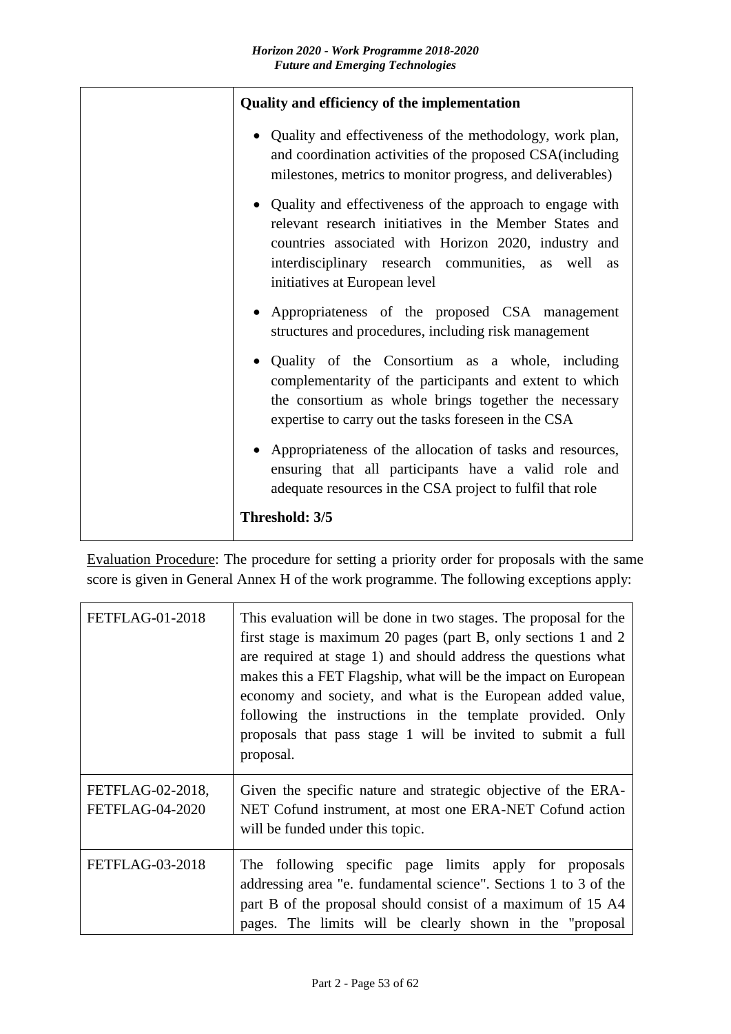| | **Quality and efficiency of the implementation**<br><br>• Quality and effectiveness of the methodology, work plan, and coordination activities of the proposed CSA(including milestones, metrics to monitor progress, and deliverables)<br><br>• Quality and effectiveness of the approach to engage with relevant research initiatives in the Member States and countries associated with Horizon 2020, industry and interdisciplinary research communities, as well as initiatives at European level<br><br>• Appropriateness of the proposed CSA management structures and procedures, including risk management<br><br>• Quality of the Consortium as a whole, including complementarity of the participants and extent to which the consortium as whole brings together the necessary expertise to carry out the tasks foreseen in the CSA<br><br>• Appropriateness of the allocation of tasks and resources, ensuring that all participants have a valid role and adequate resources in the CSA project to fulfil that role<br><br>**Threshold: 3/5** |
|---|---|

Evaluation Procedure: The procedure for setting a priority order for proposals with the same score is given in General Annex H of the work programme. The following exceptions apply:

| FETFLAG-01-2018 | This evaluation will be done in two stages. The proposal for the first stage is maximum 20 pages (part B, only sections 1 and 2 are required at stage 1) and should address the questions what makes this a FET Flagship, what will be the impact on European economy and society, and what is the European added value, following the instructions in the template provided. Only proposals that pass stage 1 will be invited to submit a full proposal. |
|---|---|
| FETFLAG-02-2018, FETFLAG-04-2020 | Given the specific nature and strategic objective of the ERA-NET Cofund instrument, at most one ERA-NET Cofund action will be funded under this topic. |
| FETFLAG-03-2018 | The following specific page limits apply for proposals addressing area "e. fundamental science". Sections 1 to 3 of the part B of the proposal should consist of a maximum of 15 A4 pages. The limits will be clearly shown in the "proposal |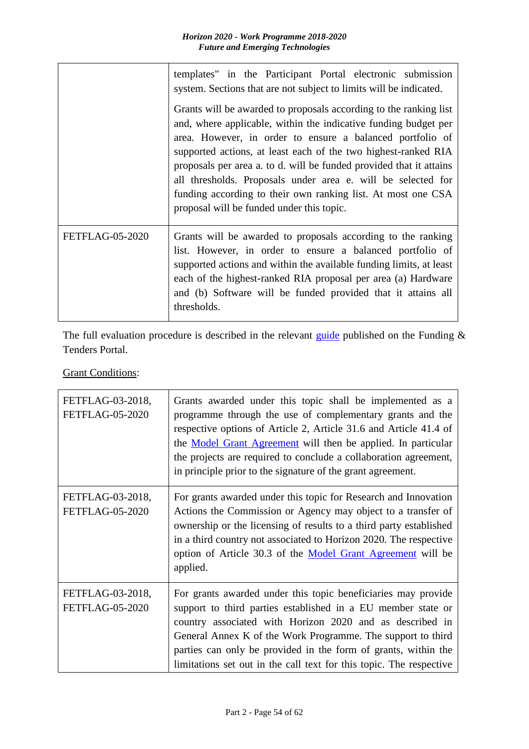| | |
|---|---|
| | templates" in the Participant Portal electronic submission system. Sections that are not subject to limits will be indicated.<br><br>Grants will be awarded to proposals according to the ranking list and, where applicable, within the indicative funding budget per area. However, in order to ensure a balanced portfolio of supported actions, at least each of the two highest-ranked RIA proposals per area a. to d. will be funded provided that it attains all thresholds. Proposals under area e. will be selected for funding according to their own ranking list. At most one CSA proposal will be funded under this topic. |
| FETFLAG-05-2020 | Grants will be awarded to proposals according to the ranking list. However, in order to ensure a balanced portfolio of supported actions and within the available funding limits, at least each of the highest-ranked RIA proposal per area (a) Hardware and (b) Software will be funded provided that it attains all thresholds. |

The full evaluation procedure is described in the relevant guide published on the Funding & Tenders Portal.

Grant Conditions:

| | |
|---|---|
| FETFLAG-03-2018, FETFLAG-05-2020 | Grants awarded under this topic shall be implemented as a programme through the use of complementary grants and the respective options of Article 2, Article 31.6 and Article 41.4 of the Model Grant Agreement will then be applied. In particular the projects are required to conclude a collaboration agreement, in principle prior to the signature of the grant agreement. |
| FETFLAG-03-2018, FETFLAG-05-2020 | For grants awarded under this topic for Research and Innovation Actions the Commission or Agency may object to a transfer of ownership or the licensing of results to a third party established in a third country not associated to Horizon 2020. The respective option of Article 30.3 of the Model Grant Agreement will be applied. |
| FETFLAG-03-2018, FETFLAG-05-2020 | For grants awarded under this topic beneficiaries may provide support to third parties established in a EU member state or country associated with Horizon 2020 and as described in General Annex K of the Work Programme. The support to third parties can only be provided in the form of grants, within the limitations set out in the call text for this topic. The respective |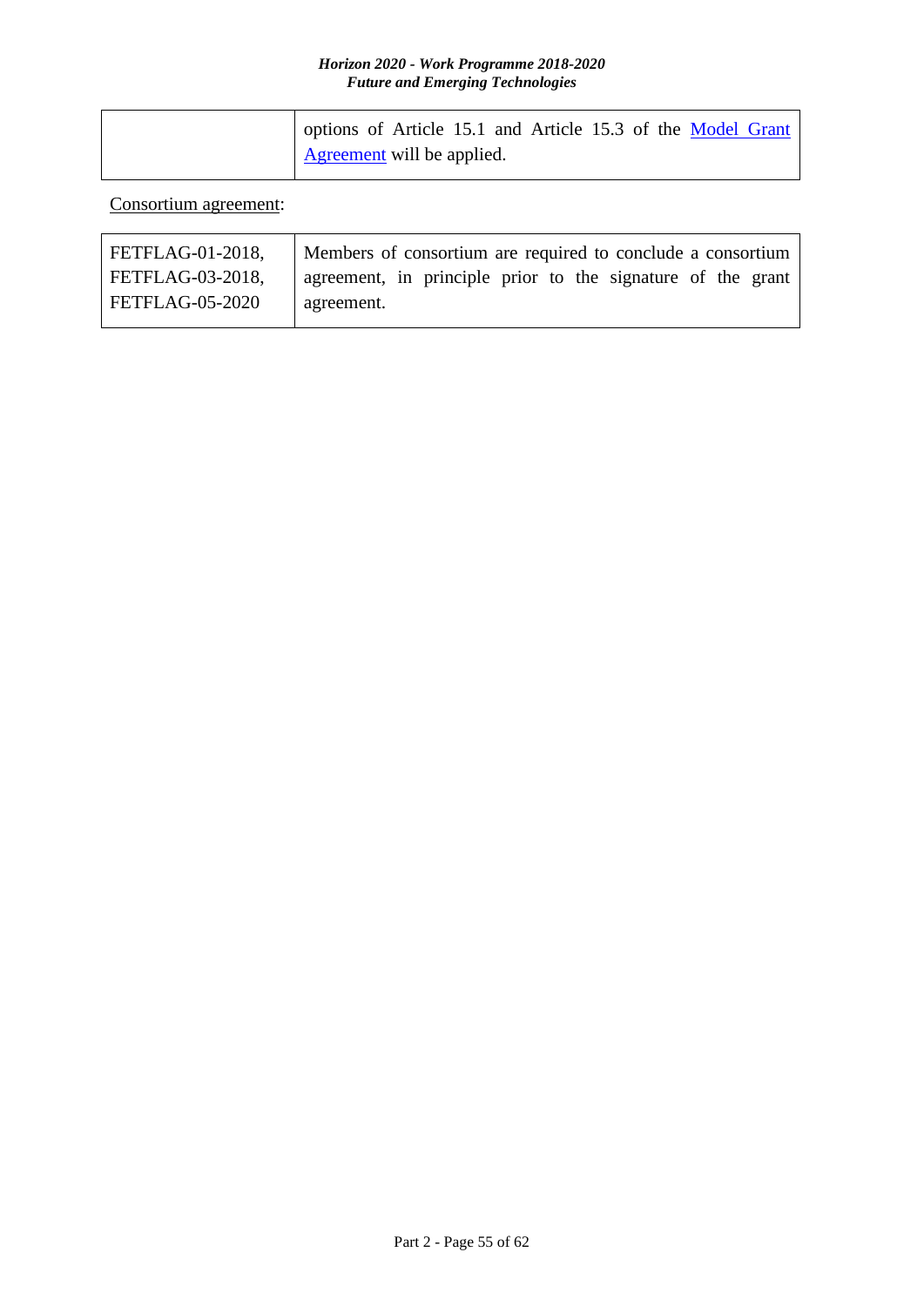| | |
|---|---|
| | options of Article 15.1 and Article 15.3 of the Model Grant Agreement will be applied. |

Consortium agreement:

| | |
|---|---|
| FETFLAG-01-2018, FETFLAG-03-2018, FETFLAG-05-2020 | Members of consortium are required to conclude a consortium agreement, in principle prior to the signature of the grant agreement. |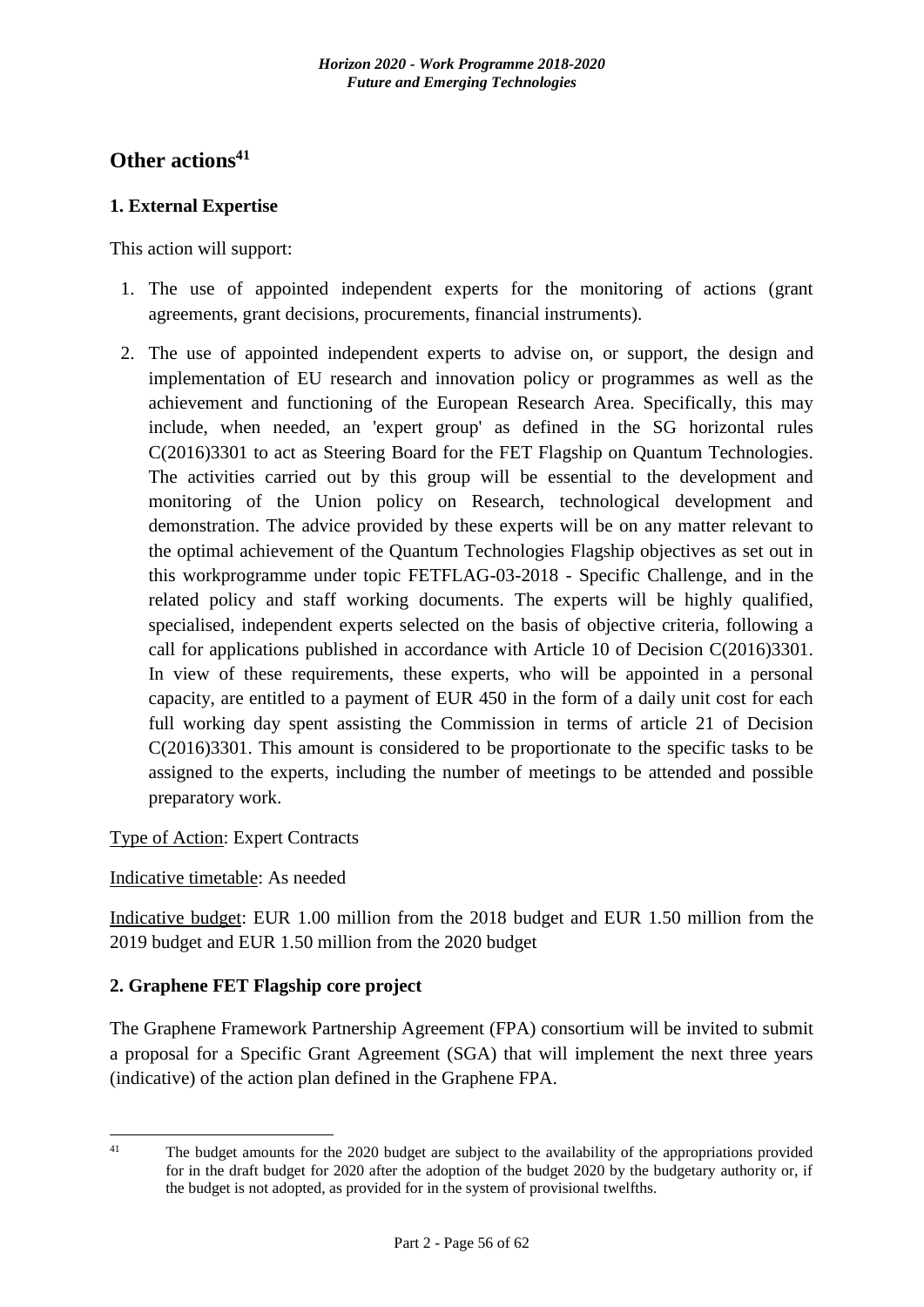## Other actions[41]

### 1. External Expertise

This action will support:

1. The use of appointed independent experts for the monitoring of actions (grant agreements, grant decisions, procurements, financial instruments).
2. The use of appointed independent experts to advise on, or support, the design and implementation of EU research and innovation policy or programmes as well as the achievement and functioning of the European Research Area. Specifically, this may include, when needed, an 'expert group' as defined in the SG horizontal rules C(2016)3301 to act as Steering Board for the FET Flagship on Quantum Technologies. The activities carried out by this group will be essential to the development and monitoring of the Union policy on Research, technological development and demonstration. The advice provided by these experts will be on any matter relevant to the optimal achievement of the Quantum Technologies Flagship objectives as set out in this workprogramme under topic FETFLAG-03-2018 - Specific Challenge, and in the related policy and staff working documents. The experts will be highly qualified, specialised, independent experts selected on the basis of objective criteria, following a call for applications published in accordance with Article 10 of Decision C(2016)3301. In view of these requirements, these experts, who will be appointed in a personal capacity, are entitled to a payment of EUR 450 in the form of a daily unit cost for each full working day spent assisting the Commission in terms of article 21 of Decision C(2016)3301. This amount is considered to be proportionate to the specific tasks to be assigned to the experts, including the number of meetings to be attended and possible preparatory work.

Type of Action: Expert Contracts

Indicative timetable: As needed

Indicative budget: EUR 1.00 million from the 2018 budget and EUR 1.50 million from the 2019 budget and EUR 1.50 million from the 2020 budget

### 2. Graphene FET Flagship core project

The Graphene Framework Partnership Agreement (FPA) consortium will be invited to submit a proposal for a Specific Grant Agreement (SGA) that will implement the next three years (indicative) of the action plan defined in the Graphene FPA.

---

[41] The budget amounts for the 2020 budget are subject to the availability of the appropriations provided for in the draft budget for 2020 after the adoption of the budget 2020 by the budgetary authority or, if the budget is not adopted, as provided for in the system of provisional twelfths.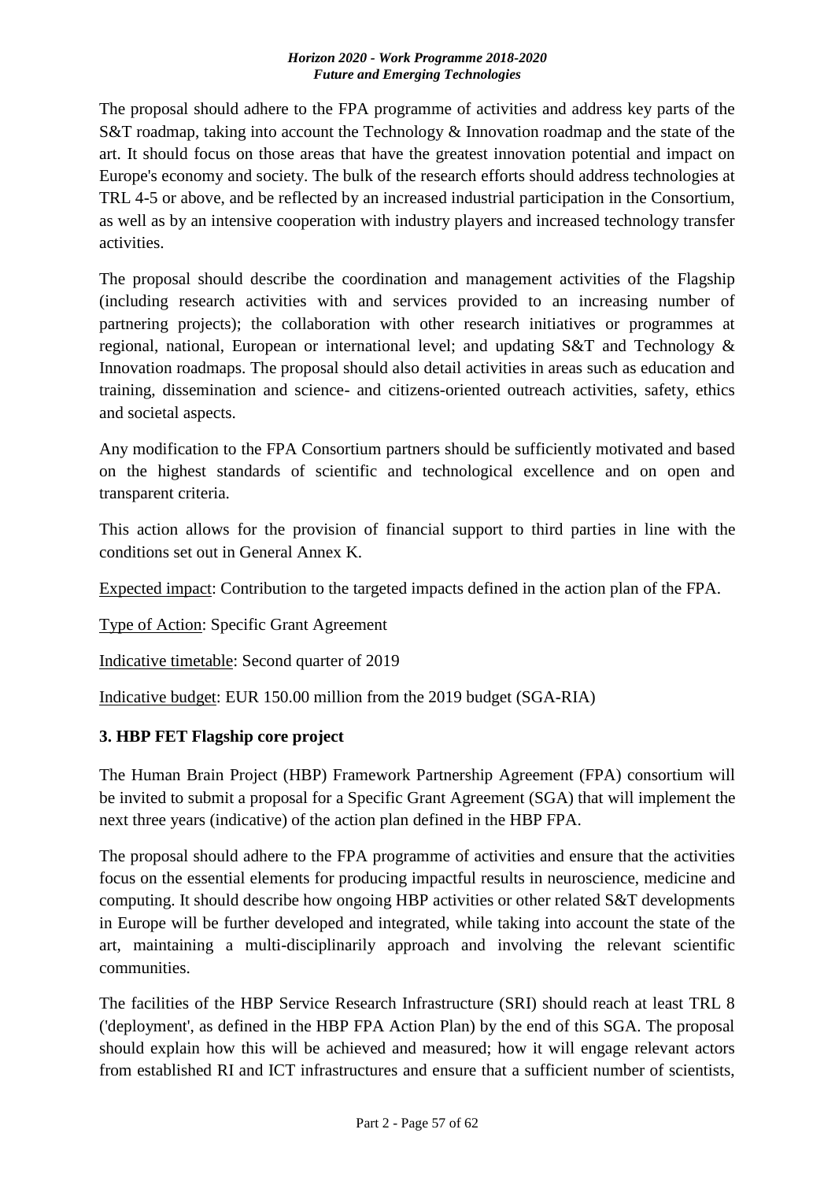The proposal should adhere to the FPA programme of activities and address key parts of the S&T roadmap, taking into account the Technology & Innovation roadmap and the state of the art. It should focus on those areas that have the greatest innovation potential and impact on Europe's economy and society. The bulk of the research efforts should address technologies at TRL 4-5 or above, and be reflected by an increased industrial participation in the Consortium, as well as by an intensive cooperation with industry players and increased technology transfer activities.

The proposal should describe the coordination and management activities of the Flagship (including research activities with and services provided to an increasing number of partnering projects); the collaboration with other research initiatives or programmes at regional, national, European or international level; and updating S&T and Technology & Innovation roadmaps. The proposal should also detail activities in areas such as education and training, dissemination and science- and citizens-oriented outreach activities, safety, ethics and societal aspects.

Any modification to the FPA Consortium partners should be sufficiently motivated and based on the highest standards of scientific and technological excellence and on open and transparent criteria.

This action allows for the provision of financial support to third parties in line with the conditions set out in General Annex K.

Expected impact: Contribution to the targeted impacts defined in the action plan of the FPA.

Type of Action: Specific Grant Agreement

Indicative timetable: Second quarter of 2019

Indicative budget: EUR 150.00 million from the 2019 budget (SGA-RIA)

### 3. HBP FET Flagship core project

The Human Brain Project (HBP) Framework Partnership Agreement (FPA) consortium will be invited to submit a proposal for a Specific Grant Agreement (SGA) that will implement the next three years (indicative) of the action plan defined in the HBP FPA.

The proposal should adhere to the FPA programme of activities and ensure that the activities focus on the essential elements for producing impactful results in neuroscience, medicine and computing. It should describe how ongoing HBP activities or other related S&T developments in Europe will be further developed and integrated, while taking into account the state of the art, maintaining a multi-disciplinarily approach and involving the relevant scientific communities.

The facilities of the HBP Service Research Infrastructure (SRI) should reach at least TRL 8 ('deployment', as defined in the HBP FPA Action Plan) by the end of this SGA. The proposal should explain how this will be achieved and measured; how it will engage relevant actors from established RI and ICT infrastructures and ensure that a sufficient number of scientists,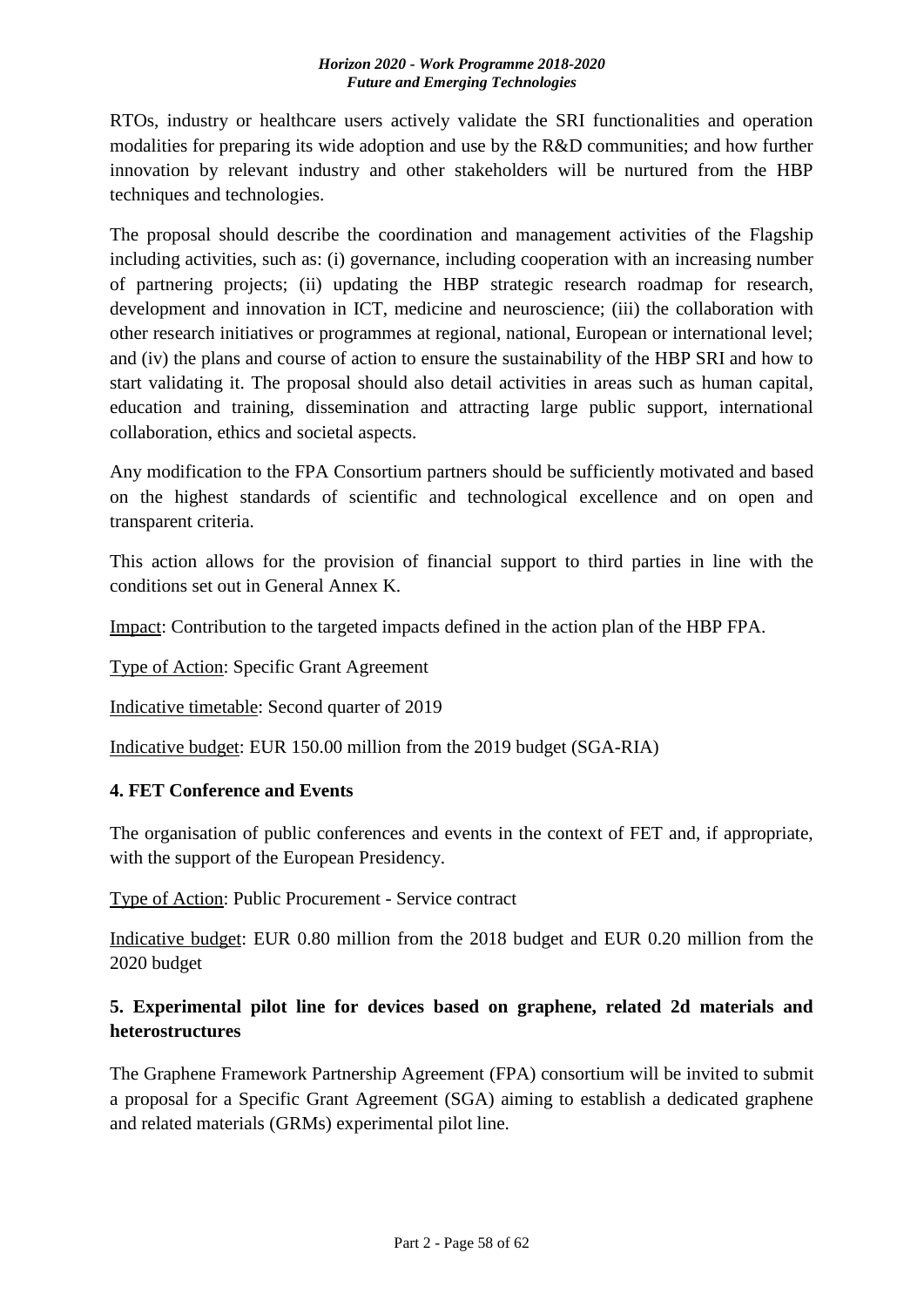RTOs, industry or healthcare users actively validate the SRI functionalities and operation modalities for preparing its wide adoption and use by the R&D communities; and how further innovation by relevant industry and other stakeholders will be nurtured from the HBP techniques and technologies.

The proposal should describe the coordination and management activities of the Flagship including activities, such as: (i) governance, including cooperation with an increasing number of partnering projects; (ii) updating the HBP strategic research roadmap for research, development and innovation in ICT, medicine and neuroscience; (iii) the collaboration with other research initiatives or programmes at regional, national, European or international level; and (iv) the plans and course of action to ensure the sustainability of the HBP SRI and how to start validating it. The proposal should also detail activities in areas such as human capital, education and training, dissemination and attracting large public support, international collaboration, ethics and societal aspects.

Any modification to the FPA Consortium partners should be sufficiently motivated and based on the highest standards of scientific and technological excellence and on open and transparent criteria.

This action allows for the provision of financial support to third parties in line with the conditions set out in General Annex K.

Impact: Contribution to the targeted impacts defined in the action plan of the HBP FPA.

Type of Action: Specific Grant Agreement

Indicative timetable: Second quarter of 2019

Indicative budget: EUR 150.00 million from the 2019 budget (SGA-RIA)

### 4. FET Conference and Events

The organisation of public conferences and events in the context of FET and, if appropriate, with the support of the European Presidency.

Type of Action: Public Procurement - Service contract

Indicative budget: EUR 0.80 million from the 2018 budget and EUR 0.20 million from the 2020 budget

### 5. Experimental pilot line for devices based on graphene, related 2d materials and heterostructures

The Graphene Framework Partnership Agreement (FPA) consortium will be invited to submit a proposal for a Specific Grant Agreement (SGA) aiming to establish a dedicated graphene and related materials (GRMs) experimental pilot line.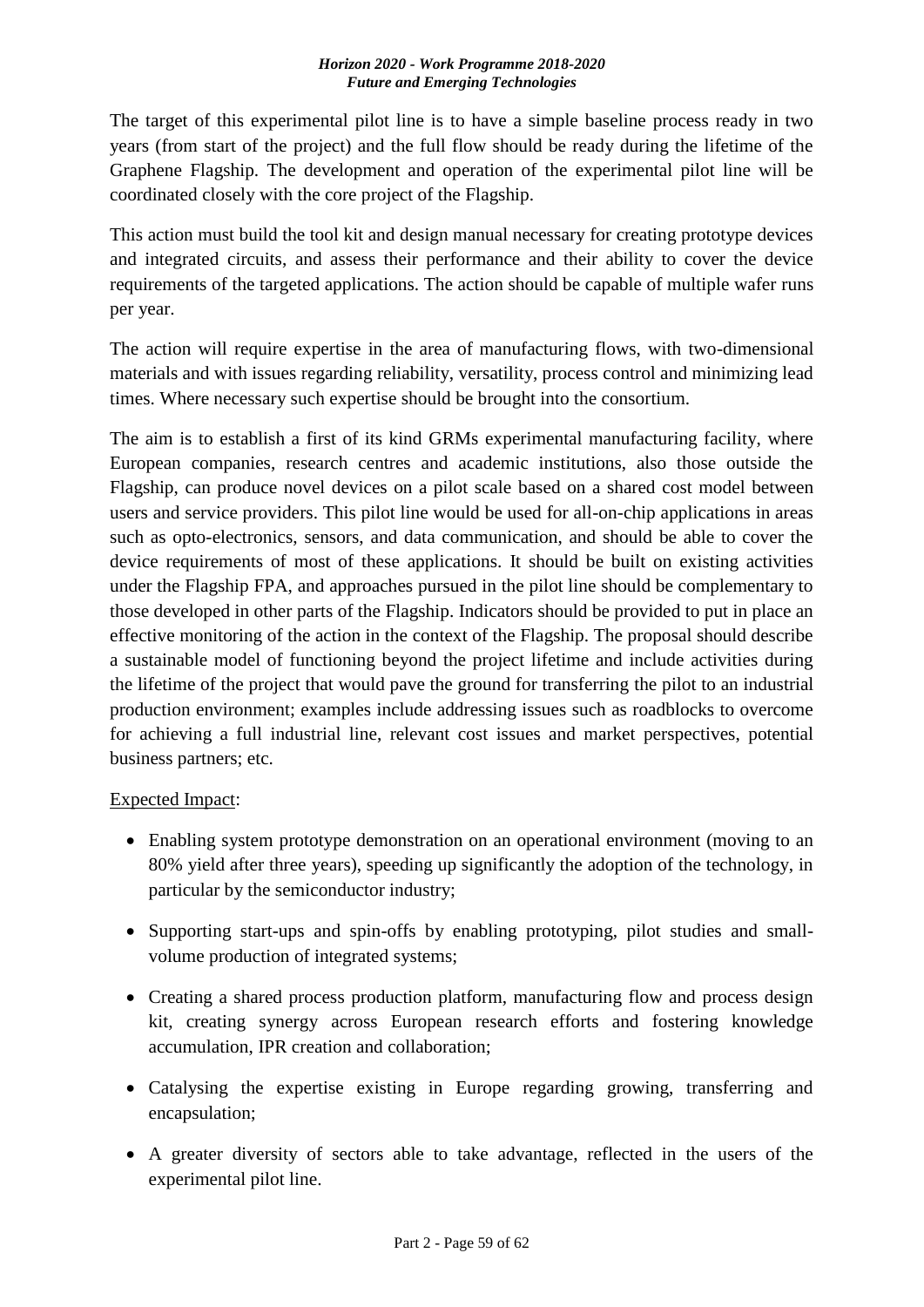The target of this experimental pilot line is to have a simple baseline process ready in two years (from start of the project) and the full flow should be ready during the lifetime of the Graphene Flagship. The development and operation of the experimental pilot line will be coordinated closely with the core project of the Flagship.

This action must build the tool kit and design manual necessary for creating prototype devices and integrated circuits, and assess their performance and their ability to cover the device requirements of the targeted applications. The action should be capable of multiple wafer runs per year.

The action will require expertise in the area of manufacturing flows, with two-dimensional materials and with issues regarding reliability, versatility, process control and minimizing lead times. Where necessary such expertise should be brought into the consortium.

The aim is to establish a first of its kind GRMs experimental manufacturing facility, where European companies, research centres and academic institutions, also those outside the Flagship, can produce novel devices on a pilot scale based on a shared cost model between users and service providers. This pilot line would be used for all-on-chip applications in areas such as opto-electronics, sensors, and data communication, and should be able to cover the device requirements of most of these applications. It should be built on existing activities under the Flagship FPA, and approaches pursued in the pilot line should be complementary to those developed in other parts of the Flagship. Indicators should be provided to put in place an effective monitoring of the action in the context of the Flagship. The proposal should describe a sustainable model of functioning beyond the project lifetime and include activities during the lifetime of the project that would pave the ground for transferring the pilot to an industrial production environment; examples include addressing issues such as roadblocks to overcome for achieving a full industrial line, relevant cost issues and market perspectives, potential business partners; etc.

Expected Impact:

- Enabling system prototype demonstration on an operational environment (moving to an 80% yield after three years), speeding up significantly the adoption of the technology, in particular by the semiconductor industry;
- Supporting start-ups and spin-offs by enabling prototyping, pilot studies and small-volume production of integrated systems;
- Creating a shared process production platform, manufacturing flow and process design kit, creating synergy across European research efforts and fostering knowledge accumulation, IPR creation and collaboration;
- Catalysing the expertise existing in Europe regarding growing, transferring and encapsulation;
- A greater diversity of sectors able to take advantage, reflected in the users of the experimental pilot line.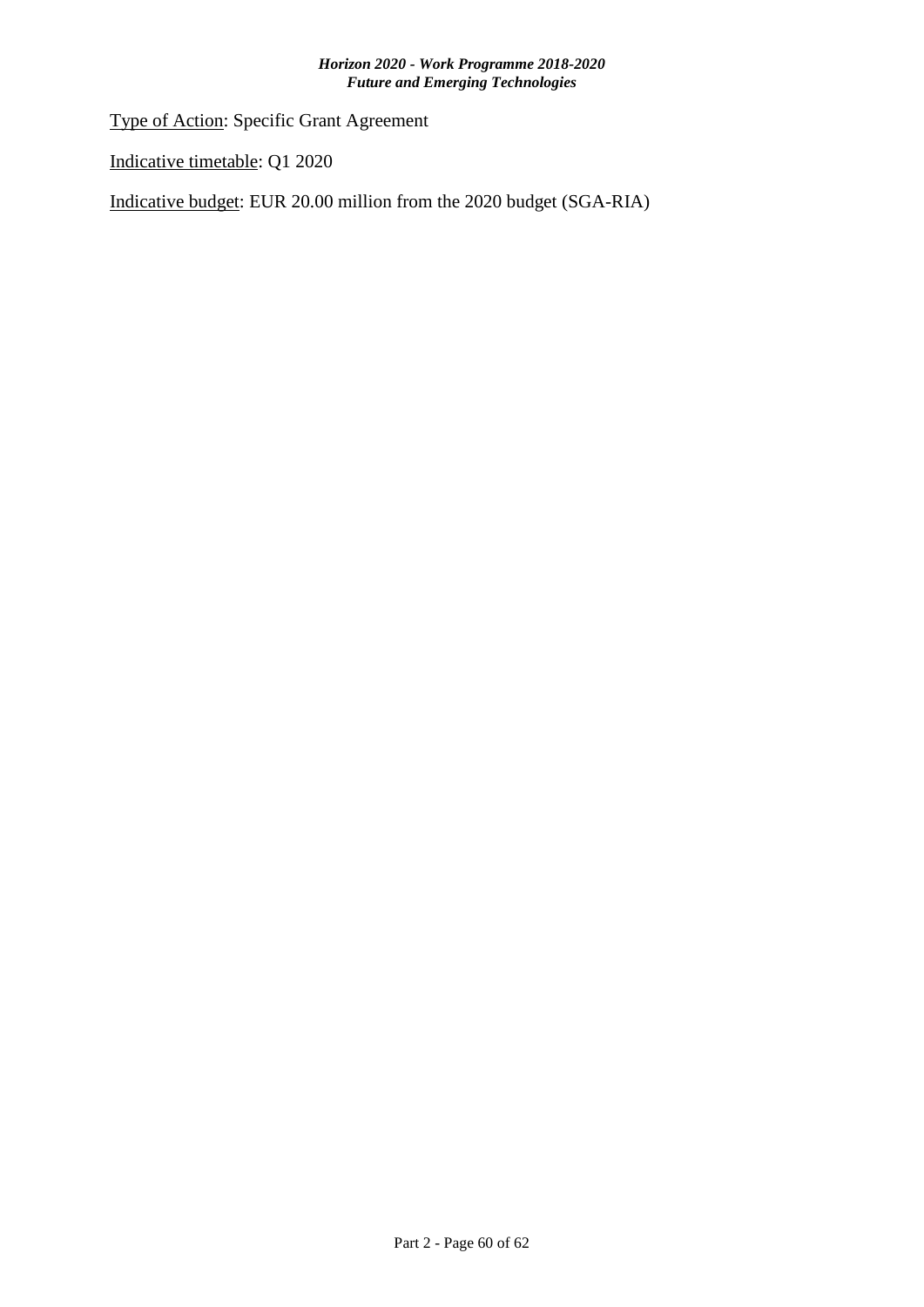Type of Action: Specific Grant Agreement

Indicative timetable: Q1 2020

Indicative budget: EUR 20.00 million from the 2020 budget (SGA-RIA)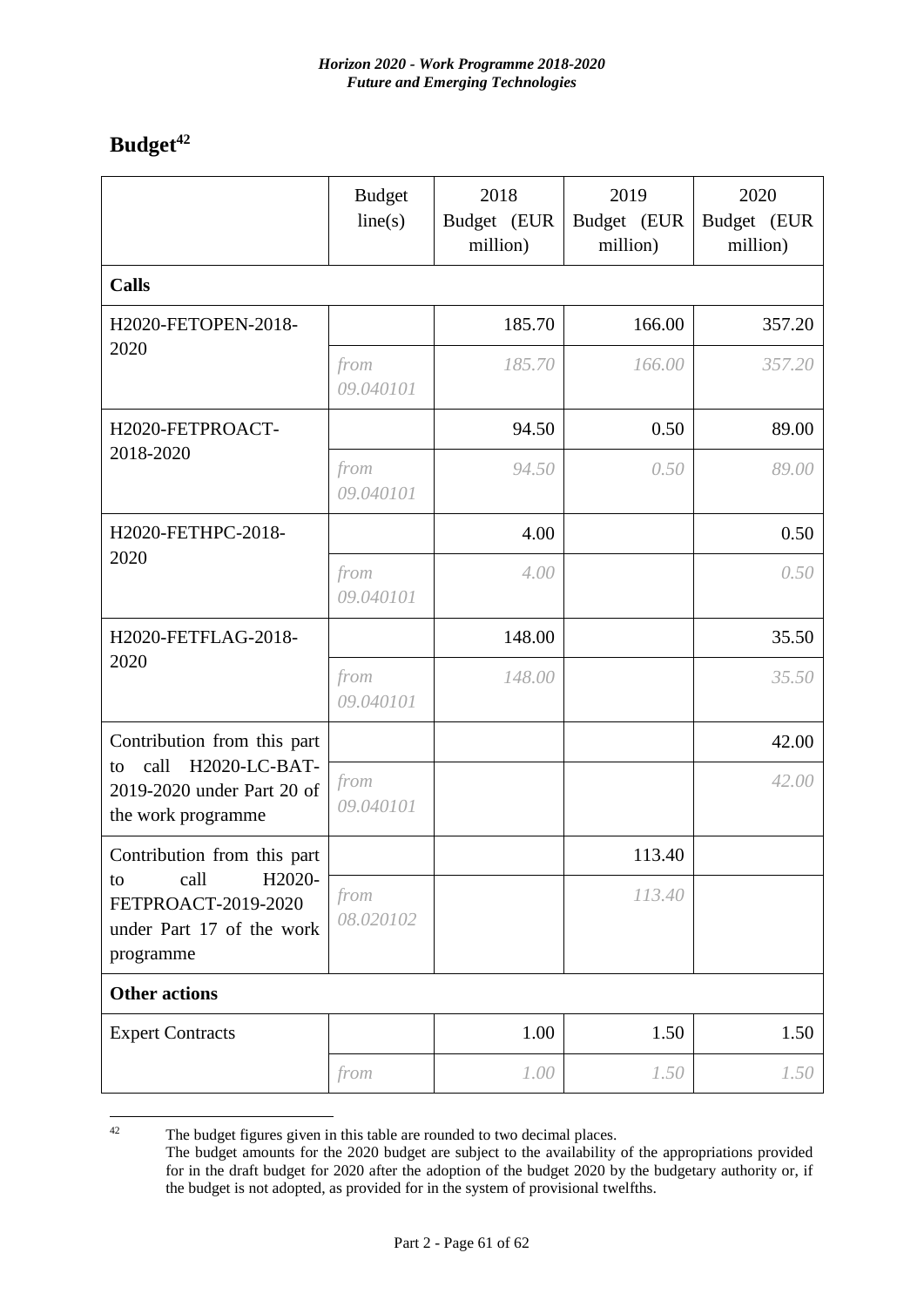## Budget[42]

| | Budget line(s) | 2018 Budget (EUR million) | 2019 Budget (EUR million) | 2020 Budget (EUR million) |
|---|---|---|---|---|
| **Calls** | | | | |
| H2020-FETOPEN-2018-2020 | | 185.70 | 166.00 | 357.20 |
| | *from 09.040101* | *185.70* | *166.00* | *357.20* |
| H2020-FETPROACT-2018-2020 | | 94.50 | 0.50 | 89.00 |
| | *from 09.040101* | *94.50* | *0.50* | *89.00* |
| H2020-FETHPC-2018-2020 | | 4.00 | | 0.50 |
| | *from 09.040101* | *4.00* | | *0.50* |
| H2020-FETFLAG-2018-2020 | | 148.00 | | 35.50 |
| | *from 09.040101* | *148.00* | | *35.50* |
| Contribution from this part to call H2020-LC-BAT-2019-2020 under Part 20 of the work programme | | | | 42.00 |
| | *from 09.040101* | | | *42.00* |
| Contribution from this part to call H2020-FETPROACT-2019-2020 under Part 17 of the work programme | | | 113.40 | |
| | *from 08.020102* | | *113.40* | |
| **Other actions** | | | | |
| Expert Contracts | | 1.00 | 1.50 | 1.50 |
| | *from* | *1.00* | *1.50* | *1.50* |

[42] The budget figures given in this table are rounded to two decimal places.
The budget amounts for the 2020 budget are subject to the availability of the appropriations provided for in the draft budget for 2020 after the adoption of the budget 2020 by the budgetary authority or, if the budget is not adopted, as provided for in the system of provisional twelfths.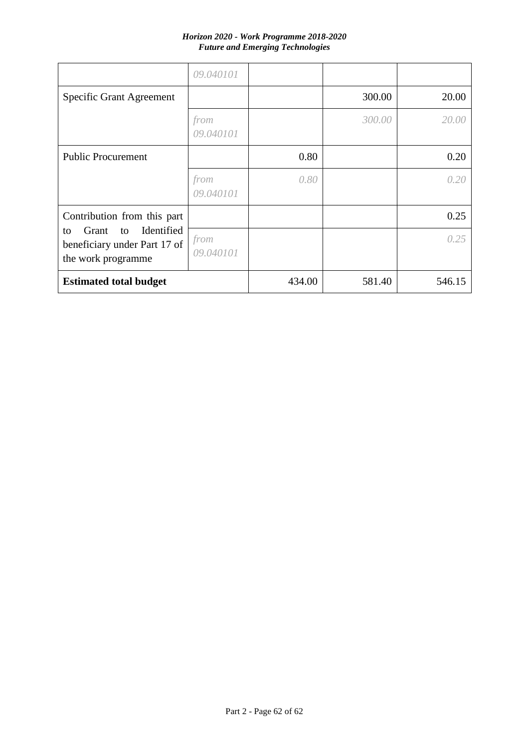| | | | | |
|---|---|---|---|---|
| | *09.040101* | | | |
| Specific Grant Agreement | | | 300.00 | 20.00 |
| | *from 09.040101* | | *300.00* | *20.00* |
| Public Procurement | | 0.80 | | 0.20 |
| | *from 09.040101* | *0.80* | | *0.20* |
| Contribution from this part to Grant to Identified beneficiary under Part 17 of the work programme | | | | 0.25 |
| | *from 09.040101* | | | *0.25* |
| **Estimated total budget** | | 434.00 | 581.40 | 546.15 |